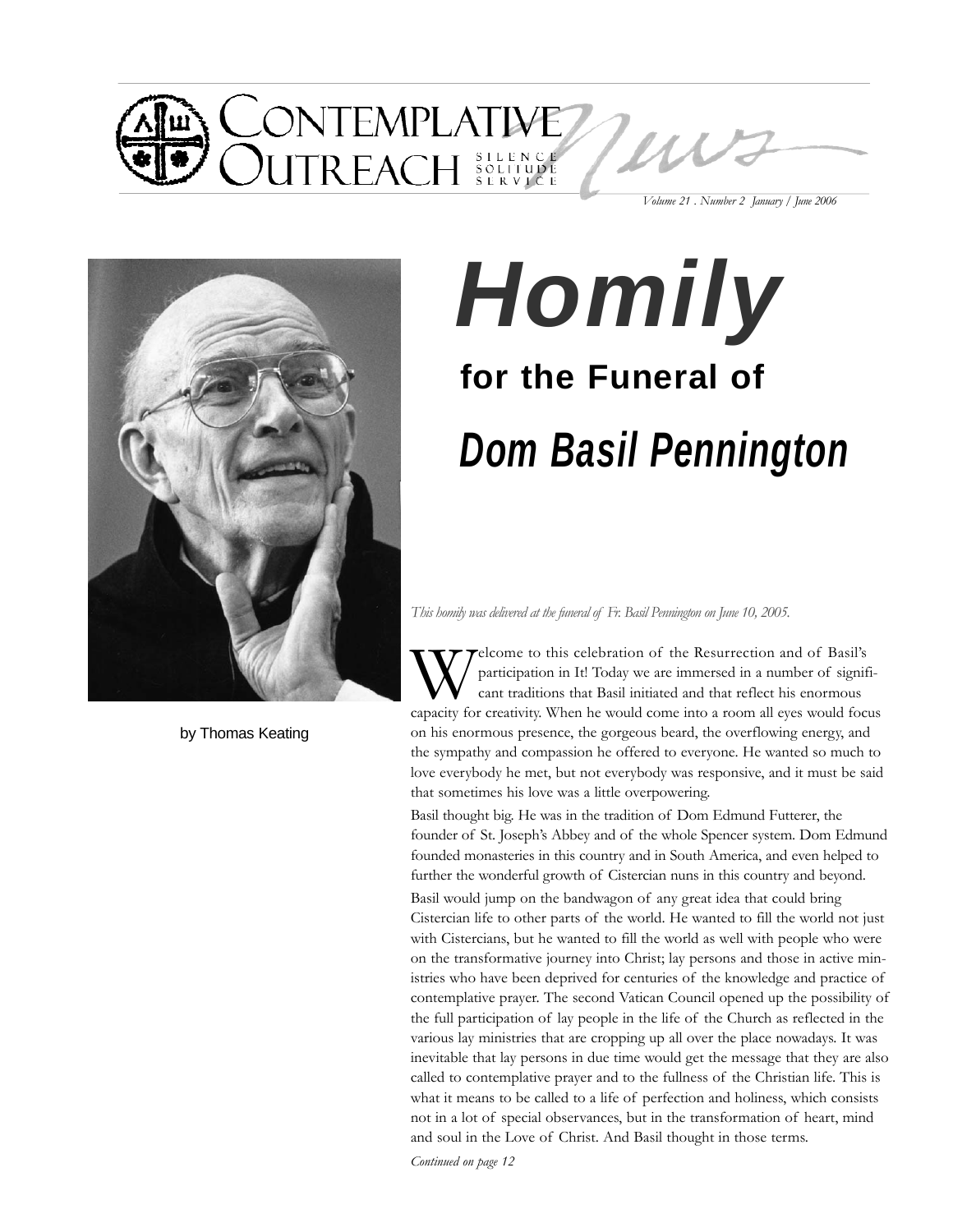# Homily

## for the Funeral of

## *Dom Basil Pennington*

by Thomas Keating

*This homily was delivered at the funeral of Fr. Basil Pennington on June 10, 2005.*

Welcome to this celebration of the Resurrection and of Basil's participation in It! Today we are immersed in a number of significant traditions that Basil initiated and that reflect his enormous capacity for creativity. When he would come into a room all eyes would focus on his enormous presence, the gorgeous beard, the overflowing energy, and the sympathy and compassion he offered to everyone. He wanted so much to love everybody he met, but not everybody was responsive, and it must be said that sometimes his love was a little overpowering.

Basil thought big. He was in the tradition of Dom Edmund Futterer, the founder of St. Joseph's Abbey and of the whole Spencer system. Dom Edmund founded monasteries in this country and in South America, and even helped to further the wonderful growth of Cistercian nuns in this country and beyond.

Basil would jump on the bandwagon of any great idea that could bring Cistercian life to other parts of the world. He wanted to fill the world not just with Cistercians, but he wanted to fill the world as well with people who were on the transformative journey into Christ; lay persons and those in active ministries who have been deprived for centuries of the knowledge and practice of contemplative prayer. The second Vatican Council opened up the possibility of the full participation of lay people in the life of the Church as reflected in the various lay ministries that are cropping up all over the place nowadays. It was inevitable that lay persons in due time would get the message that they are also called to contemplative prayer and to the fullness of the Christian life. This is what it means to be called to a life of perfection and holiness, which consists not in a lot of special observances, but in the transformation of heart, mind and soul in the Love of Christ. And Basil thought in those terms.

*Continued on page 12*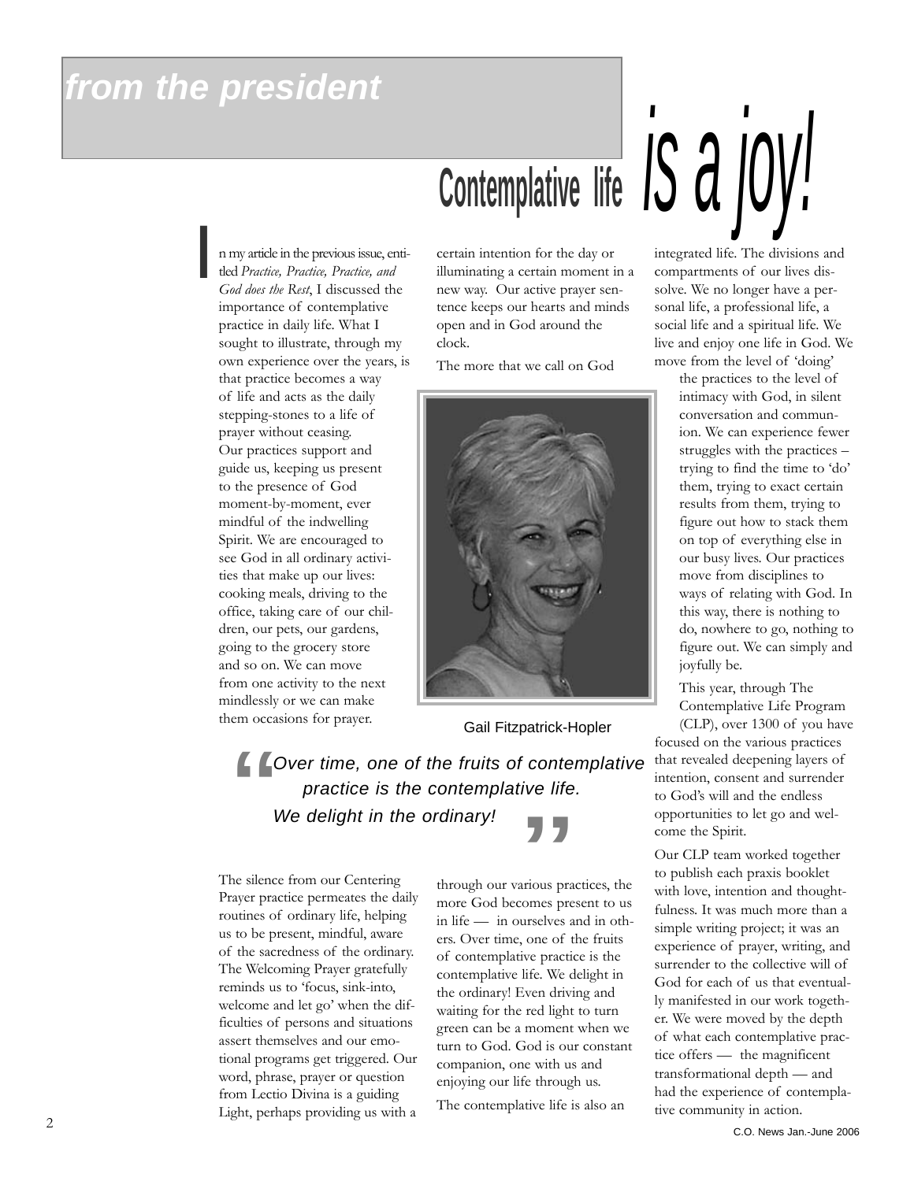## from the president

# Contemplative life *is a joy!*

In my article in the previous issue, entitled *Practice, Practice, Practice, and God does the Rest*, I discussed the importance of contemplative practice in daily life. What I sought to illustrate, through my own experience over the years, is that practice becomes a way of life and acts as the daily stepping-stones to a life of prayer without ceasing. Our practices support and guide us, keeping us present to the presence of God moment-by-moment, ever mindful of the indwelling Spirit. We are encouraged to see God in all ordinary activities that make up our lives: cooking meals, driving to the office, taking care of our children, our pets, our gardens, going to the grocery store and so on. We can move from one activity to the next mindlessly or we can make them occasions for prayer.

The silence from our Centering Prayer practice permeates the daily routines of ordinary life, helping us to be present, mindful, aware of the sacredness of the ordinary. The Welcoming Prayer gratefully reminds us to 'focus, sink-into, welcome and let go' when the difficulties of persons and situations assert themselves and our emotional programs get triggered. Our word, phrase, prayer or question from Lectio Divina is a guiding Light, perhaps providing us with a certain intention for the day or illuminating a certain moment in a new way. Our active prayer sentence keeps our hearts and minds open and in God around the clock.

The more that we call on God through our various practices, the more God becomes present to us in life — in ourselves and in others. Over time, one of the fruits of contemplative practice is the contemplative life. We delight in the ordinary! Even driving and waiting for the red light to turn green can be a moment when we turn to God. God is our constant companion, one with us and enjoying our life through us.

Gail Fitzpatrick-Hopler

> "Over time, one of the fruits of contemplative practice is the contemplative life. We delight in the ordinary!"

The contemplative life is also an integrated life. The divisions and compartments of our lives dissolve. We no longer have a personal life, a professional life, a social life and a spiritual life. We live and enjoy one life in God. We move from the level of 'doing' the practices to the level of intimacy with God, in silent conversation and communion. We can experience fewer struggles with the practices – trying to find the time to 'do' them, trying to exact certain results from them, trying to figure out how to stack them on top of everything else in our busy lives. Our practices move from disciplines to ways of relating with God. In this way, there is nothing to do, nowhere to go, nothing to figure out. We can simply and joyfully be.

This year, through The Contemplative Life Program (CLP), over 1300 of you have focused on the various practices that revealed deepening layers of intention, consent and surrender to God's will and the endless opportunities to let go and welcome the Spirit.

Our CLP team worked together to publish each praxis booklet with love, intention and thoughtfulness. It was much more than a simple writing project; it was an experience of prayer, writing, and surrender to the collective will of God for each of us that eventually manifested in our work together. We were moved by the depth of what each contemplative practice offers — the magnificent transformational depth — and had the experience of contemplative community in action.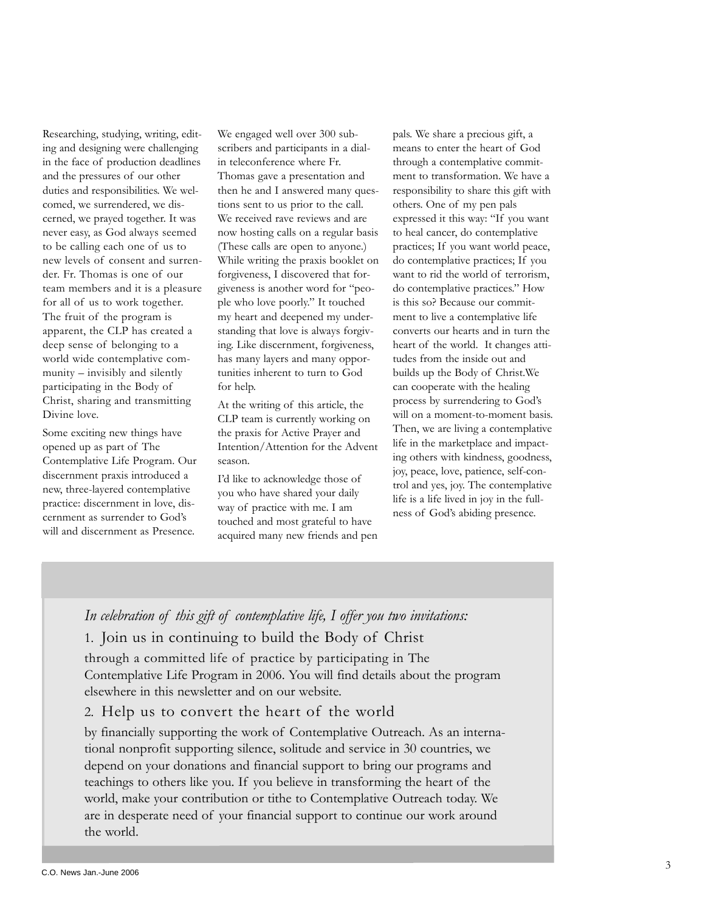Researching, studying, writing, editing and designing were challenging in the face of production deadlines and the pressures of our other duties and responsibilities. We welcomed, we surrendered, we discerned, we prayed together. It was never easy, as God always seemed to be calling each one of us to new levels of consent and surrender. Fr. Thomas is one of our team members and it is a pleasure for all of us to work together. The fruit of the program is apparent, the CLP has created a deep sense of belonging to a world wide contemplative community – invisibly and silently participating in the Body of Christ, sharing and transmitting Divine love.

Some exciting new things have opened up as part of The Contemplative Life Program. Our discernment praxis introduced a new, three-layered contemplative practice: discernment in love, discernment as surrender to God's will and discernment as Presence.

We engaged well over 300 subscribers and participants in a dial-in teleconference where Fr. Thomas gave a presentation and then he and I answered many questions sent to us prior to the call. We received rave reviews and are now hosting calls on a regular basis (These calls are open to anyone.) While writing the praxis booklet on forgiveness, I discovered that forgiveness is another word for "people who love poorly." It touched my heart and deepened my understanding that love is always forgiving. Like discernment, forgiveness, has many layers and many opportunities inherent to turn to God for help.

At the writing of this article, the CLP team is currently working on the praxis for Active Prayer and Intention/Attention for the Advent season.

I'd like to acknowledge those of you who have shared your daily way of practice with me. I am touched and most grateful to have acquired many new friends and pen pals. We share a precious gift, a means to enter the heart of God through a contemplative commitment to transformation. We have a responsibility to share this gift with others. One of my pen pals expressed it this way: "If you want to heal cancer, do contemplative practices; If you want world peace, do contemplative practices; If you want to rid the world of terrorism, do contemplative practices." How is this so? Because our commitment to live a contemplative life converts our hearts and in turn the heart of the world. It changes attitudes from the inside out and builds up the Body of Christ.We can cooperate with the healing process by surrendering to God's will on a moment-to-moment basis. Then, we are living a contemplative life in the marketplace and impacting others with kindness, goodness, joy, peace, love, patience, self-control and yes, joy. The contemplative life is a life lived in joy in the fullness of God's abiding presence.

*In celebration of this gift of contemplative life, I offer you two invitations:*

1. Join us in continuing to build the Body of Christ

through a committed life of practice by participating in The Contemplative Life Program in 2006. You will find details about the program elsewhere in this newsletter and on our website.

2. Help us to convert the heart of the world

by financially supporting the work of Contemplative Outreach. As an international nonprofit supporting silence, solitude and service in 30 countries, we depend on your donations and financial support to bring our programs and teachings to others like you. If you believe in transforming the heart of the world, make your contribution or tithe to Contemplative Outreach today. We are in desperate need of your financial support to continue our work around the world.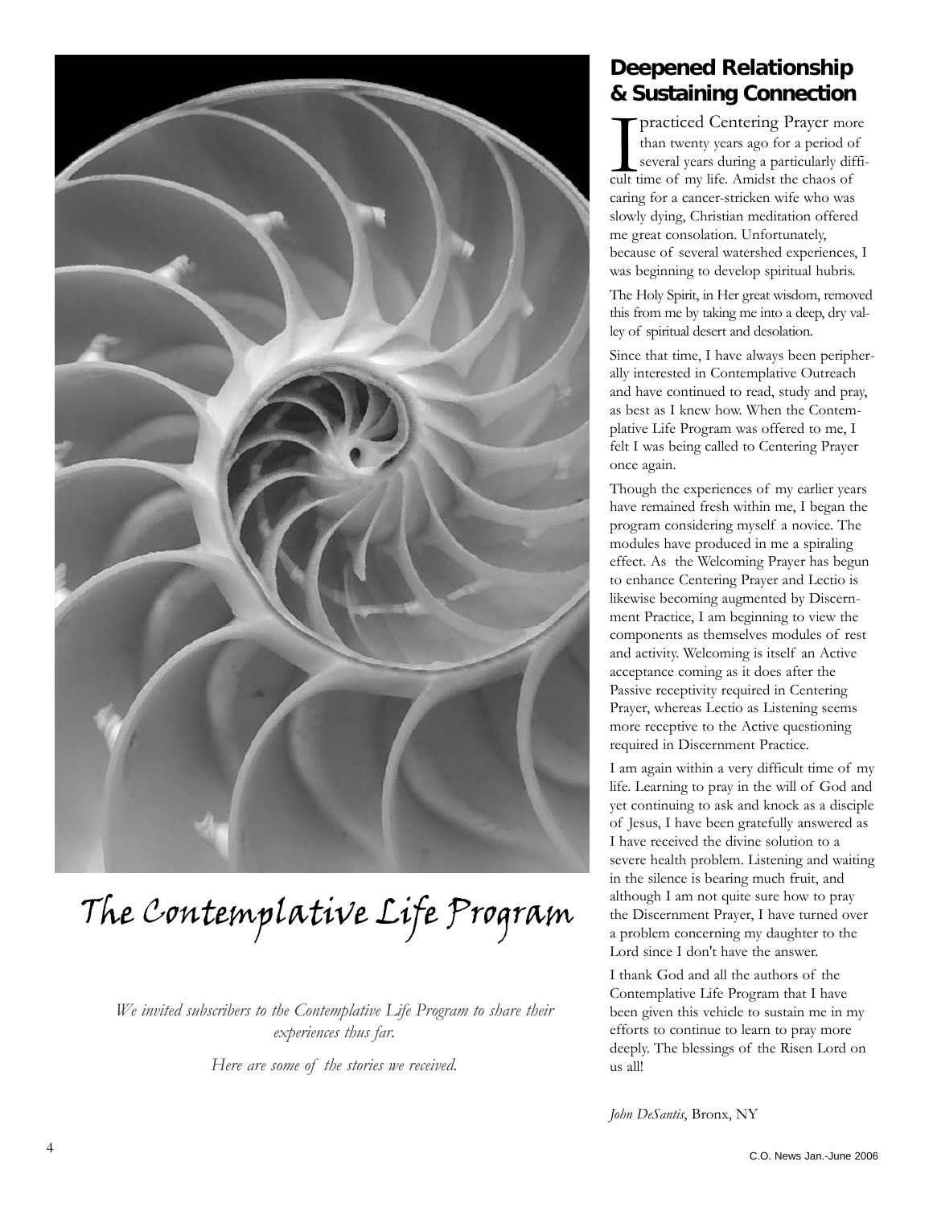# The Contemplative Life Program

*We invited subscribers to the Contemplative Life Program to share their experiences thus far.*

*Here are some of the stories we received.*

## Deepened Relationship & Sustaining Connection

I practiced Centering Prayer more than twenty years ago for a period of several years during a particularly difficult time of my life. Amidst the chaos of caring for a cancer-stricken wife who was slowly dying, Christian meditation offered me great consolation. Unfortunately, because of several watershed experiences, I was beginning to develop spiritual hubris.

The Holy Spirit, in Her great wisdom, removed this from me by taking me into a deep, dry valley of spiritual desert and desolation.

Since that time, I have always been peripherally interested in Contemplative Outreach and have continued to read, study and pray, as best as I knew how. When the Contemplative Life Program was offered to me, I felt I was being called to Centering Prayer once again.

Though the experiences of my earlier years have remained fresh within me, I began the program considering myself a novice. The modules have produced in me a spiraling effect. As the Welcoming Prayer has begun to enhance Centering Prayer and Lectio is likewise becoming augmented by Discernment Practice, I am beginning to view the components as themselves modules of rest and activity. Welcoming is itself an Active acceptance coming as it does after the Passive receptivity required in Centering Prayer, whereas Lectio as Listening seems more receptive to the Active questioning required in Discernment Practice.

I am again within a very difficult time of my life. Learning to pray in the will of God and yet continuing to ask and knock as a disciple of Jesus, I have been gratefully answered as I have received the divine solution to a severe health problem. Listening and waiting in the silence is bearing much fruit, and although I am not quite sure how to pray the Discernment Prayer, I have turned over a problem concerning my daughter to the Lord since I don't have the answer.

I thank God and all the authors of the Contemplative Life Program that I have been given this vehicle to sustain me in my efforts to continue to learn to pray more deeply. The blessings of the Risen Lord on us all!

*John DeSantis*, Bronx, NY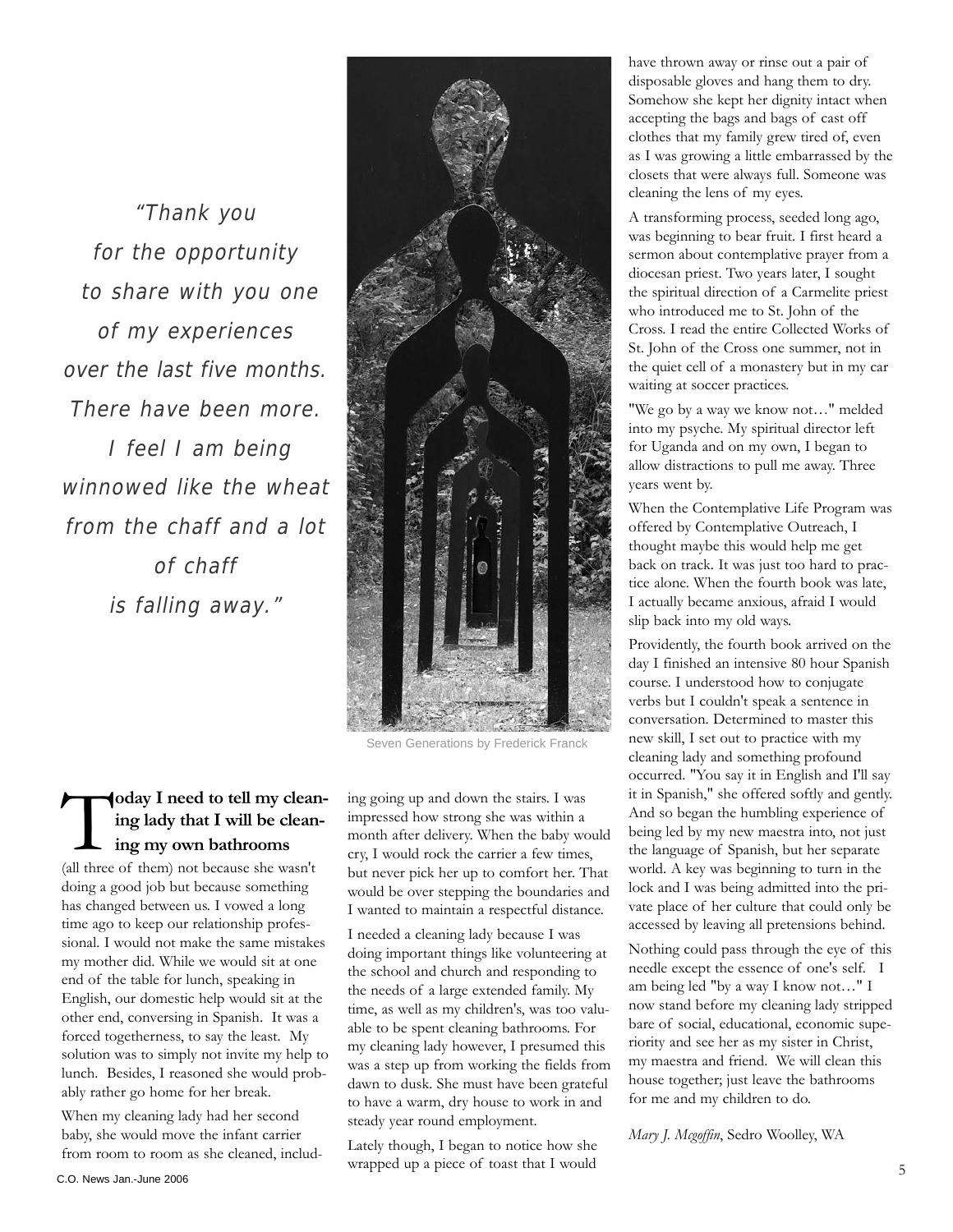*"Thank you for the opportunity to share with you one of my experiences over the last five months. There have been more. I feel I am being winnowed like the wheat from the chaff and a lot of chaff is falling away."*

Seven Generations by Frederick Franck

**Today I need to tell my cleaning lady that I will be cleaning my own bathrooms** (all three of them) not because she wasn't doing a good job but because something has changed between us. I vowed a long time ago to keep our relationship professional. I would not make the same mistakes my mother did. While we would sit at one end of the table for lunch, speaking in English, our domestic help would sit at the other end, conversing in Spanish. It was a forced togetherness, to say the least. My solution was to simply not invite my help to lunch. Besides, I reasoned she would probably rather go home for her break.

When my cleaning lady had her second baby, she would move the infant carrier from room to room as she cleaned, including going up and down the stairs. I was impressed how strong she was within a month after delivery. When the baby would cry, I would rock the carrier a few times, but never pick her up to comfort her. That would be over stepping the boundaries and I wanted to maintain a respectful distance.

I needed a cleaning lady because I was doing important things like volunteering at the school and church and responding to the needs of a large extended family. My time, as well as my children's, was too valuable to be spent cleaning bathrooms. For my cleaning lady however, I presumed this was a step up from working the fields from dawn to dusk. She must have been grateful to have a warm, dry house to work in and steady year round employment.

Lately though, I began to notice how she wrapped up a piece of toast that I would have thrown away or rinse out a pair of disposable gloves and hang them to dry. Somehow she kept her dignity intact when accepting the bags and bags of cast off clothes that my family grew tired of, even as I was growing a little embarrassed by the closets that were always full. Someone was cleaning the lens of my eyes.

A transforming process, seeded long ago, was beginning to bear fruit. I first heard a sermon about contemplative prayer from a diocesan priest. Two years later, I sought the spiritual direction of a Carmelite priest who introduced me to St. John of the Cross. I read the entire Collected Works of St. John of the Cross one summer, not in the quiet cell of a monastery but in my car waiting at soccer practices.

"We go by a way we know not…" melded into my psyche. My spiritual director left for Uganda and on my own, I began to allow distractions to pull me away. Three years went by.

When the Contemplative Life Program was offered by Contemplative Outreach, I thought maybe this would help me get back on track. It was just too hard to practice alone. When the fourth book was late, I actually became anxious, afraid I would slip back into my old ways.

Providently, the fourth book arrived on the day I finished an intensive 80 hour Spanish course. I understood how to conjugate verbs but I couldn't speak a sentence in conversation. Determined to master this new skill, I set out to practice with my cleaning lady and something profound occurred. "You say it in English and I'll say it in Spanish," she offered softly and gently. And so began the humbling experience of being led by my new maestra into, not just the language of Spanish, but her separate world. A key was beginning to turn in the lock and I was being admitted into the private place of her culture that could only be accessed by leaving all pretensions behind.

Nothing could pass through the eye of this needle except the essence of one's self. I am being led "by a way I know not…" I now stand before my cleaning lady stripped bare of social, educational, economic superiority and see her as my sister in Christ, my maestra and friend. We will clean this house together; just leave the bathrooms for me and my children to do.

*Mary J. Mcgoffin*, Sedro Woolley, WA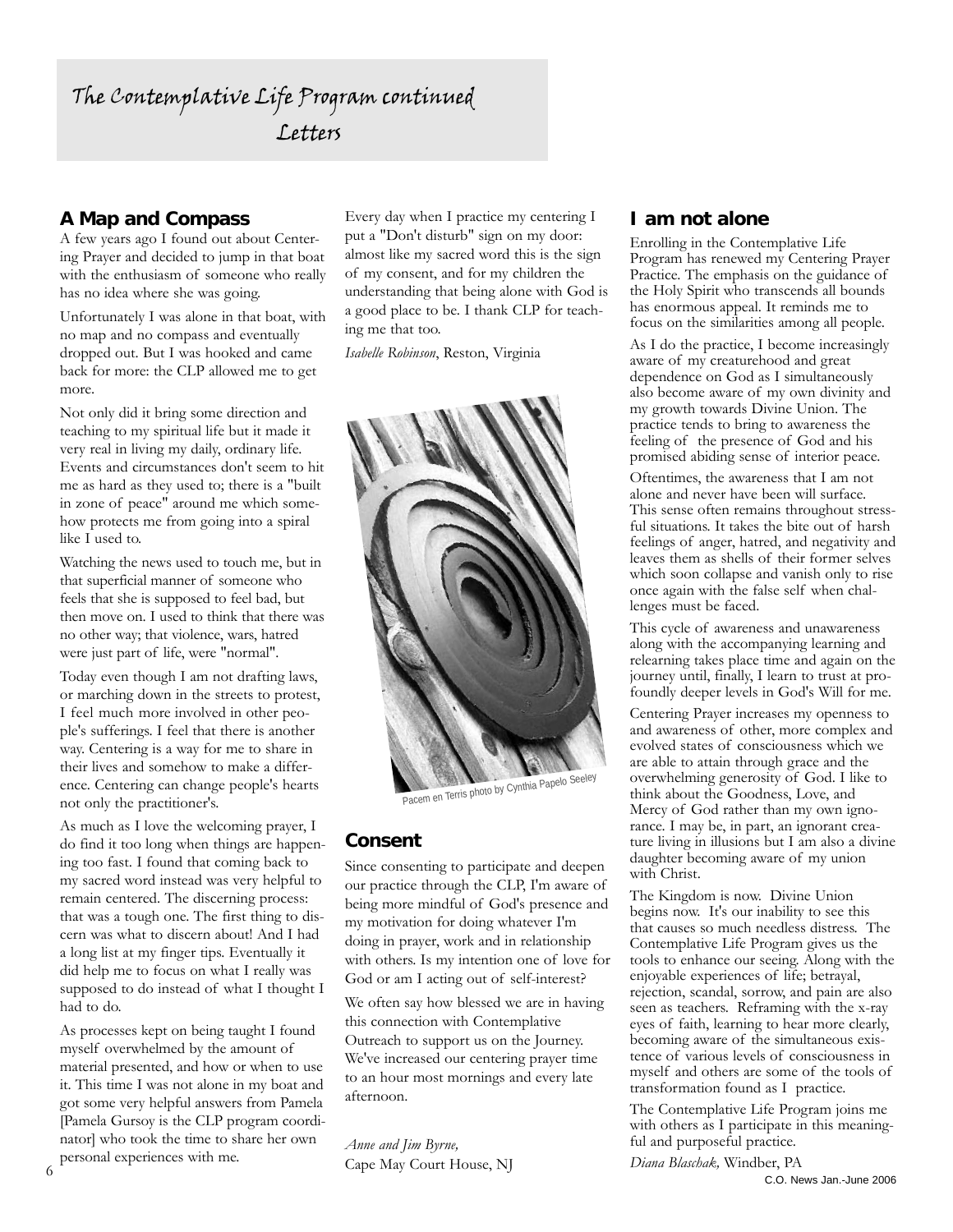# The Contemplative Life Program continued
## Letters

### A Map and Compass

A few years ago I found out about Centering Prayer and decided to jump in that boat with the enthusiasm of someone who really has no idea where she was going.

Unfortunately I was alone in that boat, with no map and no compass and eventually dropped out. But I was hooked and came back for more: the CLP allowed me to get more.

Not only did it bring some direction and teaching to my spiritual life but it made it very real in living my daily, ordinary life. Events and circumstances don't seem to hit me as hard as they used to; there is a "built in zone of peace" around me which somehow protects me from going into a spiral like I used to.

Watching the news used to touch me, but in that superficial manner of someone who feels that she is supposed to feel bad, but then move on. I used to think that there was no other way; that violence, wars, hatred were just part of life, were "normal".

Today even though I am not drafting laws, or marching down in the streets to protest, I feel much more involved in other people's sufferings. I feel that there is another way. Centering is a way for me to share in their lives and somehow to make a difference. Centering can change people's hearts not only the practitioner's.

As much as I love the welcoming prayer, I do find it too long when things are happening too fast. I found that coming back to my sacred word instead was very helpful to remain centered. The discerning process: that was a tough one. The first thing to discern was what to discern about! And I had a long list at my finger tips. Eventually it did help me to focus on what I really was supposed to do instead of what I thought I had to do.

As processes kept on being taught I found myself overwhelmed by the amount of material presented, and how or when to use it. This time I was not alone in my boat and got some very helpful answers from Pamela [Pamela Gursoy is the CLP program coordinator] who took the time to share her own personal experiences with me.

Every day when I practice my centering I put a "Don't disturb" sign on my door: almost like my sacred word this is the sign of my consent, and for my children the understanding that being alone with God is a good place to be. I thank CLP for teaching me that too.

*Isabelle Robinson*, Reston, Virginia

Pacem en Terris photo by Cynthia Papelo Seeley

### Consent

Since consenting to participate and deepen our practice through the CLP, I'm aware of being more mindful of God's presence and my motivation for doing whatever I'm doing in prayer, work and in relationship with others. Is my intention one of love for God or am I acting out of self-interest?

We often say how blessed we are in having this connection with Contemplative Outreach to support us on the Journey. We've increased our centering prayer time to an hour most mornings and every late afternoon.

*Anne and Jim Byrne,*
Cape May Court House, NJ

### I am not alone

Enrolling in the Contemplative Life Program has renewed my Centering Prayer Practice. The emphasis on the guidance of the Holy Spirit who transcends all bounds has enormous appeal. It reminds me to focus on the similarities among all people.

As I do the practice, I become increasingly aware of my creaturehood and great dependence on God as I simultaneously also become aware of my own divinity and my growth towards Divine Union. The practice tends to bring to awareness the feeling of the presence of God and his promised abiding sense of interior peace.

Oftentimes, the awareness that I am not alone and never have been will surface. This sense often remains throughout stressful situations. It takes the bite out of harsh feelings of anger, hatred, and negativity and leaves them as shells of their former selves which soon collapse and vanish only to rise once again with the false self when challenges must be faced.

This cycle of awareness and unawareness along with the accompanying learning and relearning takes place time and again on the journey until, finally, I learn to trust at profoundly deeper levels in God's Will for me.

Centering Prayer increases my openness to and awareness of other, more complex and evolved states of consciousness which we are able to attain through grace and the overwhelming generosity of God. I like to think about the Goodness, Love, and Mercy of God rather than my own ignorance. I may be, in part, an ignorant creature living in illusions but I am also a divine daughter becoming aware of my union with Christ.

The Kingdom is now. Divine Union begins now. It's our inability to see this that causes so much needless distress. The Contemplative Life Program gives us the tools to enhance our seeing. Along with the enjoyable experiences of life; betrayal, rejection, scandal, sorrow, and pain are also seen as teachers. Reframing with the x-ray eyes of faith, learning to hear more clearly, becoming aware of the simultaneous existence of various levels of consciousness in myself and others are some of the tools of transformation found as I practice.

The Contemplative Life Program joins me with others as I participate in this meaningful and purposeful practice.

*Diana Blaschak,* Windber, PA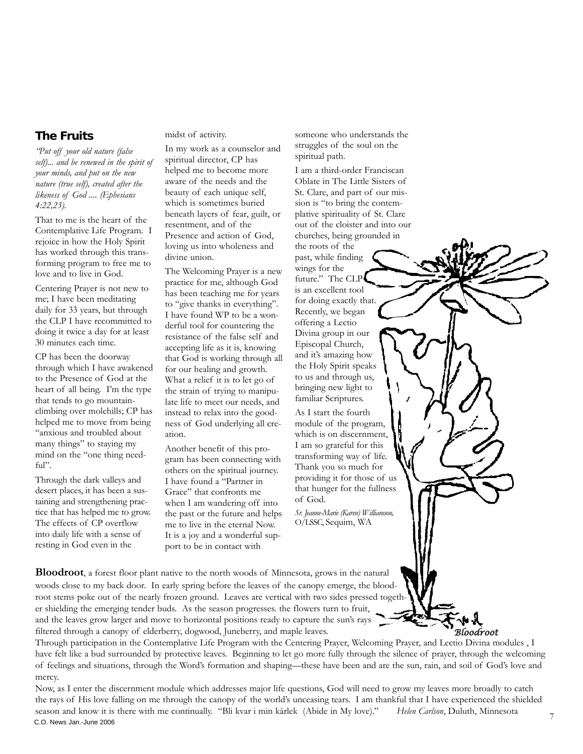## The Fruits

*"Put off your old nature (false self)... and be renewed in the spirit of your minds, and put on the new nature (true self), created after the likeness of God .... (Ephesians 4:22,23).*

That to me is the heart of the Contemplative Life Program. I rejoice in how the Holy Spirit has worked through this transforming program to free me to love and to live in God.

Centering Prayer is not new to me; I have been meditating daily for 33 years, but through the CLP I have recommitted to doing it twice a day for at least 30 minutes each time.

CP has been the doorway through which I have awakened to the Presence of God at the heart of all being. I'm the type that tends to go mountain-climbing over molehills; CP has helped me to move from being "anxious and troubled about many things" to staying my mind on the "one thing needful".

Through the dark valleys and desert places, it has been a sustaining and strengthening practice that has helped me to grow. The effects of CP overflow into daily life with a sense of resting in God even in the midst of activity.

In my work as a counselor and spiritual director, CP has helped me to become more aware of the needs and the beauty of each unique self, which is sometimes buried beneath layers of fear, guilt, or resentment, and of the Presence and action of God, loving us into wholeness and divine union.

The Welcoming Prayer is a new practice for me, although God has been teaching me for years to "give thanks in everything". I have found WP to be a wonderful tool for countering the resistance of the false self and accepting life as it is, knowing that God is working through all for our healing and growth. What a relief it is to let go of the strain of trying to manipulate life to meet our needs, and instead to relax into the goodness of God underlying all creation.

Another benefit of this program has been connecting with others on the spiritual journey. I have found a "Partner in Grace" that confronts me when I am wandering off into the past or the future and helps me to live in the eternal Now. It is a joy and a wonderful support to be in contact with someone who understands the struggles of the soul on the spiritual path.

I am a third-order Franciscan Oblate in The Little Sisters of St. Clare, and part of our mission is "to bring the contemplative spirituality of St. Clare out of the cloister and into our churches, being grounded in the roots of the past, while finding wings for the future." The CLP is an excellent tool for doing exactly that. Recently, we began offering a Lectio Divina group in our Episcopal Church, and it's amazing how the Holy Spirit speaks to us and through us, bringing new light to familiar Scriptures.

As I start the fourth module of the program, which is on discernment, I am so grateful for this transforming way of life. Thank you so much for providing it for those of us that hunger for the fullness of God.

*Sr. Jeanne-Marie (Karen) Williamson,* O/LSSC, Sequim, WA

*Bloodroot*

**Bloodroot**, a forest floor plant native to the north woods of Minnesota, grows in the natural woods close to my back door. In early spring before the leaves of the canopy emerge, the bloodroot stems poke out of the nearly frozen ground. Leaves are vertical with two sides pressed together shielding the emerging tender buds. As the season progresses. the flowers turn to fruit, and the leaves grow larger and move to horizontal positions ready to capture the sun's rays filtered through a canopy of elderberry, dogwood, Juneberry, and maple leaves.

Through participation in the Contemplative Life Program with the Centering Prayer, Welcoming Prayer, and Lectio Divina modules , I have felt like a bud surrounded by protective leaves. Beginning to let go more fully through the silence of prayer, through the welcoming of feelings and situations, through the Word's formation and shaping—these have been and are the sun, rain, and soil of God's love and mercy.

Now, as I enter the discernment module which addresses major life questions, God will need to grow my leaves more broadly to catch the rays of His love falling on me through the canopy of the world's unceasing tears. I am thankful that I have experienced the shielded season and know it is there with me continually. "Bli kvar i min kärlek (Abide in My love)." *Helen Carlson*, Duluth, Minnesota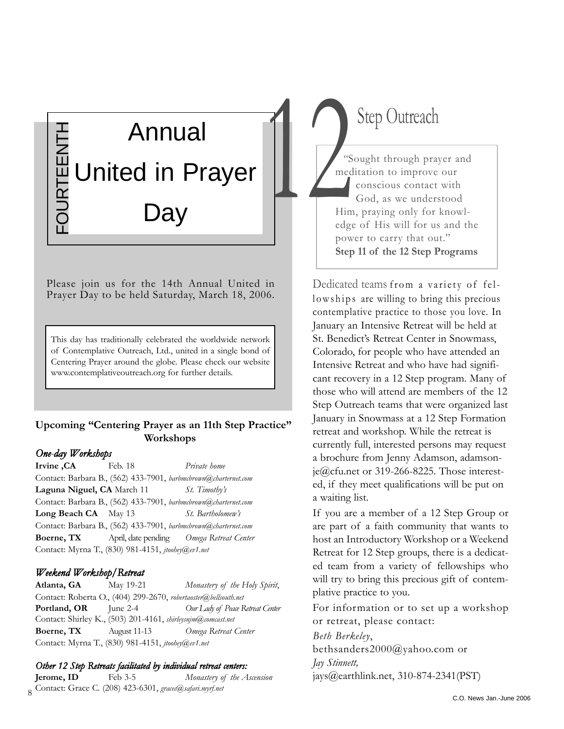# FOURTEENTH Annual United in Prayer Day

Please join us for the 14th Annual United in Prayer Day to be held Saturday, March 18, 2006.

This day has traditionally celebrated the worldwide network of Contemplative Outreach, Ltd., united in a single bond of Centering Prayer around the globe. Please check our website www.contemplativeoutreach.org for further details.

### Upcoming "Centering Prayer as an 11th Step Practice" Workshops

*One-day Workshops*

**Irvine ,CA** Feb. 18 *Private home*
Contact: Barbara B., (562) 433-7901, *barbmcbrown@charternet.com*

**Laguna Niguel, CA** March 11 *St. Timothy's*
Contact: Barbara B., (562) 433-7901, *barbmcbrown@charternet.com*

**Long Beach CA** May 13 *St. Bartholomew's*
Contact: Barbara B., (562) 433-7901, *barbmcbrown@charternet.com*

**Boerne, TX** April, date pending *Omega Retreat Center*
Contact: Myrna T., (830) 981-4151, *jtoohey@ev1.net*

*Weekend Workshop/Retreat*

**Atlanta, GA** May 19-21 *Monastery of the Holy Spirit,*
Contact: Roberta O., (404) 299-2670, *robertaoster@bellsouth.net*

**Portland, OR** June 2-4 *Our Lady of Peace Retreat Center*
Contact: Shirley K., (503) 201-4161, *shirleysnjm@comcast.net*

**Boerne, TX** August 11-13 *Omega Retreat Center*
Contact: Myrna T., (830) 981-4151, *jtoohey@ev1.net*

*Other 12 Step Retreats facilitated by individual retreat centers:*

**Jerome, ID** Feb 3-5 *Monastery of the Ascension*
Contact: Grace C. (208) 423-6301, *gracec@safari.myrf.net*

# 12 Step Outreach

"Sought through prayer and meditation to improve our conscious contact with God, as we understood Him, praying only for knowledge of His will for us and the power to carry that out."
**Step 11 of the 12 Step Programs**

Dedicated teams from a variety of fellowships are willing to bring this precious contemplative practice to those you love. In January an Intensive Retreat will be held at St. Benedict's Retreat Center in Snowmass, Colorado, for people who have attended an Intensive Retreat and who have had significant recovery in a 12 Step program. Many of those who will attend are members of the 12 Step Outreach teams that were organized last January in Snowmass at a 12 Step Formation retreat and workshop. While the retreat is currently full, interested persons may request a brochure from Jenny Adamson, adamsonje@cfu.net or 319-266-8225. Those interested, if they meet qualifications will be put on a waiting list.

If you are a member of a 12 Step Group or are part of a faith community that wants to host an Introductory Workshop or a Weekend Retreat for 12 Step groups, there is a dedicated team from a variety of fellowships who will try to bring this precious gift of contemplative practice to you.

For information or to set up a workshop or retreat, please contact:

*Beth Berkeley*,
bethsanders2000@yahoo.com or
*Jay Stinnett,*
jays@earthlink.net, 310-874-2341(PST)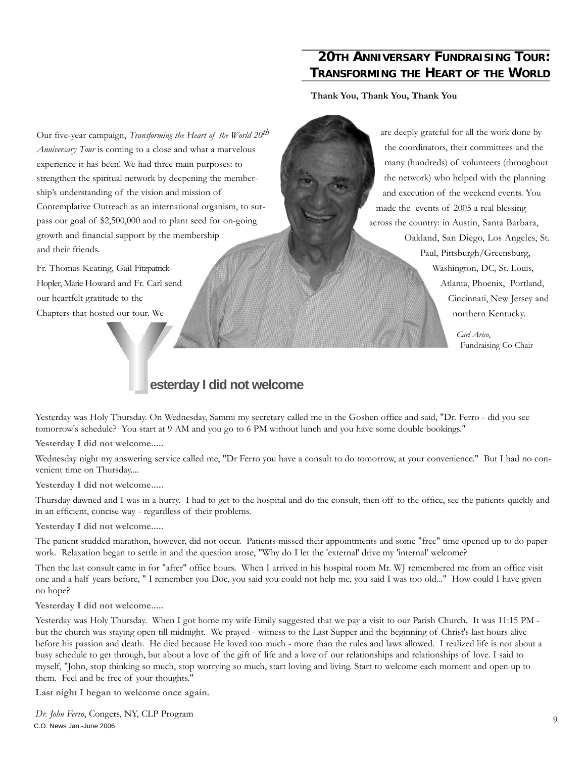## 20TH ANNIVERSARY FUNDRAISING TOUR: TRANSFORMING THE HEART OF THE WORLD

**Thank You, Thank You, Thank You**

Our five-year campaign, *Transforming the Heart of the World 20th Anniversary Tour* is coming to a close and what a marvelous experience it has been! We had three main purposes: to strengthen the spiritual network by deepening the membership's understanding of the vision and mission of Contemplative Outreach as an international organism, to surpass our goal of $2,500,000 and to plant seed for on-going growth and financial support by the membership and their friends.

Fr. Thomas Keating, Gail Fitzpatrick-Hopler, Marie Howard and Fr. Carl send our heartfelt gratitude to the Chapters that hosted our tour. We are deeply grateful for all the work done by the coordinators, their committees and the many (hundreds) of volunteers (throughout the network) who helped with the planning and execution of the weekend events. You made the events of 2005 a real blessing across the country: in Austin, Santa Barbara, Oakland, San Diego, Los Angeles, St. Paul, Pittsburgh/Greensburg, Washington, DC, St. Louis, Atlanta, Phoenix, Portland, Cincinnati, New Jersey and northern Kentucky.

*Carl Arico*, Fundraising Co-Chair

## Yesterday I did not welcome

Yesterday was Holy Thursday. On Wednesday, Sammi my secretary called me in the Goshen office and said, "Dr. Ferro - did you see tomorrow's schedule? You start at 9 AM and you go to 6 PM without lunch and you have some double bookings."

**Yesterday I did not welcome.....**

Wednesday night my answering service called me, "Dr Ferro you have a consult to do tomorrow, at your convenience." But I had no convenient time on Thursday....

**Yesterday I did not welcome.....**

Thursday dawned and I was in a hurry. I had to get to the hospital and do the consult, then off to the office, see the patients quickly and in an efficient, concise way - regardless of their problems.

**Yesterday I did not welcome.....**

The patient studded marathon, however, did not occur. Patients missed their appointments and some "free" time opened up to do paper work. Relaxation began to settle in and the question arose, "Why do I let the 'external' drive my 'internal' welcome?

Then the last consult came in for "after" office hours. When I arrived in his hospital room Mr. WJ remembered me from an office visit one and a half years before, " I remember you Doc, you said you could not help me, you said I was too old..." How could I have given no hope?

**Yesterday I did not welcome.....**

Yesterday was Holy Thursday. When I got home my wife Emily suggested that we pay a visit to our Parish Church. It was 11:15 PM - but the church was staying open till midnight. We prayed - witness to the Last Supper and the beginning of Christ's last hours alive before his passion and death. He died because He loved too much - more than the rules and laws allowed. I realized life is not about a busy schedule to get through, but about a love of the gift of life and a love of our relationships and relationships of love. I said to myself, "John, stop thinking so much, stop worrying so much, start loving and living. Start to welcome each moment and open up to them. Feel and be free of your thoughts."

**Last night I began to welcome once again.**

*Dr. John Ferro*, Congers, NY, CLP Program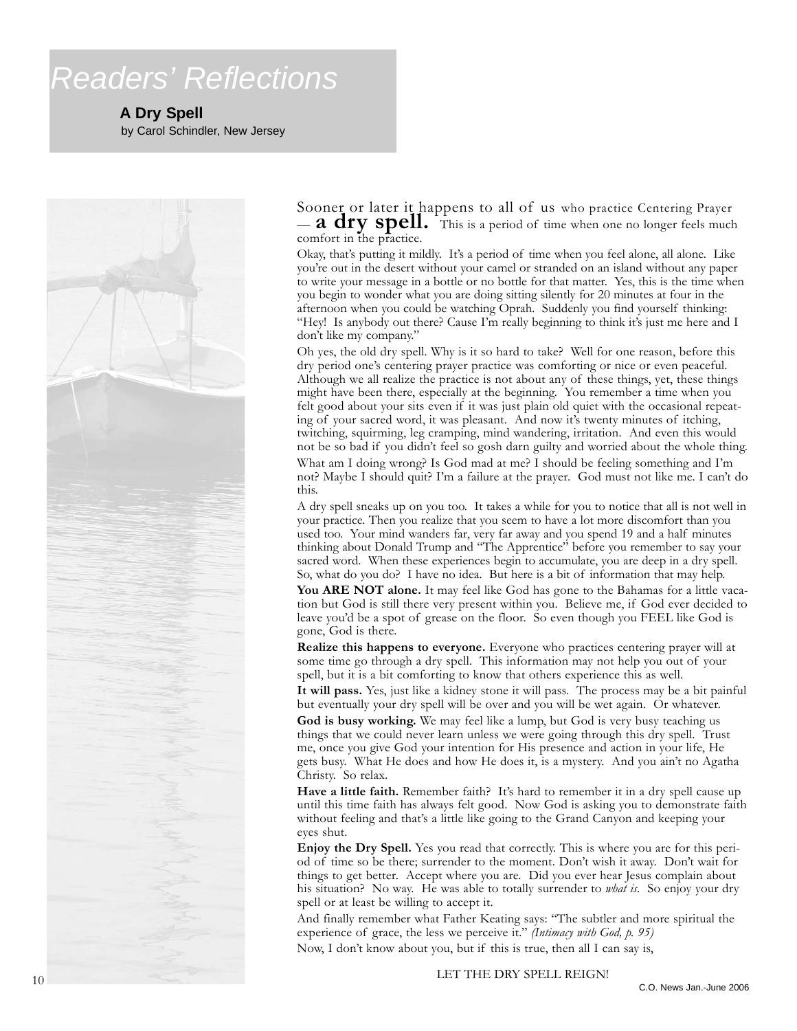# Readers' Reflections

## A Dry Spell

by Carol Schindler, New Jersey

Sooner or later it happens to all of us who practice Centering Prayer — **a dry spell.** This is a period of time when one no longer feels much comfort in the practice.

Okay, that's putting it mildly. It's a period of time when you feel alone, all alone. Like you're out in the desert without your camel or stranded on an island without any paper to write your message in a bottle or no bottle for that matter. Yes, this is the time when you begin to wonder what you are doing sitting silently for 20 minutes at four in the afternoon when you could be watching Oprah. Suddenly you find yourself thinking: "Hey! Is anybody out there? Cause I'm really beginning to think it's just me here and I don't like my company."

Oh yes, the old dry spell. Why is it so hard to take? Well for one reason, before this dry period one's centering prayer practice was comforting or nice or even peaceful. Although we all realize the practice is not about any of these things, yet, these things might have been there, especially at the beginning. You remember a time when you felt good about your sits even if it was just plain old quiet with the occasional repeating of your sacred word, it was pleasant. And now it's twenty minutes of itching, twitching, squirming, leg cramping, mind wandering, irritation. And even this would not be so bad if you didn't feel so gosh darn guilty and worried about the whole thing.

What am I doing wrong? Is God mad at me? I should be feeling something and I'm not? Maybe I should quit? I'm a failure at the prayer. God must not like me. I can't do this.

A dry spell sneaks up on you too. It takes a while for you to notice that all is not well in your practice. Then you realize that you seem to have a lot more discomfort than you used too. Your mind wanders far, very far away and you spend 19 and a half minutes thinking about Donald Trump and "The Apprentice" before you remember to say your sacred word. When these experiences begin to accumulate, you are deep in a dry spell. So, what do you do? I have no idea. But here is a bit of information that may help.

**You ARE NOT alone.** It may feel like God has gone to the Bahamas for a little vacation but God is still there very present within you. Believe me, if God ever decided to leave you'd be a spot of grease on the floor. So even though you FEEL like God is gone, God is there.

**Realize this happens to everyone.** Everyone who practices centering prayer will at some time go through a dry spell. This information may not help you out of your spell, but it is a bit comforting to know that others experience this as well.

**It will pass.** Yes, just like a kidney stone it will pass. The process may be a bit painful but eventually your dry spell will be over and you will be wet again. Or whatever.

**God is busy working.** We may feel like a lump, but God is very busy teaching us things that we could never learn unless we were going through this dry spell. Trust me, once you give God your intention for His presence and action in your life, He gets busy. What He does and how He does it, is a mystery. And you ain't no Agatha Christy. So relax.

**Have a little faith.** Remember faith? It's hard to remember it in a dry spell cause up until this time faith has always felt good. Now God is asking you to demonstrate faith without feeling and that's a little like going to the Grand Canyon and keeping your eyes shut.

**Enjoy the Dry Spell.** Yes you read that correctly. This is where you are for this period of time so be there; surrender to the moment. Don't wish it away. Don't wait for things to get better. Accept where you are. Did you ever hear Jesus complain about his situation? No way. He was able to totally surrender to *what is*. So enjoy your dry spell or at least be willing to accept it.

And finally remember what Father Keating says: "The subtler and more spiritual the experience of grace, the less we perceive it." *(Intimacy with God, p. 95)*

Now, I don't know about you, but if this is true, then all I can say is,

LET THE DRY SPELL REIGN!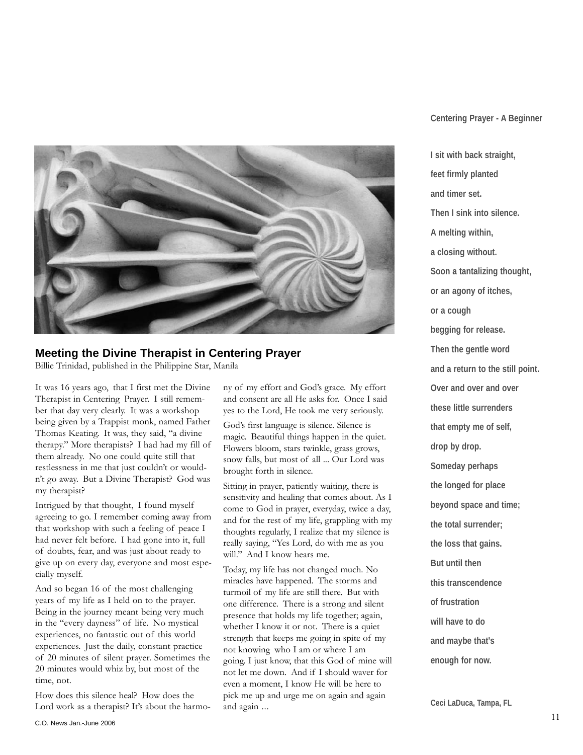## Meeting the Divine Therapist in Centering Prayer

Billie Trinidad, published in the Philippine Star, Manila

It was 16 years ago, that I first met the Divine Therapist in Centering Prayer. I still remember that day very clearly. It was a workshop being given by a Trappist monk, named Father Thomas Keating. It was, they said, "a divine therapy." More therapists? I had had my fill of them already. No one could quite still that restlessness in me that just couldn't or wouldn't go away. But a Divine Therapist? God was my therapist?

Intrigued by that thought, I found myself agreeing to go. I remember coming away from that workshop with such a feeling of peace I had never felt before. I had gone into it, full of doubts, fear, and was just about ready to give up on every day, everyone and most especially myself.

And so began 16 of the most challenging years of my life as I held on to the prayer. Being in the journey meant being very much in the "every dayness" of life. No mystical experiences, no fantastic out of this world experiences. Just the daily, constant practice of 20 minutes of silent prayer. Sometimes the 20 minutes would whiz by, but most of the time, not.

How does this silence heal? How does the Lord work as a therapist? It's about the harmony of my effort and God's grace. My effort and consent are all He asks for. Once I said yes to the Lord, He took me very seriously.

God's first language is silence. Silence is magic. Beautiful things happen in the quiet. Flowers bloom, stars twinkle, grass grows, snow falls, but most of all ... Our Lord was brought forth in silence.

Sitting in prayer, patiently waiting, there is sensitivity and healing that comes about. As I come to God in prayer, everyday, twice a day, and for the rest of my life, grappling with my thoughts regularly, I realize that my silence is really saying, "Yes Lord, do with me as you will." And I know hears me.

Today, my life has not changed much. No miracles have happened. The storms and turmoil of my life are still there. But with one difference. There is a strong and silent presence that holds my life together; again, whether I know it or not. There is a quiet strength that keeps me going in spite of my not knowing who I am or where I am going. I just know, that this God of mine will not let me down. And if I should waver for even a moment, I know He will be here to pick me up and urge me on again and again and again ...

**Centering Prayer - A Beginner**

**I sit with back straight,**
**feet firmly planted**
**and timer set.**
**Then I sink into silence.**
**A melting within,**
**a closing without.**
**Soon a tantalizing thought,**
**or an agony of itches,**
**or a cough**
**begging for release.**
**Then the gentle word**
**and a return to the still point.**
**Over and over and over**
**these little surrenders**
**that empty me of self,**
**drop by drop.**
**Someday perhaps**
**the longed for place**
**beyond space and time;**
**the total surrender;**
**the loss that gains.**
**But until then**
**this transcendence**
**of frustration**
**will have to do**
**and maybe that's**
**enough for now.**

**Ceci LaDuca, Tampa, FL**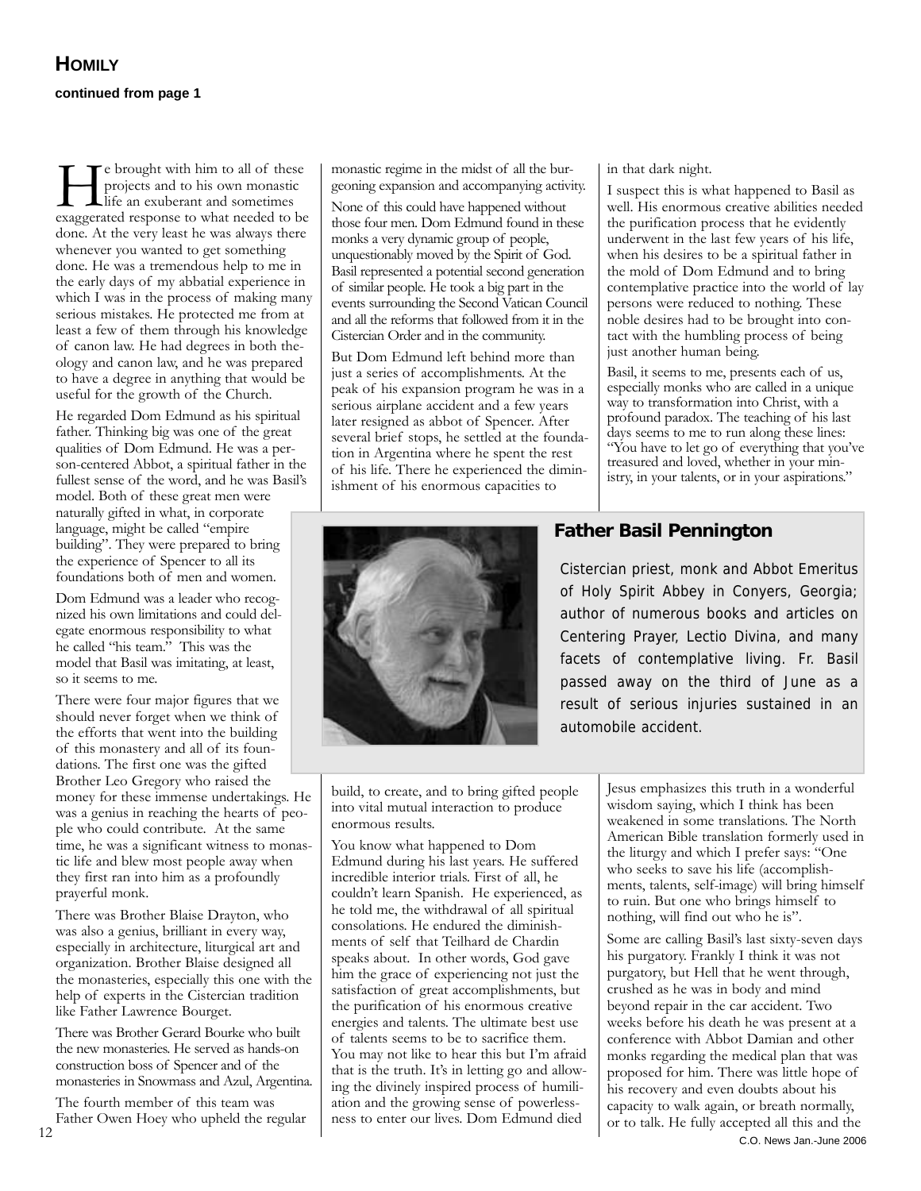## HOMILY

**continued from page 1**

He brought with him to all of these projects and to his own monastic life an exuberant and sometimes exaggerated response to what needed to be done. At the very least he was always there whenever you wanted to get something done. He was a tremendous help to me in the early days of my abbatial experience in which I was in the process of making many serious mistakes. He protected me from at least a few of them through his knowledge of canon law. He had degrees in both theology and canon law, and he was prepared to have a degree in anything that would be useful for the growth of the Church.

He regarded Dom Edmund as his spiritual father. Thinking big was one of the great qualities of Dom Edmund. He was a person-centered Abbot, a spiritual father in the fullest sense of the word, and he was Basil's model. Both of these great men were naturally gifted in what, in corporate language, might be called "empire building". They were prepared to bring the experience of Spencer to all its foundations both of men and women.

Dom Edmund was a leader who recognized his own limitations and could delegate enormous responsibility to what he called "his team." This was the model that Basil was imitating, at least, so it seems to me.

There were four major figures that we should never forget when we think of the efforts that went into the building of this monastery and all of its foundations. The first one was the gifted Brother Leo Gregory who raised the money for these immense undertakings. He was a genius in reaching the hearts of people who could contribute. At the same time, he was a significant witness to monastic life and blew most people away when they first ran into him as a profoundly prayerful monk.

There was Brother Blaise Drayton, who was also a genius, brilliant in every way, especially in architecture, liturgical art and organization. Brother Blaise designed all the monasteries, especially this one with the help of experts in the Cistercian tradition like Father Lawrence Bourget.

There was Brother Gerard Bourke who built the new monasteries. He served as hands-on construction boss of Spencer and of the monasteries in Snowmass and Azul, Argentina.

The fourth member of this team was Father Owen Hoey who upheld the regular monastic regime in the midst of all the burgeoning expansion and accompanying activity.

None of this could have happened without those four men. Dom Edmund found in these monks a very dynamic group of people, unquestionably moved by the Spirit of God. Basil represented a potential second generation of similar people. He took a big part in the events surrounding the Second Vatican Council and all the reforms that followed from it in the Cistercian Order and in the community.

But Dom Edmund left behind more than just a series of accomplishments. At the peak of his expansion program he was in a serious airplane accident and a few years later resigned as abbot of Spencer. After several brief stops, he settled at the foundation in Argentina where he spent the rest of his life. There he experienced the diminishment of his enormous capacities to build, to create, and to bring gifted people into vital mutual interaction to produce enormous results.

You know what happened to Dom Edmund during his last years. He suffered incredible interior trials. First of all, he couldn't learn Spanish. He experienced, as he told me, the withdrawal of all spiritual consolations. He endured the diminishments of self that Teilhard de Chardin speaks about. In other words, God gave him the grace of experiencing not just the satisfaction of great accomplishments, but the purification of his enormous creative energies and talents. The ultimate best use of talents seems to be to sacrifice them. You may not like to hear this but I'm afraid that is the truth. It's in letting go and allowing the divinely inspired process of humiliation and the growing sense of powerlessness to enter our lives. Dom Edmund died in that dark night.

I suspect this is what happened to Basil as well. His enormous creative abilities needed the purification process that he evidently underwent in the last few years of his life, when his desires to be a spiritual father in the mold of Dom Edmund and to bring contemplative practice into the world of lay persons were reduced to nothing. These noble desires had to be brought into contact with the humbling process of being just another human being.

Basil, it seems to me, presents each of us, especially monks who are called in a unique way to transformation into Christ, with a profound paradox. The teaching of his last days seems to me to run along these lines: "You have to let go of everything that you've treasured and loved, whether in your ministry, in your talents, or in your aspirations."

Jesus emphasizes this truth in a wonderful wisdom saying, which I think has been weakened in some translations. The North American Bible translation formerly used in the liturgy and which I prefer says: "One who seeks to save his life (accomplishments, talents, self-image) will bring himself to ruin. But one who brings himself to nothing, will find out who he is".

Some are calling Basil's last sixty-seven days his purgatory. Frankly I think it was not purgatory, but Hell that he went through, crushed as he was in body and mind beyond repair in the car accident. Two weeks before his death he was present at a conference with Abbot Damian and other monks regarding the medical plan that was proposed for him. There was little hope of his recovery and even doubts about his capacity to walk again, or breath normally, or to talk. He fully accepted all this and the

### Father Basil Pennington

Cistercian priest, monk and Abbot Emeritus of Holy Spirit Abbey in Conyers, Georgia; author of numerous books and articles on Centering Prayer, Lectio Divina, and many facets of contemplative living. Fr. Basil passed away on the third of June as a result of serious injuries sustained in an automobile accident.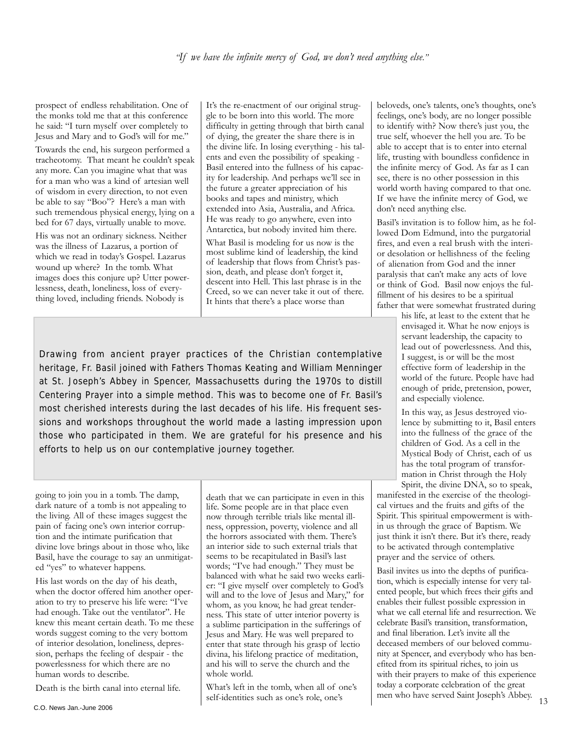*"If we have the infinite mercy of God, we don't need anything else."*

prospect of endless rehabilitation. One of the monks told me that at this conference he said: "I turn myself over completely to Jesus and Mary and to God's will for me."

Towards the end, his surgeon performed a tracheotomy. That meant he couldn't speak any more. Can you imagine what that was for a man who was a kind of artesian well of wisdom in every direction, to not even be able to say "Boo"? Here's a man with such tremendous physical energy, lying on a bed for 67 days, virtually unable to move.

His was not an ordinary sickness. Neither was the illness of Lazarus, a portion of which we read in today's Gospel. Lazarus wound up where? In the tomb. What images does this conjure up? Utter powerlessness, death, loneliness, loss of everything loved, including friends. Nobody is going to join you in a tomb. The damp, dark nature of a tomb is not appealing to the living. All of these images suggest the pain of facing one's own interior corruption and the intimate purification that divine love brings about in those who, like Basil, have the courage to say an unmitigated "yes" to whatever happens.

His last words on the day of his death, when the doctor offered him another operation to try to preserve his life were: "I've had enough. Take out the ventilator". He knew this meant certain death. To me these words suggest coming to the very bottom of interior desolation, loneliness, depression, perhaps the feeling of despair - the powerlessness for which there are no human words to describe.

Death is the birth canal into eternal life. It's the re-enactment of our original struggle to be born into this world. The more difficulty in getting through that birth canal of dying, the greater the share there is in the divine life. In losing everything - his talents and even the possibility of speaking - Basil entered into the fullness of his capacity for leadership. And perhaps we'll see in the future a greater appreciation of his books and tapes and ministry, which extended into Asia, Australia, and Africa. He was ready to go anywhere, even into Antarctica, but nobody invited him there.

What Basil is modeling for us now is the most sublime kind of leadership, the kind of leadership that flows from Christ's passion, death, and please don't forget it, descent into Hell. This last phrase is in the Creed, so we can never take it out of there. It hints that there's a place worse than death that we can participate in even in this life. Some people are in that place even now through terrible trials like mental illness, oppression, poverty, violence and all the horrors associated with them. There's an interior side to such external trials that seems to be recapitulated in Basil's last words; "I've had enough." They must be balanced with what he said two weeks earlier: "I give myself over completely to God's will and to the love of Jesus and Mary," for whom, as you know, he had great tenderness. This state of utter interior poverty is a sublime participation in the sufferings of Jesus and Mary. He was well prepared to enter that state through his grasp of lectio divina, his lifelong practice of meditation, and his will to serve the church and the whole world.

What's left in the tomb, when all of one's self-identities such as one's role, one's beloveds, one's talents, one's thoughts, one's feelings, one's body, are no longer possible to identify with? Now there's just you, the true self, whoever the hell you are. To be able to accept that is to enter into eternal life, trusting with boundless confidence in the infinite mercy of God. As far as I can see, there is no other possession in this world worth having compared to that one. If we have the infinite mercy of God, we don't need anything else.

Basil's invitation is to follow him, as he followed Dom Edmund, into the purgatorial fires, and even a real brush with the interior desolation or hellishness of the feeling of alienation from God and the inner paralysis that can't make any acts of love or think of God. Basil now enjoys the fulfillment of his desires to be a spiritual father that were somewhat frustrated during his life, at least to the extent that he envisaged it. What he now enjoys is servant leadership, the capacity to lead out of powerlessness. And this, I suggest, is or will be the most effective form of leadership in the world of the future. People have had enough of pride, pretension, power, and especially violence.

In this way, as Jesus destroyed violence by submitting to it, Basil enters into the fullness of the grace of the children of God. As a cell in the Mystical Body of Christ, each of us has the total program of transformation in Christ through the Holy Spirit, the divine DNA, so to speak, manifested in the exercise of the theological virtues and the fruits and gifts of the Spirit. This spiritual empowerment is within us through the grace of Baptism. We just think it isn't there. But it's there, ready to be activated through contemplative prayer and the service of others.

Basil invites us into the depths of purification, which is especially intense for very talented people, but which frees their gifts and enables their fullest possible expression in what we call eternal life and resurrection. We celebrate Basil's transition, transformation, and final liberation. Let's invite all the deceased members of our beloved community at Spencer, and everybody who has benefited from its spiritual riches, to join us with their prayers to make of this experience today a corporate celebration of the great men who have served Saint Joseph's Abbey.

> Drawing from ancient prayer practices of the Christian contemplative heritage, Fr. Basil joined with Fathers Thomas Keating and William Menninger at St. Joseph's Abbey in Spencer, Massachusetts during the 1970s to distill Centering Prayer into a simple method. This was to become one of Fr. Basil's most cherished interests during the last decades of his life. His frequent sessions and workshops throughout the world made a lasting impression upon those who participated in them. We are grateful for his presence and his efforts to help us on our contemplative journey together.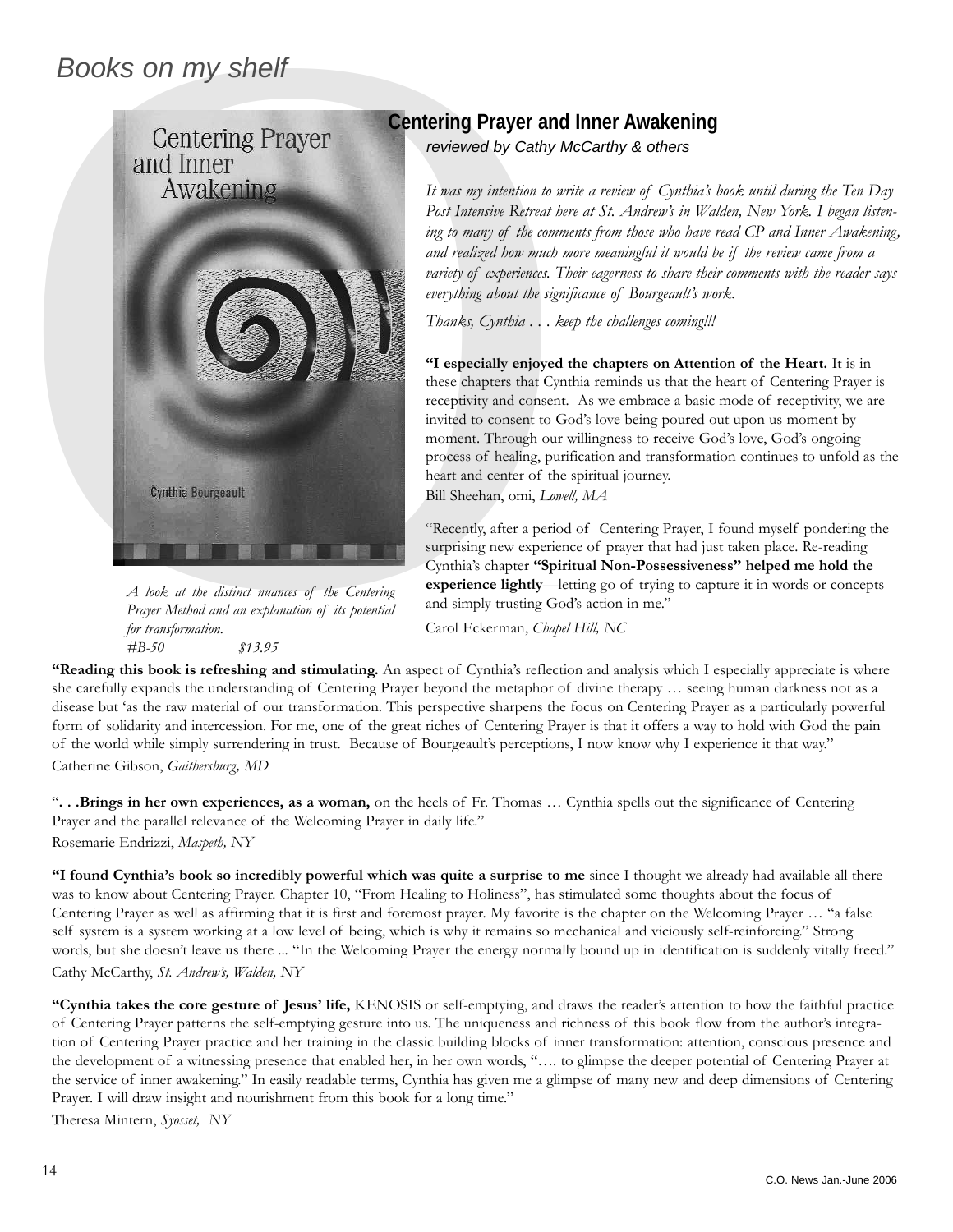# Books on my shelf

## Centering Prayer and Inner Awakening

*reviewed by Cathy McCarthy & others*

*It was my intention to write a review of Cynthia's book until during the Ten Day Post Intensive Retreat here at St. Andrew's in Walden, New York. I began listening to many of the comments from those who have read CP and Inner Awakening, and realized how much more meaningful it would be if the review came from a variety of experiences. Their eagerness to share their comments with the reader says everything about the significance of Bourgeault's work.*

*Thanks, Cynthia . . . keep the challenges coming!!!*

**"I especially enjoyed the chapters on Attention of the Heart.** It is in these chapters that Cynthia reminds us that the heart of Centering Prayer is receptivity and consent. As we embrace a basic mode of receptivity, we are invited to consent to God's love being poured out upon us moment by moment. Through our willingness to receive God's love, God's ongoing process of healing, purification and transformation continues to unfold as the heart and center of the spiritual journey.

Bill Sheehan, omi, *Lowell, MA*

"Recently, after a period of Centering Prayer, I found myself pondering the surprising new experience of prayer that had just taken place. Re-reading Cynthia's chapter **"Spiritual Non-Possessiveness" helped me hold the experience lightly**—letting go of trying to capture it in words or concepts and simply trusting God's action in me."

Carol Eckerman, *Chapel Hill, NC*

*A look at the distinct nuances of the Centering Prayer Method and an explanation of its potential for transformation.*
*#B-50 $13.95*

**"Reading this book is refreshing and stimulating.** An aspect of Cynthia's reflection and analysis which I especially appreciate is where she carefully expands the understanding of Centering Prayer beyond the metaphor of divine therapy … seeing human darkness not as a disease but 'as the raw material of our transformation. This perspective sharpens the focus on Centering Prayer as a particularly powerful form of solidarity and intercession. For me, one of the great riches of Centering Prayer is that it offers a way to hold with God the pain of the world while simply surrendering in trust. Because of Bourgeault's perceptions, I now know why I experience it that way."

Catherine Gibson, *Gaithersburg, MD*

"**. . .Brings in her own experiences, as a woman,** on the heels of Fr. Thomas … Cynthia spells out the significance of Centering Prayer and the parallel relevance of the Welcoming Prayer in daily life."

Rosemarie Endrizzi, *Maspeth, NY*

**"I found Cynthia's book so incredibly powerful which was quite a surprise to me** since I thought we already had available all there was to know about Centering Prayer. Chapter 10, "From Healing to Holiness", has stimulated some thoughts about the focus of Centering Prayer as well as affirming that it is first and foremost prayer. My favorite is the chapter on the Welcoming Prayer … "a false self system is a system working at a low level of being, which is why it remains so mechanical and viciously self-reinforcing." Strong words, but she doesn't leave us there ... "In the Welcoming Prayer the energy normally bound up in identification is suddenly vitally freed."

Cathy McCarthy, *St. Andrew's, Walden, NY*

**"Cynthia takes the core gesture of Jesus' life,** KENOSIS or self-emptying, and draws the reader's attention to how the faithful practice of Centering Prayer patterns the self-emptying gesture into us. The uniqueness and richness of this book flow from the author's integration of Centering Prayer practice and her training in the classic building blocks of inner transformation: attention, conscious presence and the development of a witnessing presence that enabled her, in her own words, "…. to glimpse the deeper potential of Centering Prayer at the service of inner awakening." In easily readable terms, Cynthia has given me a glimpse of many new and deep dimensions of Centering Prayer. I will draw insight and nourishment from this book for a long time."

Theresa Mintern, *Syosset, NY*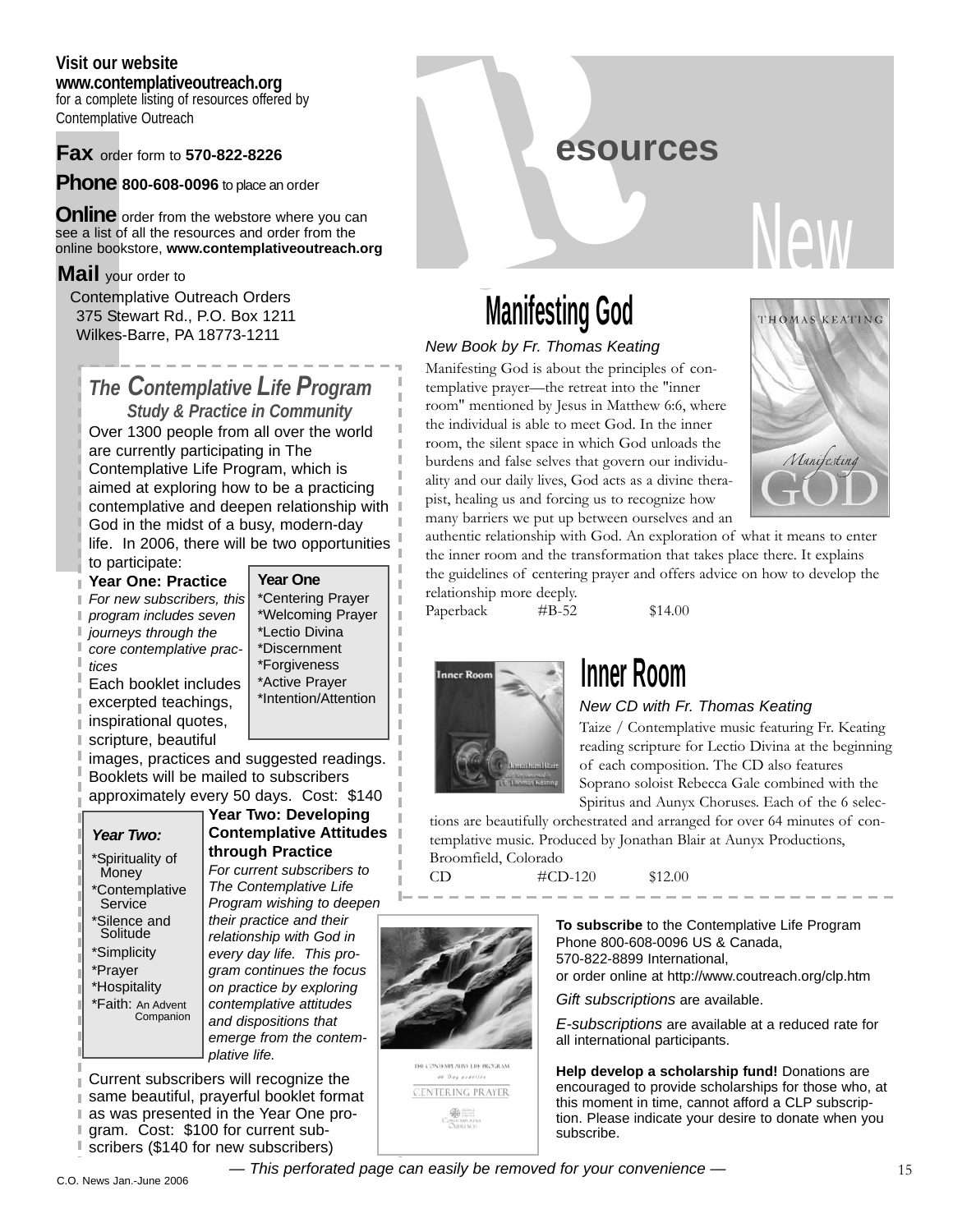**Visit our website**
**www.contemplativeoutreach.org**
for a complete listing of resources offered by Contemplative Outreach

**Fax** order form to **570-822-8226**

**Phone** **800-608-0096** to place an order

**Online** order from the webstore where you can see a list of all the resources and order from the online bookstore, **www.contemplativeoutreach.org**

**Mail** your order to
Contemplative Outreach Orders
375 Stewart Rd., P.O. Box 1211
Wilkes-Barre, PA 18773-1211

# Resources New

## The Contemplative Life Program

### Study & Practice in Community

Over 1300 people from all over the world are currently participating in The Contemplative Life Program, which is aimed at exploring how to be a practicing contemplative and deepen relationship with God in the midst of a busy, modern-day life. In 2006, there will be two opportunities to participate:

**Year One: Practice**
*For new subscribers, this program includes seven journeys through the core contemplative practices*

Each booklet includes excerpted teachings, inspirational quotes, scripture, beautiful images, practices and suggested readings. Booklets will be mailed to subscribers approximately every 50 days. Cost: $140

**Year One**
*Centering Prayer
*Welcoming Prayer
*Lectio Divina
*Discernment
*Forgiveness
*Active Prayer
*Intention/Attention

**Year Two: Developing Contemplative Attitudes through Practice**
*For current subscribers to The Contemplative Life Program wishing to deepen their practice and their relationship with God in every day life. This program continues the focus on practice by exploring contemplative attitudes and dispositions that emerge from the contemplative life.*

***Year Two:***
*Spirituality of Money
*Contemplative Service
*Silence and Solitude
*Simplicity
*Prayer
*Hospitality
*Faith: An Advent Companion

Current subscribers will recognize the same beautiful, prayerful booklet format as was presented in the Year One program. Cost: $100 for current subscribers ($140 for new subscribers)

## Manifesting God

*New Book by Fr. Thomas Keating*

Manifesting God is about the principles of contemplative prayer—the retreat into the "inner room" mentioned by Jesus in Matthew 6:6, where the individual is able to meet God. In the inner room, the silent space in which God unloads the burdens and false selves that govern our individuality and our daily lives, God acts as a divine therapist, healing us and forcing us to recognize how many barriers we put up between ourselves and an authentic relationship with God. An exploration of what it means to enter the inner room and the transformation that takes place there. It explains the guidelines of centering prayer and offers advice on how to develop the relationship more deeply.

Paperback #B-52 $14.00

## Inner Room

*New CD with Fr. Thomas Keating*

Taize / Contemplative music featuring Fr. Keating reading scripture for Lectio Divina at the beginning of each composition. The CD also features Soprano soloist Rebecca Gale combined with the Spiritus and Aunyx Choruses. Each of the 6 selections are beautifully orchestrated and arranged for over 64 minutes of contemplative music. Produced by Jonathan Blair at Aunyx Productions, Broomfield, Colorado

CD #CD-120 $12.00

**To subscribe** to the Contemplative Life Program
Phone 800-608-0096 US & Canada,
570-822-8899 International,
or order online at http://www.coutreach.org/clp.htm

*Gift subscriptions* are available.

*E-subscriptions* are available at a reduced rate for all international participants.

**Help develop a scholarship fund!** Donations are encouraged to provide scholarships for those who, at this moment in time, cannot afford a CLP subscription. Please indicate your desire to donate when you subscribe.

*— This perforated page can easily be removed for your convenience —*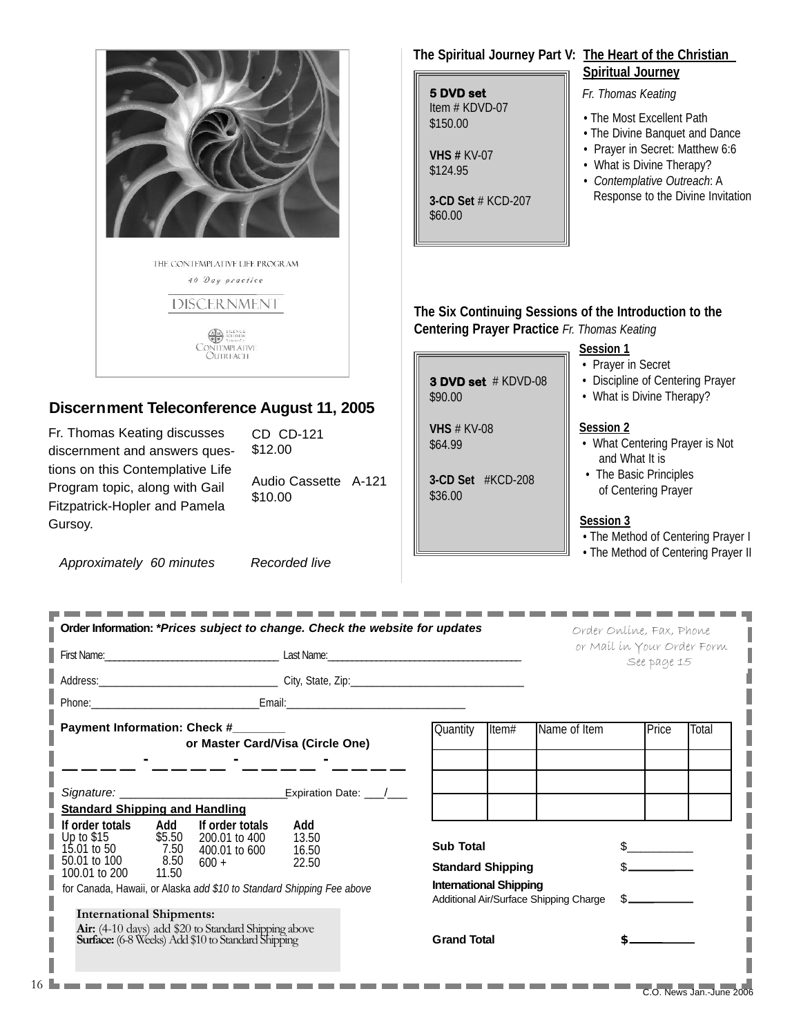THE CONTEMPLATIVE LIFE PROGRAM

40 Day practice

DISCERNMENT

Contemplative Outreach

## Discernment Teleconference August 11, 2005

Fr. Thomas Keating discusses discernment and answers questions on this Contemplative Life Program topic, along with Gail Fitzpatrick-Hopler and Pamela Gursoy.

CD CD-121
$12.00

Audio Cassette A-121
$10.00

*Approximately 60 minutes* *Recorded live*

## The Spiritual Journey Part V: The Heart of the Christian Spiritual Journey

*Fr. Thomas Keating*

**5 DVD set**
Item # KDVD-07
$150.00

**VHS #** KV-07
$124.95

**3-CD Set** # KCD-207
$60.00

- The Most Excellent Path
- The Divine Banquet and Dance
- Prayer in Secret: Matthew 6:6
- What is Divine Therapy?
- *Contemplative Outreach*: A Response to the Divine Invitation

## The Six Continuing Sessions of the Introduction to the Centering Prayer Practice *Fr. Thomas Keating*

**3 DVD set** # KDVD-08
$90.00

**VHS** # KV-08
$64.99

**3-CD Set** #KCD-208
$36.00

**Session 1**
- Prayer in Secret
- Discipline of Centering Prayer
- What is Divine Therapy?

**Session 2**
- What Centering Prayer is Not and What It is
- The Basic Principles of Centering Prayer

**Session 3**
- The Method of Centering Prayer I
- The Method of Centering Prayer II

---

**Order Information:** *\*Prices subject to change. Check the website for updates*

Order Online, Fax, Phone or Mail in Your Order Form See page 15

First Name:______________________ Last Name:______________________

Address:______________________ City, State, Zip:______________________

Phone:______________________Email:______________________

**Payment Information: Check #________**
**or Master Card/Visa (Circle One)**

_ _ _ _ - _ _ _ _ - _ _ _ _ - _ _ _ _

*Signature:* ______________________Expiration Date: ___/___

**Standard Shipping and Handling**

| If order totals | Add | If order totals | Add |
|---|---|---|---|
| Up to $15 | $5.50 | 200.01 to 400 | 13.50 |
| 15.01 to 50 | 7.50 | 400.01 to 600 | 16.50 |
| 50.01 to 100 | 8.50 | 600 + | 22.50 |
| 100.01 to 200 | 11.50 | | |

for Canada, Hawaii, or Alaska *add $10 to Standard Shipping Fee above*

**International Shipments:**
**Air:** (4-10 days) add $20 to Standard Shipping above
**Surface:** (6-8 Weeks) Add $10 to Standard Shipping

| Quantity | Item# | Name of Item | Price | Total |
|---|---|---|---|---|
| | | | | |
| | | | | |
| | | | | |

**Sub Total** $__________

**Standard Shipping** $__________

**International Shipping**
Additional Air/Surface Shipping Charge $__________

**Grand Total** **$**__________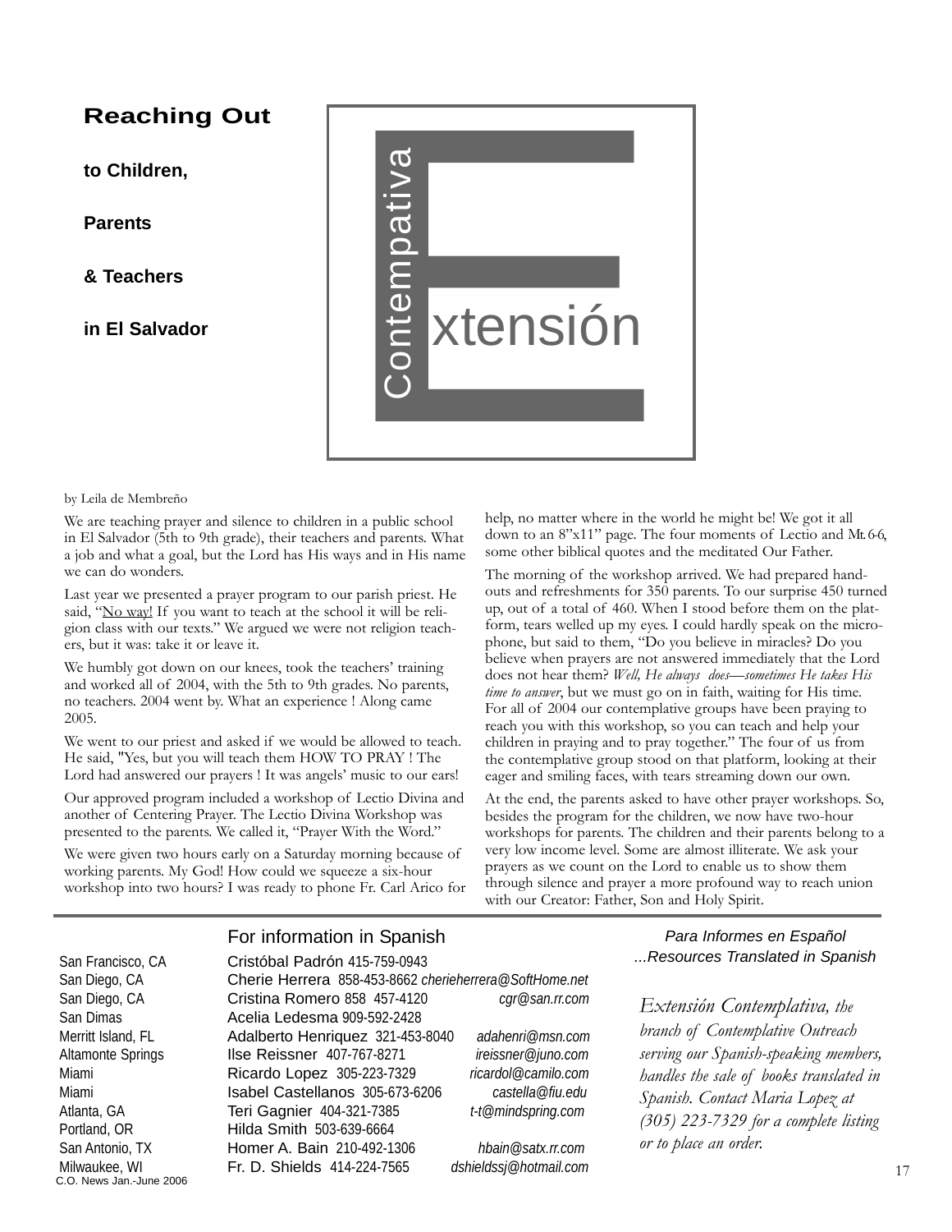# Reaching Out

**to Children,**

**Parents**

**& Teachers**

**in El Salvador**

Extensión Contempativa

by Leila de Membreño

We are teaching prayer and silence to children in a public school in El Salvador (5th to 9th grade), their teachers and parents. What a job and what a goal, but the Lord has His ways and in His name we can do wonders.

Last year we presented a prayer program to our parish priest. He said, "No way! If you want to teach at the school it will be religion class with our texts." We argued we were not religion teachers, but it was: take it or leave it.

We humbly got down on our knees, took the teachers' training and worked all of 2004, with the 5th to 9th grades. No parents, no teachers. 2004 went by. What an experience ! Along came 2005.

We went to our priest and asked if we would be allowed to teach. He said, "Yes, but you will teach them HOW TO PRAY ! The Lord had answered our prayers ! It was angels' music to our ears!

Our approved program included a workshop of Lectio Divina and another of Centering Prayer. The Lectio Divina Workshop was presented to the parents. We called it, "Prayer With the Word."

We were given two hours early on a Saturday morning because of working parents. My God! How could we squeeze a six-hour workshop into two hours? I was ready to phone Fr. Carl Arico for help, no matter where in the world he might be! We got it all down to an 8"x11" page. The four moments of Lectio and Mt. 6-6, some other biblical quotes and the meditated Our Father.

The morning of the workshop arrived. We had prepared handouts and refreshments for 350 parents. To our surprise 450 turned up, out of a total of 460. When I stood before them on the platform, tears welled up my eyes. I could hardly speak on the microphone, but said to them, "Do you believe in miracles? Do you believe when prayers are not answered immediately that the Lord does not hear them? *Well, He always does—sometimes He takes His time to answer*, but we must go on in faith, waiting for His time. For all of 2004 our contemplative groups have been praying to reach you with this workshop, so you can teach and help your children in praying and to pray together." The four of us from the contemplative group stood on that platform, looking at their eager and smiling faces, with tears streaming down our own.

At the end, the parents asked to have other prayer workshops. So, besides the program for the children, we now have two-hour workshops for parents. The children and their parents belong to a very low income level. Some are almost illiterate. We ask your prayers as we count on the Lord to enable us to show them through silence and prayer a more profound way to reach union with our Creator: Father, Son and Holy Spirit.

## For information in Spanish

| | | |
|---|---|---|
| San Francisco, CA | Cristóbal Padrón 415-759-0943 | |
| San Diego, CA | Cherie Herrera 858-453-8662 | cherieherrera@SoftHome.net |
| San Diego, CA | Cristina Romero 858 457-4120 | cgr@san.rr.com |
| San Dimas | Acelia Ledesma 909-592-2428 | |
| Merritt Island, FL | Adalberto Henriquez 321-453-8040 | adahenri@msn.com |
| Altamonte Springs | Ilse Reissner 407-767-8271 | ireissner@juno.com |
| Miami | Ricardo Lopez 305-223-7329 | ricardol@camilo.com |
| Miami | Isabel Castellanos 305-673-6206 | castella@fiu.edu |
| Atlanta, GA | Teri Gagnier 404-321-7385 | t-t@mindspring.com |
| Portland, OR | Hilda Smith 503-639-6664 | |
| San Antonio, TX | Homer A. Bain 210-492-1306 | hbain@satx.rr.com |
| Milwaukee, WI | Fr. D. Shields 414-224-7565 | dshieldssj@hotmail.com |

*Para Informes en Español*
*...Resources Translated in Spanish*

*Extensión Contemplativa, the branch of Contemplative Outreach serving our Spanish-speaking members, handles the sale of books translated in Spanish. Contact Maria Lopez at (305) 223-7329 for a complete listing or to place an order.*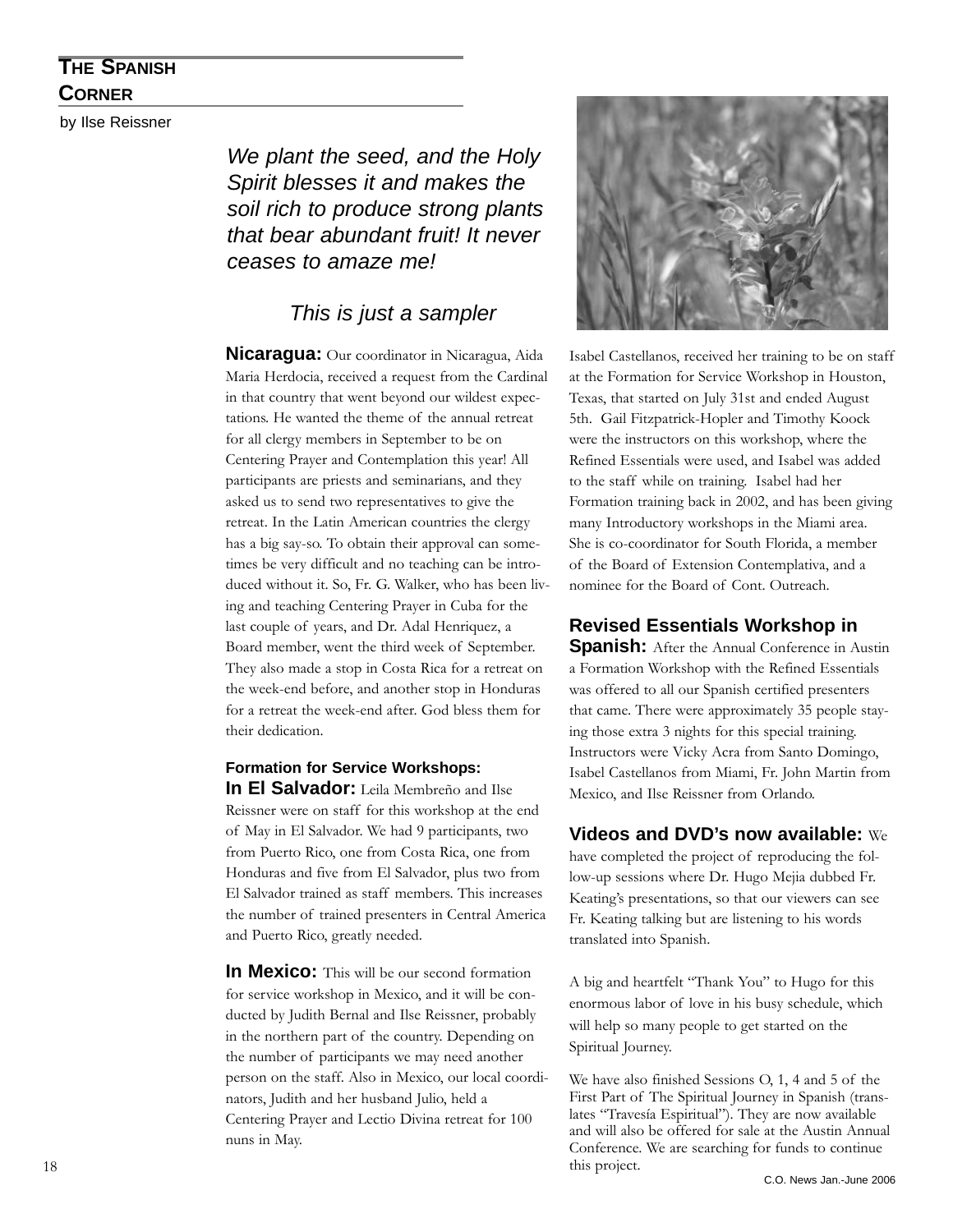## The Spanish Corner

by Ilse Reissner

*We plant the seed, and the Holy Spirit blesses it and makes the soil rich to produce strong plants that bear abundant fruit! It never ceases to amaze me!*

*This is just a sampler*

**Nicaragua:** Our coordinator in Nicaragua, Aida Maria Herdocia, received a request from the Cardinal in that country that went beyond our wildest expectations. He wanted the theme of the annual retreat for all clergy members in September to be on Centering Prayer and Contemplation this year! All participants are priests and seminarians, and they asked us to send two representatives to give the retreat. In the Latin American countries the clergy has a big say-so. To obtain their approval can sometimes be very difficult and no teaching can be introduced without it. So, Fr. G. Walker, who has been living and teaching Centering Prayer in Cuba for the last couple of years, and Dr. Adal Henriquez, a Board member, went the third week of September. They also made a stop in Costa Rica for a retreat on the week-end before, and another stop in Honduras for a retreat the week-end after. God bless them for their dedication.

### Formation for Service Workshops:

**In El Salvador:** Leila Membreño and Ilse Reissner were on staff for this workshop at the end of May in El Salvador. We had 9 participants, two from Puerto Rico, one from Costa Rica, one from Honduras and five from El Salvador, plus two from El Salvador trained as staff members. This increases the number of trained presenters in Central America and Puerto Rico, greatly needed.

**In Mexico:** This will be our second formation for service workshop in Mexico, and it will be conducted by Judith Bernal and Ilse Reissner, probably in the northern part of the country. Depending on the number of participants we may need another person on the staff. Also in Mexico, our local coordinators, Judith and her husband Julio, held a Centering Prayer and Lectio Divina retreat for 100 nuns in May.

Isabel Castellanos, received her training to be on staff at the Formation for Service Workshop in Houston, Texas, that started on July 31st and ended August 5th. Gail Fitzpatrick-Hopler and Timothy Koock were the instructors on this workshop, where the Refined Essentials were used, and Isabel was added to the staff while on training. Isabel had her Formation training back in 2002, and has been giving many Introductory workshops in the Miami area. She is co-coordinator for South Florida, a member of the Board of Extension Contemplativa, and a nominee for the Board of Cont. Outreach.

### Revised Essentials Workshop in Spanish:

After the Annual Conference in Austin a Formation Workshop with the Refined Essentials was offered to all our Spanish certified presenters that came. There were approximately 35 people staying those extra 3 nights for this special training. Instructors were Vicky Acra from Santo Domingo, Isabel Castellanos from Miami, Fr. John Martin from Mexico, and Ilse Reissner from Orlando.

### Videos and DVD's now available:

We have completed the project of reproducing the follow-up sessions where Dr. Hugo Mejia dubbed Fr. Keating's presentations, so that our viewers can see Fr. Keating talking but are listening to his words translated into Spanish.

A big and heartfelt "Thank You" to Hugo for this enormous labor of love in his busy schedule, which will help so many people to get started on the Spiritual Journey.

We have also finished Sessions O, 1, 4 and 5 of the First Part of The Spiritual Journey in Spanish (translates "Travesía Espiritual"). They are now available and will also be offered for sale at the Austin Annual Conference. We are searching for funds to continue this project.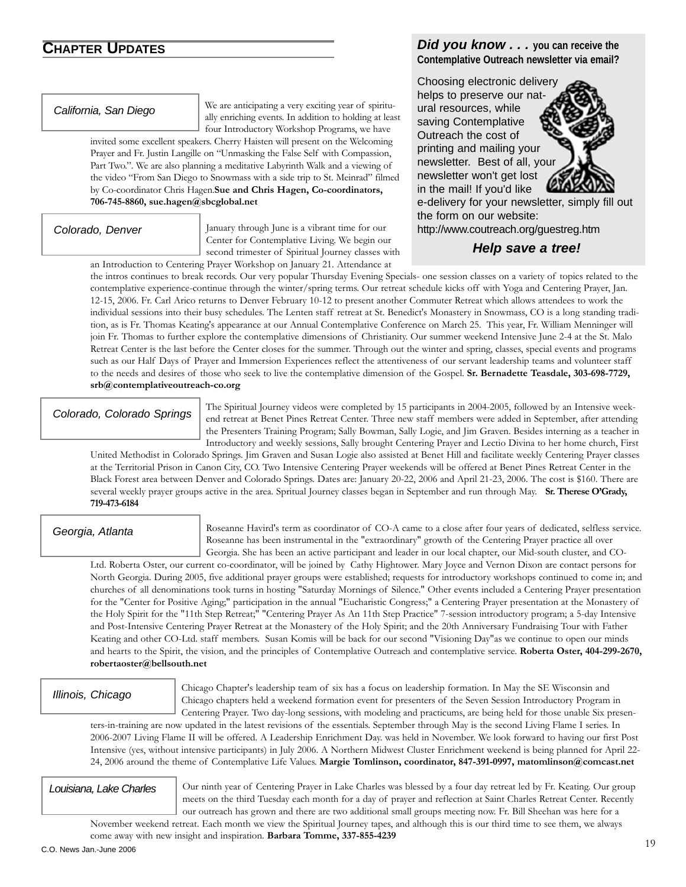## CHAPTER UPDATES

### California, San Diego

We are anticipating a very exciting year of spiritually enriching events. In addition to holding at least four Introductory Workshop Programs, we have invited some excellent speakers. Cherry Haisten will present on the Welcoming Prayer and Fr. Justin Langille on "Unmasking the False Self with Compassion, Part Two.". We are also planning a meditative Labyrinth Walk and a viewing of the video "From San Diego to Snowmass with a side trip to St. Meinrad" filmed by Co-coordinator Chris Hagen. **Sue and Chris Hagen, Co-coordinators, 706-745-8860, sue.hagen@sbcglobal.net**

### Colorado, Denver

January through June is a vibrant time for our Center for Contemplative Living. We begin our second trimester of Spiritual Journey classes with an Introduction to Centering Prayer Workshop on January 21. Attendance at the intros continues to break records. Our very popular Thursday Evening Specials- one session classes on a variety of topics related to the contemplative experience-continue through the winter/spring terms. Our retreat schedule kicks off with Yoga and Centering Prayer, Jan. 12-15, 2006. Fr. Carl Arico returns to Denver February 10-12 to present another Commuter Retreat which allows attendees to work the individual sessions into their busy schedules. The Lenten staff retreat at St. Benedict's Monastery in Snowmass, CO is a long standing tradition, as is Fr. Thomas Keating's appearance at our Annual Contemplative Conference on March 25. This year, Fr. William Menninger will join Fr. Thomas to further explore the contemplative dimensions of Christianity. Our summer weekend Intensive June 2-4 at the St. Malo Retreat Center is the last before the Center closes for the summer. Through out the winter and spring, classes, special events and programs such as our Half Days of Prayer and Immersion Experiences reflect the attentiveness of our servant leadership teams and volunteer staff to the needs and desires of those who seek to live the contemplative dimension of the Gospel. **Sr. Bernadette Teasdale, 303-698-7729, srb@contemplativeoutreach-co.org**

### Colorado, Colorado Springs

The Spiritual Journey videos were completed by 15 participants in 2004-2005, followed by an Intensive weekend retreat at Benet Pines Retreat Center. Three new staff members were added in September, after attending the Presenters Training Program; Sally Bowman, Sally Logie, and Jim Graven. Besides interning as a teacher in Introductory and weekly sessions, Sally brought Centering Prayer and Lectio Divina to her home church, First United Methodist in Colorado Springs. Jim Graven and Susan Logie also assisted at Benet Hill and facilitate weekly Centering Prayer classes at the Territorial Prison in Canon City, CO. Two Intensive Centering Prayer weekends will be offered at Benet Pines Retreat Center in the Black Forest area between Denver and Colorado Springs. Dates are: January 20-22, 2006 and April 21-23, 2006. The cost is $160. There are several weekly prayer groups active in the area. Spritual Journey classes began in September and run through May. **Sr. Therese O'Grady, 719-473-6184**

### Georgia, Atlanta

Roseanne Havird's term as coordinator of CO-A came to a close after four years of dedicated, selfless service. Roseanne has been instrumental in the "extraordinary" growth of the Centering Prayer practice all over Georgia. She has been an active participant and leader in our local chapter, our Mid-south cluster, and CO-Ltd. Roberta Oster, our current co-coordinator, will be joined by Cathy Hightower. Mary Joyce and Vernon Dixon are contact persons for North Georgia. During 2005, five additional prayer groups were established; requests for introductory workshops continued to come in; and churches of all denominations took turns in hosting "Saturday Mornings of Silence." Other events included a Centering Prayer presentation for the "Center for Positive Aging;" participation in the annual "Eucharistic Congress;" a Centering Prayer presentation at the Monastery of the Holy Spirit for the "11th Step Retreat;" "Centering Prayer As An 11th Step Practice" 7-session introductory program; a 5-day Intensive and Post-Intensive Centering Prayer Retreat at the Monastery of the Holy Spirit; and the 20th Anniversary Fundraising Tour with Father Keating and other CO-Ltd. staff members. Susan Komis will be back for our second "Visioning Day"as we continue to open our minds and hearts to the Spirit, the vision, and the principles of Contemplative Outreach and contemplative service. **Roberta Oster, 404-299-2670, robertaoster@bellsouth.net**

### Illinois, Chicago

Chicago Chapter's leadership team of six has a focus on leadership formation. In May the SE Wisconsin and Chicago chapters held a weekend formation event for presenters of the Seven Session Introductory Program in Centering Prayer. Two day-long sessions, with modeling and practicums, are being held for those unable Six presenters-in-training are now updated in the latest revisions of the essentials. September through May is the second Living Flame I series. In 2006-2007 Living Flame II will be offered. A Leadership Enrichment Day. was held in November. We look forward to having our first Post Intensive (yes, without intensive participants) in July 2006. A Northern Midwest Cluster Enrichment weekend is being planned for April 22-24, 2006 around the theme of Contemplative Life Values. **Margie Tomlinson, coordinator, 847-391-0997, matomlinson@comcast.net**

### Louisiana, Lake Charles

Our ninth year of Centering Prayer in Lake Charles was blessed by a four day retreat led by Fr. Keating. Our group meets on the third Tuesday each month for a day of prayer and reflection at Saint Charles Retreat Center. Recently our outreach has grown and there are two additional small groups meeting now. Fr. Bill Sheehan was here for a November weekend retreat. Each month we view the Spiritual Journey tapes, and although this is our third time to see them, we always come away with new insight and inspiration. **Barbara Tomme, 337-855-4239**

---

***Did you know . . .*** **you can receive the Contemplative Outreach newsletter via email?**

Choosing electronic delivery helps to preserve our natural resources, while saving Contemplative Outreach the cost of printing and mailing your newsletter. Best of all, your newsletter won't get lost in the mail! If you'd like e-delivery for your newsletter, simply fill out the form on our website: http://www.coutreach.org/guestreg.htm

***Help save a tree!***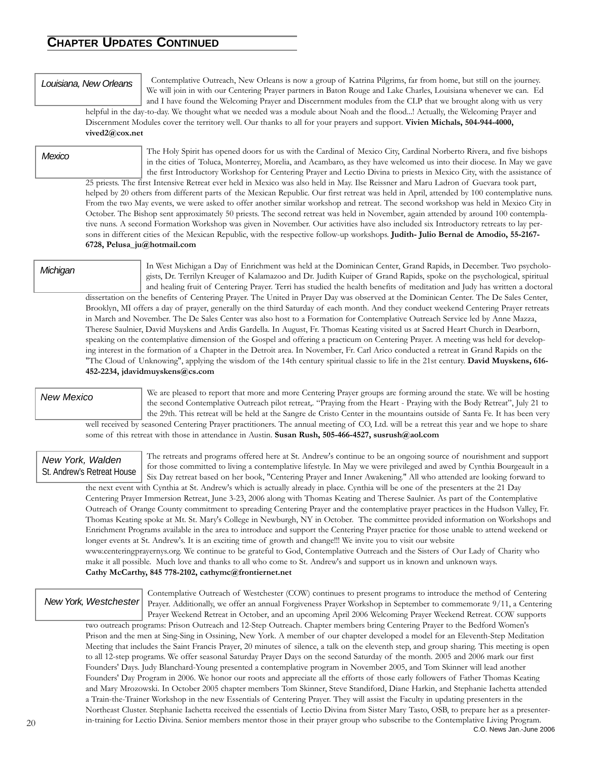## Chapter Updates Continued

### Louisiana, New Orleans

Contemplative Outreach, New Orleans is now a group of Katrina Pilgrims, far from home, but still on the journey. We will join in with our Centering Prayer partners in Baton Rouge and Lake Charles, Louisiana whenever we can. Ed and I have found the Welcoming Prayer and Discernment modules from the CLP that we brought along with us very helpful in the day-to-day. We thought what we needed was a module about Noah and the flood...! Actually, the Welcoming Prayer and Discernment Modules cover the territory well. Our thanks to all for your prayers and support. **Vivien Michals, 504-944-4000, vived2@cox.net**

### Mexico

The Holy Spirit has opened doors for us with the Cardinal of Mexico City, Cardinal Norberto Rivera, and five bishops in the cities of Toluca, Monterrey, Morelia, and Acambaro, as they have welcomed us into their diocese. In May we gave the first Introductory Workshop for Centering Prayer and Lectio Divina to priests in Mexico City, with the assistance of 25 priests. The first Intensive Retreat ever held in Mexico was also held in May. Ilse Reissner and Maru Ladron of Guevara took part, helped by 20 others from different parts of the Mexican Republic. Our first retreat was held in April, attended by 100 contemplative nuns. From the two May events, we were asked to offer another similar workshop and retreat. The second workshop was held in Mexico City in October. The Bishop sent approximately 50 priests. The second retreat was held in November, again attended by around 100 contemplative nuns. A second Formation Workshop was given in November. Our activities have also included six Introductory retreats to lay persons in different cities of the Mexican Republic, with the respective follow-up workshops. **Judith- Julio Bernal de Amodio, 55-2167-6728, Pelusa_ju@hotmail.com**

### Michigan

In West Michigan a Day of Enrichment was held at the Dominican Center, Grand Rapids, in December. Two psychologists, Dr. Terrilyn Kreuger of Kalamazoo and Dr. Judith Kuiper of Grand Rapids, spoke on the psychological, spiritual and healing fruit of Centering Prayer. Terri has studied the health benefits of meditation and Judy has written a doctoral dissertation on the benefits of Centering Prayer. The United in Prayer Day was observed at the Dominican Center. The De Sales Center, Brooklyn, MI offers a day of prayer, generally on the third Saturday of each month. And they conduct weekend Centering Prayer retreats in March and November. The De Sales Center was also host to a Formation for Contemplative Outreach Service led by Anne Mazza, Therese Saulnier, David Muyskens and Ardis Gardella. In August, Fr. Thomas Keating visited us at Sacred Heart Church in Dearborn, speaking on the contemplative dimension of the Gospel and offering a practicum on Centering Prayer. A meeting was held for developing interest in the formation of a Chapter in the Detroit area. In November, Fr. Carl Arico conducted a retreat in Grand Rapids on the "The Cloud of Unknowing", applying the wisdom of the 14th century spiritual classic to life in the 21st century. **David Muyskens, 616-452-2234, jdavidmuyskens@cs.com**

### New Mexico

We are pleased to report that more and more Centering Prayer groups are forming around the state. We will be hosting the second Contemplative Outreach pilot retreat,. "Praying from the Heart - Praying with the Body Retreat", July 21 to the 29th. This retreat will be held at the Sangre de Cristo Center in the mountains outside of Santa Fe. It has been very well received by seasoned Centering Prayer practitioners. The annual meeting of CO, Ltd. will be a retreat this year and we hope to share some of this retreat with those in attendance in Austin. **Susan Rush, 505-466-4527, susrush@aol.com**

### New York, Walden
St. Andrew's Retreat House

The retreats and programs offered here at St. Andrew's continue to be an ongoing source of nourishment and support for those committed to living a contemplative lifestyle. In May we were privileged and awed by Cynthia Bourgeault in a Six Day retreat based on her book, "Centering Prayer and Inner Awakening." All who attended are looking forward to the next event with Cynthia at St. Andrew's which is actually already in place. Cynthia will be one of the presenters at the 21 Day Centering Prayer Immersion Retreat, June 3-23, 2006 along with Thomas Keating and Therese Saulnier. As part of the Contemplative Outreach of Orange County commitment to spreading Centering Prayer and the contemplative prayer practices in the Hudson Valley, Fr. Thomas Keating spoke at Mt. St. Mary's College in Newburgh, NY in October. The committee provided information on Workshops and Enrichment Programs available in the area to introduce and support the Centering Prayer practice for those unable to attend weekend or longer events at St. Andrew's. It is an exciting time of growth and change!!! We invite you to visit our website www.centeringprayernys.org. We continue to be grateful to God, Contemplative Outreach and the Sisters of Our Lady of Charity who make it all possible. Much love and thanks to all who come to St. Andrew's and support us in known and unknown ways.
**Cathy McCarthy, 845 778-2102, cathymc@frontiernet.net**

### New York, Westchester

Contemplative Outreach of Westchester (COW) continues to present programs to introduce the method of Centering Prayer. Additionally, we offer an annual Forgiveness Prayer Workshop in September to commemorate 9/11, a Centering Prayer Weekend Retreat in October, and an upcoming April 2006 Welcoming Prayer Weekend Retreat. COW supports two outreach programs: Prison Outreach and 12-Step Outreach. Chapter members bring Centering Prayer to the Bedford Women's Prison and the men at Sing-Sing in Ossining, New York. A member of our chapter developed a model for an Eleventh-Step Meditation Meeting that includes the Saint Francis Prayer, 20 minutes of silence, a talk on the eleventh step, and group sharing. This meeting is open to all 12-step programs. We offer seasonal Saturday Prayer Days on the second Saturday of the month. 2005 and 2006 mark our first Founders' Days. Judy Blanchard-Young presented a contemplative program in November 2005, and Tom Skinner will lead another Founders' Day Program in 2006. We honor our roots and appreciate all the efforts of those early followers of Father Thomas Keating and Mary Mrozowski. In October 2005 chapter members Tom Skinner, Steve Standiford, Diane Harkin, and Stephanie Iachetta attended a Train-the-Trainer Workshop in the new Essentials of Centering Prayer. They will assist the Faculty in updating presenters in the Northeast Cluster. Stephanie Iachetta received the essentials of Lectio Divina from Sister Mary Tasto, OSB, to prepare her as a presenter-in-training for Lectio Divina. Senior members mentor those in their prayer group who subscribe to the Contemplative Living Program.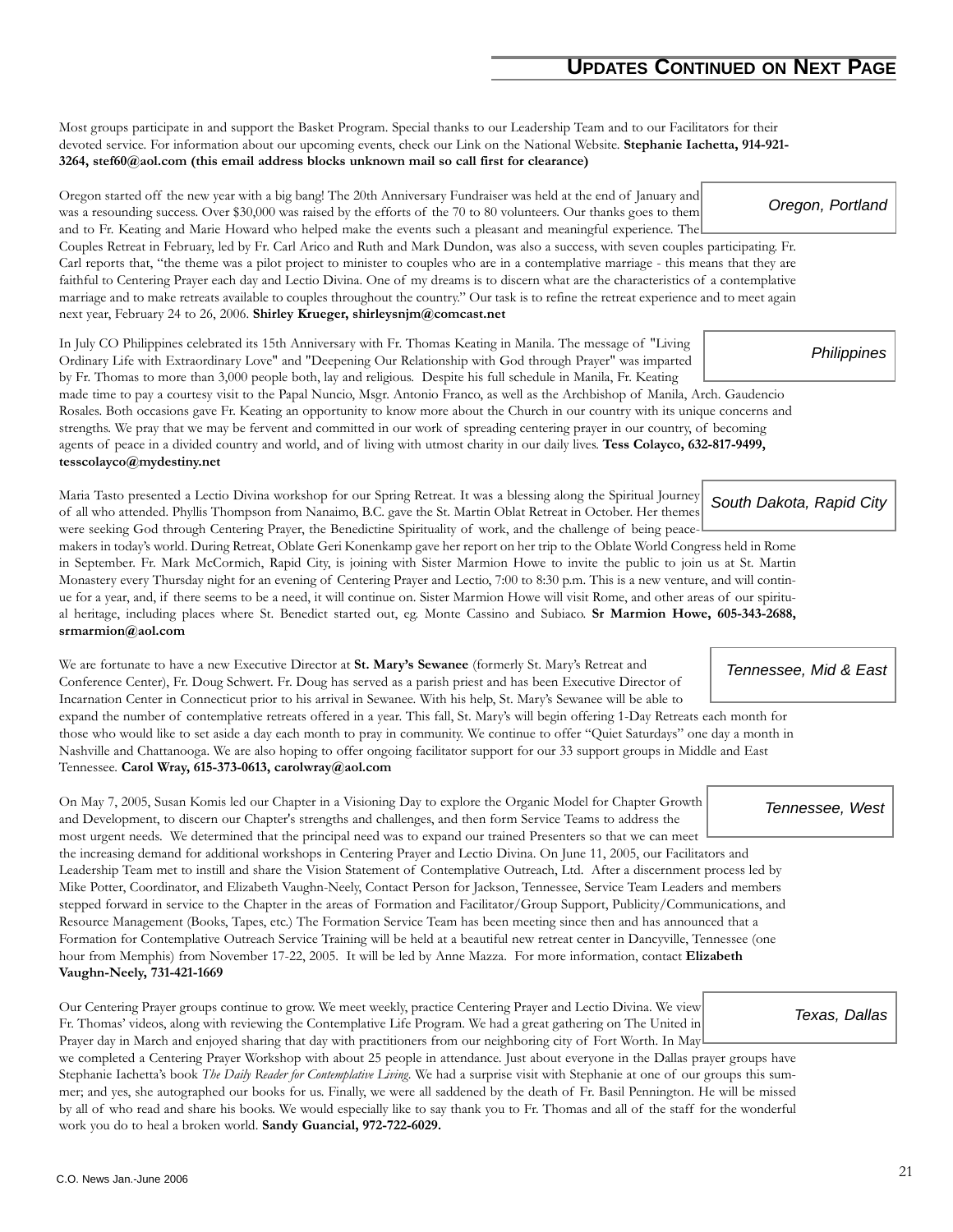## Updates Continued on Next Page

Most groups participate in and support the Basket Program. Special thanks to our Leadership Team and to our Facilitators for their devoted service. For information about our upcoming events, check our Link on the National Website. **Stephanie Iachetta, 914-921-3264, stef60@aol.com (this email address blocks unknown mail so call first for clearance)**

### Oregon, Portland

Oregon started off the new year with a big bang! The 20th Anniversary Fundraiser was held at the end of January and was a resounding success. Over $30,000 was raised by the efforts of the 70 to 80 volunteers. Our thanks goes to them and to Fr. Keating and Marie Howard who helped make the events such a pleasant and meaningful experience. The Couples Retreat in February, led by Fr. Carl Arico and Ruth and Mark Dundon, was also a success, with seven couples participating. Fr. Carl reports that, "the theme was a pilot project to minister to couples who are in a contemplative marriage - this means that they are faithful to Centering Prayer each day and Lectio Divina. One of my dreams is to discern what are the characteristics of a contemplative marriage and to make retreats available to couples throughout the country." Our task is to refine the retreat experience and to meet again next year, February 24 to 26, 2006. **Shirley Krueger, shirleysnjm@comcast.net**

### Philippines

In July CO Philippines celebrated its 15th Anniversary with Fr. Thomas Keating in Manila. The message of "Living Ordinary Life with Extraordinary Love" and "Deepening Our Relationship with God through Prayer" was imparted by Fr. Thomas to more than 3,000 people both, lay and religious. Despite his full schedule in Manila, Fr. Keating made time to pay a courtesy visit to the Papal Nuncio, Msgr. Antonio Franco, as well as the Archbishop of Manila, Arch. Gaudencio Rosales. Both occasions gave Fr. Keating an opportunity to know more about the Church in our country with its unique concerns and strengths. We pray that we may be fervent and committed in our work of spreading centering prayer in our country, of becoming agents of peace in a divided country and world, and of living with utmost charity in our daily lives. **Tess Colayco, 632-817-9499, tesscolayco@mydestiny.net**

### South Dakota, Rapid City

Maria Tasto presented a Lectio Divina workshop for our Spring Retreat. It was a blessing along the Spiritual Journey of all who attended. Phyllis Thompson from Nanaimo, B.C. gave the St. Martin Oblat Retreat in October. Her themes were seeking God through Centering Prayer, the Benedictine Spirituality of work, and the challenge of being peace-makers in today's world. During Retreat, Oblate Geri Konenkamp gave her report on her trip to the Oblate World Congress held in Rome in September. Fr. Mark McCormich, Rapid City, is joining with Sister Marmion Howe to invite the public to join us at St. Martin Monastery every Thursday night for an evening of Centering Prayer and Lectio, 7:00 to 8:30 p.m. This is a new venture, and will continue for a year, and, if there seems to be a need, it will continue on. Sister Marmion Howe will visit Rome, and other areas of our spiritual heritage, including places where St. Benedict started out, eg. Monte Cassino and Subiaco. **Sr Marmion Howe, 605-343-2688, srmarmion@aol.com**

### Tennessee, Mid & East

We are fortunate to have a new Executive Director at **St. Mary's Sewanee** (formerly St. Mary's Retreat and Conference Center), Fr. Doug Schwert. Fr. Doug has served as a parish priest and has been Executive Director of Incarnation Center in Connecticut prior to his arrival in Sewanee. With his help, St. Mary's Sewanee will be able to expand the number of contemplative retreats offered in a year. This fall, St. Mary's will begin offering 1-Day Retreats each month for those who would like to set aside a day each month to pray in community. We continue to offer "Quiet Saturdays" one day a month in Nashville and Chattanooga. We are also hoping to offer ongoing facilitator support for our 33 support groups in Middle and East Tennessee. **Carol Wray, 615-373-0613, carolwray@aol.com**

### Tennessee, West

On May 7, 2005, Susan Komis led our Chapter in a Visioning Day to explore the Organic Model for Chapter Growth and Development, to discern our Chapter's strengths and challenges, and then form Service Teams to address the most urgent needs. We determined that the principal need was to expand our trained Presenters so that we can meet the increasing demand for additional workshops in Centering Prayer and Lectio Divina. On June 11, 2005, our Facilitators and Leadership Team met to instill and share the Vision Statement of Contemplative Outreach, Ltd. After a discernment process led by Mike Potter, Coordinator, and Elizabeth Vaughn-Neely, Contact Person for Jackson, Tennessee, Service Team Leaders and members stepped forward in service to the Chapter in the areas of Formation and Facilitator/Group Support, Publicity/Communications, and Resource Management (Books, Tapes, etc.) The Formation Service Team has been meeting since then and has announced that a Formation for Contemplative Outreach Service Training will be held at a beautiful new retreat center in Dancyville, Tennessee (one hour from Memphis) from November 17-22, 2005. It will be led by Anne Mazza. For more information, contact **Elizabeth Vaughn-Neely, 731-421-1669**

### Texas, Dallas

Our Centering Prayer groups continue to grow. We meet weekly, practice Centering Prayer and Lectio Divina. We view Fr. Thomas' videos, along with reviewing the Contemplative Life Program. We had a great gathering on The United in Prayer day in March and enjoyed sharing that day with practitioners from our neighboring city of Fort Worth. In May we completed a Centering Prayer Workshop with about 25 people in attendance. Just about everyone in the Dallas prayer groups have Stephanie Iachetta's book *The Daily Reader for Contemplative Living*. We had a surprise visit with Stephanie at one of our groups this summer; and yes, she autographed our books for us. Finally, we were all saddened by the death of Fr. Basil Pennington. He will be missed by all of who read and share his books. We would especially like to say thank you to Fr. Thomas and all of the staff for the wonderful work you do to heal a broken world. **Sandy Guancial, 972-722-6029.**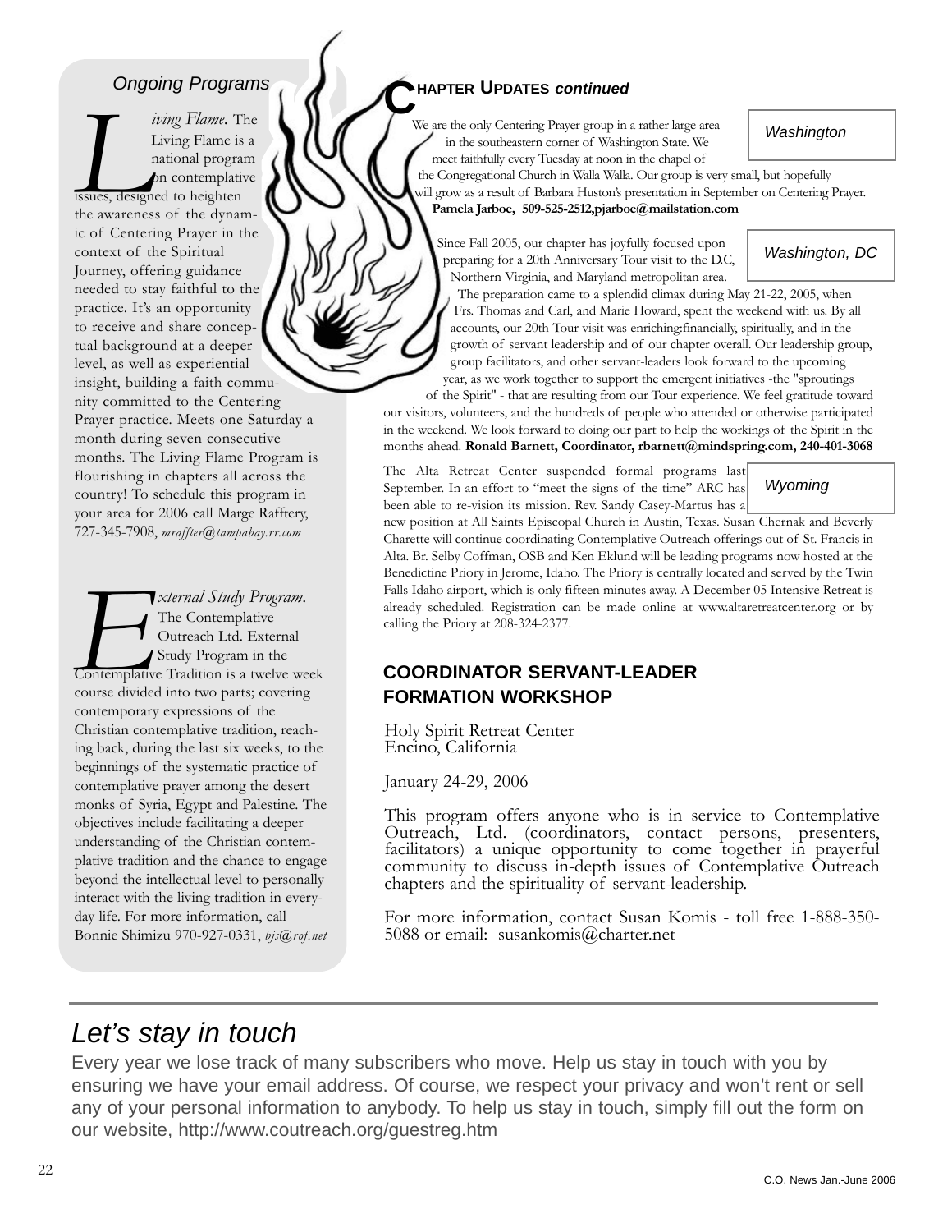## Ongoing Programs

*Living Flame.* The Living Flame is a national program on contemplative issues, designed to heighten the awareness of the dynamic of Centering Prayer in the context of the Spiritual Journey, offering guidance needed to stay faithful to the practice. It's an opportunity to receive and share conceptual background at a deeper level, as well as experiential insight, building a faith community committed to the Centering Prayer practice. Meets one Saturday a month during seven consecutive months. The Living Flame Program is flourishing in chapters all across the country! To schedule this program in your area for 2006 call Marge Rafftery, 727-345-7908, *mraffter@tampabay.rr.com*

*External Study Program.* The Contemplative Outreach Ltd. External Study Program in the Contemplative Tradition is a twelve week course divided into two parts; covering contemporary expressions of the Christian contemplative tradition, reaching back, during the last six weeks, to the beginnings of the systematic practice of contemplative prayer among the desert monks of Syria, Egypt and Palestine. The objectives include facilitating a deeper understanding of the Christian contemplative tradition and the chance to engage beyond the intellectual level to personally interact with the living tradition in everyday life. For more information, call Bonnie Shimizu 970-927-0331, *bjs@rof.net*

## CHAPTER UPDATES *continued*

### Washington

We are the only Centering Prayer group in a rather large area in the southeastern corner of Washington State. We meet faithfully every Tuesday at noon in the chapel of the Congregational Church in Walla Walla. Our group is very small, but hopefully will grow as a result of Barbara Huston's presentation in September on Centering Prayer. **Pamela Jarboe, 509-525-2512,pjarboe@mailstation.com**

### Washington, DC

Since Fall 2005, our chapter has joyfully focused upon preparing for a 20th Anniversary Tour visit to the D.C, Northern Virginia, and Maryland metropolitan area. The preparation came to a splendid climax during May 21-22, 2005, when Frs. Thomas and Carl, and Marie Howard, spent the weekend with us. By all accounts, our 20th Tour visit was enriching:financially, spiritually, and in the growth of servant leadership and of our chapter overall. Our leadership group, group facilitators, and other servant-leaders look forward to the upcoming year, as we work together to support the emergent initiatives -the "sproutings of the Spirit" - that are resulting from our Tour experience. We feel gratitude toward our visitors, volunteers, and the hundreds of people who attended or otherwise participated in the weekend. We look forward to doing our part to help the workings of the Spirit in the months ahead. **Ronald Barnett, Coordinator, rbarnett@mindspring.com, 240-401-3068**

### Wyoming

The Alta Retreat Center suspended formal programs last September. In an effort to "meet the signs of the time" ARC has been able to re-vision its mission. Rev. Sandy Casey-Martus has a new position at All Saints Episcopal Church in Austin, Texas. Susan Chernak and Beverly Charette will continue coordinating Contemplative Outreach offerings out of St. Francis in Alta. Br. Selby Coffman, OSB and Ken Eklund will be leading programs now hosted at the Benedictine Priory in Jerome, Idaho. The Priory is centrally located and served by the Twin Falls Idaho airport, which is only fifteen minutes away. A December 05 Intensive Retreat is already scheduled. Registration can be made online at www.altaretreatcenter.org or by calling the Priory at 208-324-2377.

## COORDINATOR SERVANT-LEADER FORMATION WORKSHOP

Holy Spirit Retreat Center
Encino, California

January 24-29, 2006

This program offers anyone who is in service to Contemplative Outreach, Ltd. (coordinators, contact persons, presenters, facilitators) a unique opportunity to come together in prayerful community to discuss in-depth issues of Contemplative Outreach chapters and the spirituality of servant-leadership.

For more information, contact Susan Komis - toll free 1-888-350-5088 or email: susankomis@charter.net

## *Let's stay in touch*

Every year we lose track of many subscribers who move. Help us stay in touch with you by ensuring we have your email address. Of course, we respect your privacy and won't rent or sell any of your personal information to anybody. To help us stay in touch, simply fill out the form on our website, http://www.coutreach.org/guestreg.htm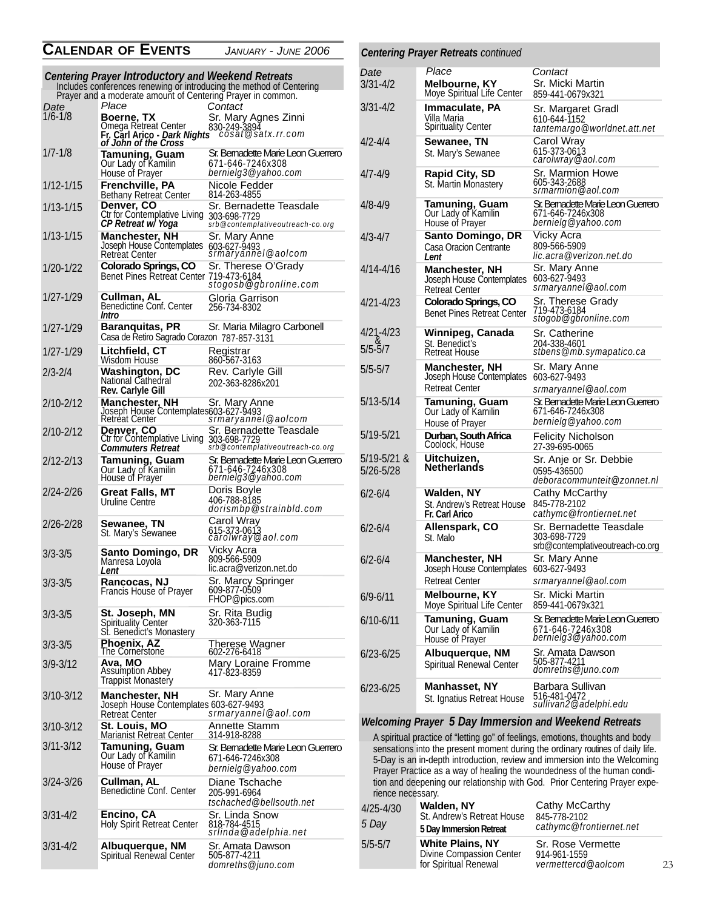# Calendar of Events — January - June 2006

## Centering Prayer Introductory and Weekend Retreats

Includes conferences renewing or introducing the method of Centering Prayer and a moderate amount of Centering Prayer in common.

| Date | Place | Contact |
|---|---|---|
| 1/6-1/8 | **Boerne, TX** Omega Retreat Center **Fr. Carl Arico - *Dark Nights of John of the Cross*** | Sr. Mary Agnes Zinni 830-249-3894 cosat@satx.rr.com |
| 1/7-1/8 | **Tamuning, Guam** Our Lady of Kamilin House of Prayer | Sr. Bernadette Marie Leon Guerrero 671-646-7246x308 bernielg3@yahoo.com |
| 1/12-1/15 | **Frenchville, PA** Bethany Retreat Center | Nicole Fedder 814-263-4855 |
| 1/13-1/15 | **Denver, CO** Ctr for Contemplative Living ***CP Retreat w/ Yoga*** | Sr. Bernadette Teasdale 303-698-7729 srb@contemplativeoutreach-co.org |
| 1/13-1/15 | **Manchester, NH** Joseph House Contemplates Retreat Center | Sr. Mary Anne 603-627-9493 srmaryannel@aolcom |
| 1/20-1/22 | **Colorado Springs, CO** Benet Pines Retreat Center | Sr. Therese O'Grady 719-473-6184 stogosb@gbronline.com |
| 1/27-1/29 | **Cullman, AL** Benedictine Conf. Center ***Intro*** | Gloria Garrison 256-734-8302 |
| 1/27-1/29 | **Baranquitas, PR** Casa de Retiro Sagrado Corazon | Sr. Maria Milagro Carbonell 787-857-3131 |
| 1/27-1/29 | **Litchfield, CT** Wisdom House | Registrar 860-567-3163 |
| 2/3-2/4 | **Washington, DC** National Cathedral **Rev. Carlyle Gill** | Rev. Carlyle Gill 202-363-8286x201 |
| 2/10-2/12 | **Manchester, NH** Joseph House Contemplates Retreat Center | Sr. Mary Anne 603-627-9493 srmaryannel@aolcom |
| 2/10-2/12 | **Denver, CO** Ctr for Contemplative Living ***Commuters Retreat*** | Sr. Bernadette Teasdale 303-698-7729 srb@contemplativeoutreach-co.org |
| 2/12-2/13 | **Tamuning, Guam** Our Lady of Kamilin House of Prayer | Sr. Bernadette Marie Leon Guerrero 671-646-7246x308 bernielg3@yahoo.com |
| 2/24-2/26 | **Great Falls, MT** Uruline Centre | Doris Boyle 406-788-8185 dorismbp@strainbld.com |
| 2/26-2/28 | **Sewanee, TN** St. Mary's Sewanee | Carol Wray 615-373-0613 carolwray@aol.com |
| 3/3-3/5 | **Santo Domingo, DR** Manresa Loyola ***Lent*** | Vicky Acra 809-566-5909 lic.acra@verizon.net.do |
| 3/3-3/5 | **Rancocas, NJ** Francis House of Prayer | Sr. Marcy Springer 609-877-0509 FHOP@pics.com |
| 3/3-3/5 | **St. Joseph, MN** Spirituality Center St. Benedict's Monastery | Sr. Rita Budig 320-363-7115 |
| 3/3-3/5 | **Phoenix, AZ** The Cornerstone | Therese Wagner 602-276-6418 |
| 3/9-3/12 | **Ava, MO** Assumption Abbey Trappist Monastery | Mary Loraine Fromme 417-823-8359 |
| 3/10-3/12 | **Manchester, NH** Joseph House Contemplates Retreat Center | Sr. Mary Anne 603-627-9493 srmaryannel@aol.com |
| 3/10-3/12 | **St. Louis, MO** Marianist Retreat Center | Annette Stamm 314-918-8288 |
| 3/11-3/12 | **Tamuning, Guam** Our Lady of Kamilin House of Prayer | Sr. Bernadette Marie Leon Guerrero 671-646-7246x308 bernielg@yahoo.com |
| 3/24-3/26 | **Cullman, AL** Benedictine Conf. Center | Diane Tschache 205-991-6964 tschached@bellsouth.net |
| 3/31-4/2 | **Encino, CA** Holy Spirit Retreat Center | Sr. Linda Snow 818-784-4515 srlinda@adelphia.net |
| 3/31-4/2 | **Albuquerque, NM** Spiritual Renewal Center | Sr. Amata Dawson 505-877-4211 domreths@juno.com |

## Centering Prayer Retreats *continued*

| Date | Place | Contact |
|---|---|---|
| 3/31-4/2 | **Melbourne, KY** Moye Spiritual Life Center | Sr. Micki Martin 859-441-0679x321 |
| 3/31-4/2 | **Immaculate, PA** Villa Maria Spirituality Center | Sr. Margaret Gradl 610-644-1152 tantemargo@worldnet.att.net |
| 4/2-4/4 | **Sewanee, TN** St. Mary's Sewanee | Carol Wray 615-373-0613 carolwray@aol.com |
| 4/7-4/9 | **Rapid City, SD** St. Martin Monastery | Sr. Marmion Howe 605-343-2688 srmarmion@aol.com |
| 4/8-4/9 | **Tamuning, Guam** Our Lady of Kamilin House of Prayer | Sr. Bernadette Marie Leon Guerrero 671-646-7246x308 bernielg@yahoo.com |
| 4/3-4/7 | **Santo Domingo, DR** Casa Oracion Centrante ***Lent*** | Vicky Acra 809-566-5909 lic.acra@verizon.net.do |
| 4/14-4/16 | **Manchester, NH** Joseph House Contemplates Retreat Center | Sr. Mary Anne 603-627-9493 srmaryannel@aol.com |
| 4/21-4/23 | **Colorado Springs, CO** Benet Pines Retreat Center | Sr. Therese Grady 719-473-6184 stogob@gbronline.com |
| 4/21-4/23 & 5/5-5/7 | **Winnipeg, Canada** St. Benedict's Retreat House | Sr. Catherine 204-338-4601 stbens@mb.symapatico.ca |
| 5/5-5/7 | **Manchester, NH** Joseph House Contemplates Retreat Center | Sr. Mary Anne 603-627-9493 srmaryannel@aol.com |
| 5/13-5/14 | **Tamuning, Guam** Our Lady of Kamilin House of Prayer | Sr. Bernadette Marie Leon Guerrero 671-646-7246x308 bernielg@yahoo.com |
| 5/19-5/21 | **Durban, South Africa** Coolock, House | Felicity Nicholson 27-39-695-0065 |
| 5/19-5/21 & 5/26-5/28 | **Uitchuizen, Netherlands** | Sr. Anje or Sr. Debbie 0595-436500 deboracommunteit@zonnet.nl |
| 6/2-6/4 | **Walden, NY** St. Andrew's Retreat House **Fr. Carl Arico** | Cathy McCarthy 845-778-2102 cathymc@frontiernet.net |
| 6/2-6/4 | **Allenspark, CO** St. Malo | Sr. Bernadette Teasdale 303-698-7729 srb@contemplativeoutreach-co.org |
| 6/2-6/4 | **Manchester, NH** Joseph House Contemplates Retreat Center | Sr. Mary Anne 603-627-9493 srmaryannel@aol.com |
| 6/9-6/11 | **Melbourne, KY** Moye Spiritual Life Center | Sr. Micki Martin 859-441-0679x321 |
| 6/10-6/11 | **Tamuning, Guam** Our Lady of Kamilin House of Prayer | Sr. Bernadette Marie Leon Guerrero 671-646-7246x308 bernielg3@yahoo.com |
| 6/23-6/25 | **Albuquerque, NM** Spiritual Renewal Center | Sr. Amata Dawson 505-877-4211 domreths@juno.com |
| 6/23-6/25 | **Manhasset, NY** St. Ignatius Retreat House | Barbara Sullivan 516-481-0472 sullivan2@adelphi.edu |

## Welcoming Prayer 5 Day Immersion and Weekend Retreats

A spiritual practice of "letting go" of feelings, emotions, thoughts and body sensations into the present moment during the ordinary routines of daily life. 5-Day is an in-depth introduction, review and immersion into the Welcoming Prayer Practice as a way of healing the woundedness of the human condition and deepening our relationship with God. Prior Centering Prayer experience necessary.

| Date | Place | Contact |
|---|---|---|
| 4/25-4/30 *5 Day* | **Walden, NY** St. Andrew's Retreat House **5 Day Immersion Retreat** | Cathy McCarthy 845-778-2102 cathymc@frontiernet.net |
| 5/5-5/7 | **White Plains, NY** Divine Compassion Center for Spiritual Renewal | Sr. Rose Vermette 914-961-1559 vermettercd@aolcom |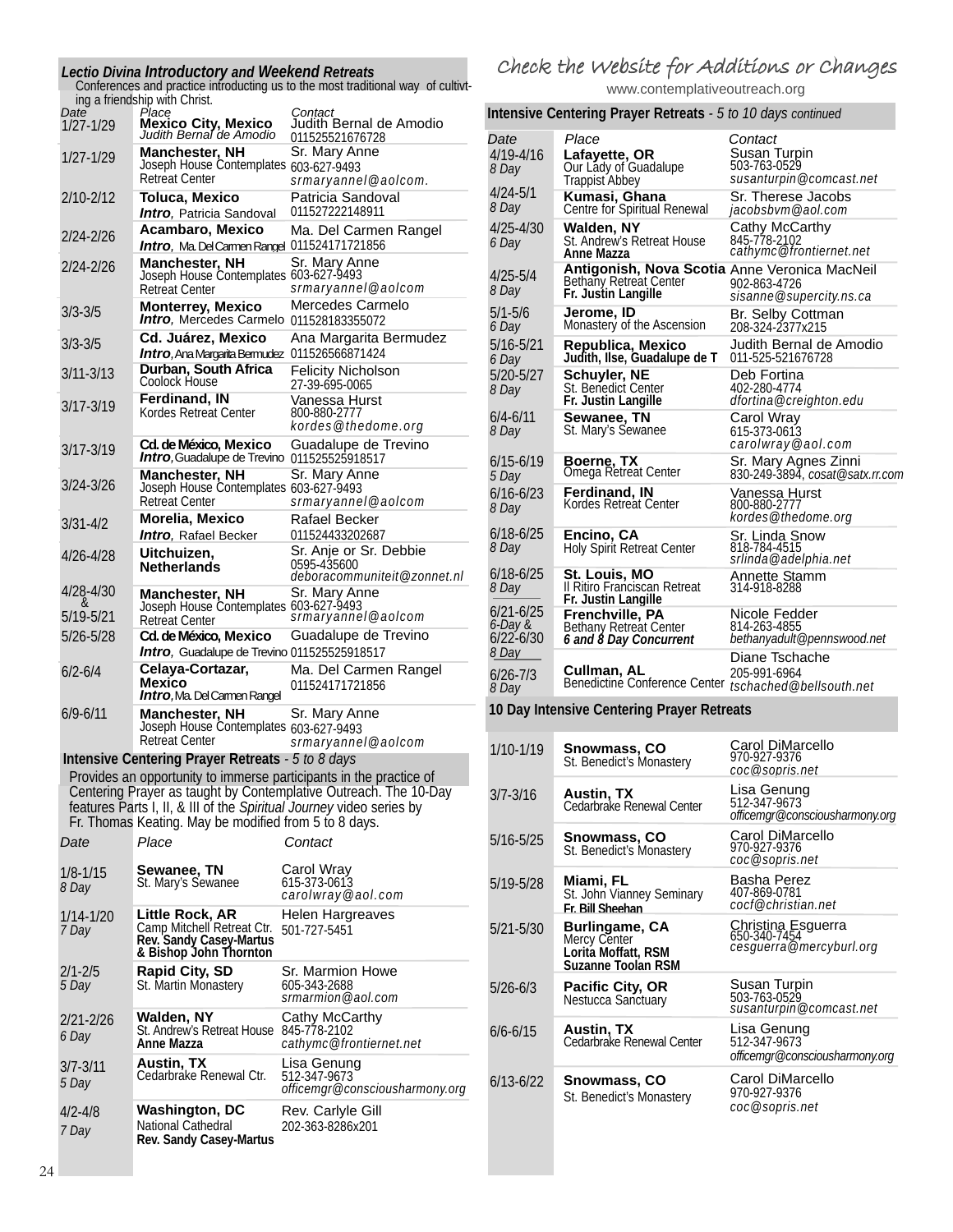## *Lectio Divina* Introductory and Weekend Retreats

Conferences and practice introducting us to the most traditional way of cultivting a friendship with Christ.

| Date | Place | Contact |
|---|---|---|
| 1/27-1/29 | **Mexico City, Mexico** *Judith Bernal de Amodio* | Judith Bernal de Amodio 011525521676728 |
| 1/27-1/29 | **Manchester, NH** Joseph House Contemplates Retreat Center | Sr. Mary Anne 603-627-9493 *srmaryannel@aolcom.* |
| 2/10-2/12 | **Toluca, Mexico** *Intro*, Patricia Sandoval | Patricia Sandoval 011527222148911 |
| 2/24-2/26 | **Acambaro, Mexico** *Intro*, Ma. Del Carmen Rangel | Ma. Del Carmen Rangel 011524171721856 |
| 2/24-2/26 | **Manchester, NH** Joseph House Contemplates Retreat Center | Sr. Mary Anne 603-627-9493 *srmaryannel@aolcom* |
| 3/3-3/5 | **Monterrey, Mexico** *Intro*, Mercedes Carmelo | Mercedes Carmelo 011528183355072 |
| 3/3-3/5 | **Cd. Juárez, Mexico** *Intro*, Ana Margarita Bermudez | Ana Margarita Bermudez 011526566871424 |
| 3/11-3/13 | **Durban, South Africa** Coolock House | Felicity Nicholson 27-39-695-0065 |
| 3/17-3/19 | **Ferdinand, IN** Kordes Retreat Center | Vanessa Hurst 800-880-2777 *kordes@thedome.org* |
| 3/17-3/19 | **Cd. de México, Mexico** *Intro*, Guadalupe de Trevino | Guadalupe de Trevino 011525525918517 |
| 3/24-3/26 | **Manchester, NH** Joseph House Contemplates Retreat Center | Sr. Mary Anne 603-627-9493 *srmaryannel@aolcom* |
| 3/31-4/2 | **Morelia, Mexico** *Intro*, Rafael Becker | Rafael Becker 011524433202687 |
| 4/26-4/28 | **Uitchuizen, Netherlands** | Sr. Anje or Sr. Debbie 0595-435600 *deboracommuniteit@zonnet.nl* |
| 4/28-4/30 & 5/19-5/21 | **Manchester, NH** Joseph House Contemplates Retreat Center | Sr. Mary Anne 603-627-9493 *srmaryannel@aolcom* |
| 5/26-5/28 | **Cd. de México, Mexico** *Intro*, Guadalupe de Trevino | Guadalupe de Trevino 011525525918517 |
| 6/2-6/4 | **Celaya-Cortazar, Mexico** *Intro*, Ma. Del Carmen Rangel | Ma. Del Carmen Rangel 011524171721856 |
| 6/9-6/11 | **Manchester, NH** Joseph House Contemplates Retreat Center | Sr. Mary Anne 603-627-9493 *srmaryannel@aolcom* |

## Intensive Centering Prayer Retreats - *5 to 8 days*

Provides an opportunity to immerse participants in the practice of Centering Prayer as taught by Contemplative Outreach. The 10-Day features Parts I, II, & III of the *Spiritual Journey* video series by Fr. Thomas Keating. May be modified from 5 to 8 days.

| Date | Place | Contact |
|---|---|---|
| 1/8-1/15 *8 Day* | **Sewanee, TN** St. Mary's Sewanee | Carol Wray 615-373-0613 *carolwray@aol.com* |
| 1/14-1/20 *7 Day* | **Little Rock, AR** Camp Mitchell Retreat Ctr. **Rev. Sandy Casey-Martus & Bishop John Thornton** | Helen Hargreaves 501-727-5451 |
| 2/1-2/5 *5 Day* | **Rapid City, SD** St. Martin Monastery | Sr. Marmion Howe 605-343-2688 *srmarmion@aol.com* |
| 2/21-2/26 *6 Day* | **Walden, NY** St. Andrew's Retreat House **Anne Mazza** | Cathy McCarthy 845-778-2102 *cathymc@frontiernet.net* |
| 3/7-3/11 *5 Day* | **Austin, TX** Cedarbrake Renewal Ctr. | Lisa Genung 512-347-9673 *officemgr@consciousharmony.org* |
| 4/2-4/8 *7 Day* | **Washington, DC** National Cathedral **Rev. Sandy Casey-Martus** | Rev. Carlyle Gill 202-363-8286x201 |

## Check the Website for Additions or Changes

www.contemplativeoutreach.org

## Intensive Centering Prayer Retreats - *5 to 10 days continued*

| Date | Place | Contact |
|---|---|---|
| 4/19-4/16 *8 Day* | **Lafayette, OR** Our Lady of Guadalupe Trappist Abbey | Susan Turpin 503-763-0529 *susanturpin@comcast.net* |
| 4/24-5/1 *8 Day* | **Kumasi, Ghana** Centre for Spiritual Renewal | Sr. Therese Jacobs *jacobsbvm@aol.com* |
| 4/25-4/30 *6 Day* | **Walden, NY** St. Andrew's Retreat House **Anne Mazza** | Cathy McCarthy 845-778-2102 *cathymc@frontiernet.net* |
| 4/25-5/4 *8 Day* | **Antigonish, Nova Scotia** Bethany Retreat Center **Fr. Justin Langille** | Anne Veronica MacNeil 902-863-4726 *sisanne@supercity.ns.ca* |
| 5/1-5/6 *6 Day* | **Jerome, ID** Monastery of the Ascension | Br. Selby Cottman 208-324-2377x215 |
| 5/16-5/21 *6 Day* | **Republica, Mexico** **Judith, Ilse, Guadalupe de T** | Judith Bernal de Amodio 011-525-521676728 |
| 5/20-5/27 *8 Day* | **Schuyler, NE** St. Benedict Center **Fr. Justin Langille** | Deb Fortina 402-280-4774 *dfortina@creighton.edu* |
| 6/4-6/11 *8 Day* | **Sewanee, TN** St. Mary's Sewanee | Carol Wray 615-373-0613 *carolwray@aol.com* |
| 6/15-6/19 *5 Day* | **Boerne, TX** Omega Retreat Center | Sr. Mary Agnes Zinni 830-249-3894, *cosat@satx.rr.com* |
| 6/16-6/23 *8 Day* | **Ferdinand, IN** Kordes Retreat Center | Vanessa Hurst 800-880-2777 *kordes@thedome.org* |
| 6/18-6/25 *8 Day* | **Encino, CA** Holy Spirit Retreat Center | Sr. Linda Snow 818-784-4515 *srlinda@adelphia.net* |
| 6/18-6/25 *8 Day* | **St. Louis, MO** Il Ritiro Franciscan Retreat **Fr. Justin Langille** | Annette Stamm 314-918-8288 |
| 6/21-6/25 *6-Day* & 6/22-6/30 *8 Day* | **Frenchville, PA** Bethany Retreat Center ***6 and 8 Day Concurrent*** | Nicole Fedder 814-263-4855 *bethanyadult@pennswood.net* |
| 6/26-7/3 *8 Day* | **Cullman, AL** Benedictine Conference Center | Diane Tschache 205-991-6964 *tschached@bellsouth.net* |

## 10 Day Intensive Centering Prayer Retreats

| Date | Place | Contact |
|---|---|---|
| 1/10-1/19 | **Snowmass, CO** St. Benedict's Monastery | Carol DiMarcello 970-927-9376 *coc@sopris.net* |
| 3/7-3/16 | **Austin, TX** Cedarbrake Renewal Center | Lisa Genung 512-347-9673 *officemgr@consciousharmony.org* |
| 5/16-5/25 | **Snowmass, CO** St. Benedict's Monastery | Carol DiMarcello 970-927-9376 *coc@sopris.net* |
| 5/19-5/28 | **Miami, FL** St. John Vianney Seminary **Fr. Bill Sheehan** | Basha Perez 407-869-0781 *cocf@christian.net* |
| 5/21-5/30 | **Burlingame, CA** Mercy Center **Lorita Moffatt, RSM Suzanne Toolan RSM** | Christina Esguerra 650-340-7454 *cesguerra@mercyburl.org* |
| 5/26-6/3 | **Pacific City, OR** Nestucca Sanctuary | Susan Turpin 503-763-0529 *susanturpin@comcast.net* |
| 6/6-6/15 | **Austin, TX** Cedarbrake Renewal Center | Lisa Genung 512-347-9673 *officemgr@consciousharmony.org* |
| 6/13-6/22 | **Snowmass, CO** St. Benedict's Monastery | Carol DiMarcello 970-927-9376 *coc@sopris.net* |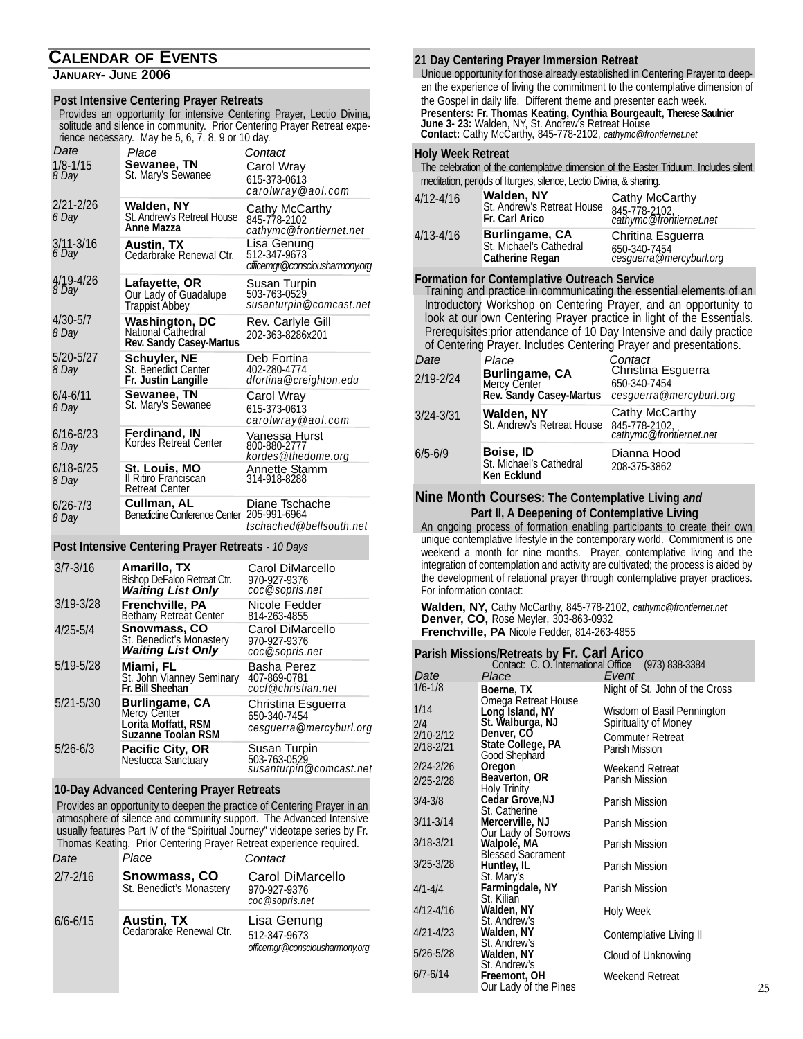# Calendar of Events

**January- June 2006**

## Post Intensive Centering Prayer Retreats

Provides an opportunity for intensive Centering Prayer, Lectio Divina, solitude and silence in community. Prior Centering Prayer Retreat experience necessary. May be 5, 6, 7, 8, 9 or 10 day.

| Date | Place | Contact |
|---|---|---|
| 1/8-1/15 *8 Day* | **Sewanee, TN** St. Mary's Sewanee | Carol Wray 615-373-0613 *carolwray@aol.com* |
| 2/21-2/26 *6 Day* | **Walden, NY** St. Andrew's Retreat House **Anne Mazza** | Cathy McCarthy 845-778-2102 *cathymc@frontiernet.net* |
| 3/11-3/16 *6 Day* | **Austin, TX** Cedarbrake Renewal Ctr. | Lisa Genung 512-347-9673 *officemgr@consciousharmony.org* |
| 4/19-4/26 *8 Day* | **Lafayette, OR** Our Lady of Guadalupe Trappist Abbey | Susan Turpin 503-763-0529 *susanturpin@comcast.net* |
| 4/30-5/7 *8 Day* | **Washington, DC** National Cathedral **Rev. Sandy Casey-Martus** | Rev. Carlyle Gill 202-363-8286x201 |
| 5/20-5/27 *8 Day* | **Schuyler, NE** St. Benedict Center **Fr. Justin Langille** | Deb Fortina 402-280-4774 *dfortina@creighton.edu* |
| 6/4-6/11 *8 Day* | **Sewanee, TN** St. Mary's Sewanee | Carol Wray 615-373-0613 *carolwray@aol.com* |
| 6/16-6/23 *8 Day* | **Ferdinand, IN** Kordes Retreat Center | Vanessa Hurst 800-880-2777 *kordes@thedome.org* |
| 6/18-6/25 *8 Day* | **St. Louis, MO** Il Ritiro Franciscan Retreat Center | Annette Stamm 314-918-8288 |
| 6/26-7/3 *8 Day* | **Cullman, AL** Benedictine Conference Center | Diane Tschache 205-991-6964 *tschached@bellsouth.net* |

## Post Intensive Centering Prayer Retreats - *10 Days*

| Date | Place | Contact |
|---|---|---|
| 3/7-3/16 | **Amarillo, TX** Bishop DeFalco Retreat Ctr. ***Waiting List Only*** | Carol DiMarcello 970-927-9376 *coc@sopris.net* |
| 3/19-3/28 | **Frenchville, PA** Bethany Retreat Center | Nicole Fedder 814-263-4855 |
| 4/25-5/4 | **Snowmass, CO** St. Benedict's Monastery ***Waiting List Only*** | Carol DiMarcello 970-927-9376 *coc@sopris.net* |
| 5/19-5/28 | **Miami, FL** St. John Vianney Seminary **Fr. Bill Sheehan** | Basha Perez 407-869-0781 *cocf@christian.net* |
| 5/21-5/30 | **Burlingame, CA** Mercy Center **Lorita Moffatt, RSM** **Suzanne Toolan RSM** | Christina Esguerra 650-340-7454 *cesguerra@mercyburl.org* |
| 5/26-6/3 | **Pacific City, OR** Nestucca Sanctuary | Susan Turpin 503-763-0529 *susanturpin@comcast.net* |

## 10-Day Advanced Centering Prayer Retreats

Provides an opportunity to deepen the practice of Centering Prayer in an atmosphere of silence and community support. The Advanced Intensive usually features Part IV of the "Spiritual Journey" videotape series by Fr. Thomas Keating. Prior Centering Prayer Retreat experience required.

| Date | Place | Contact |
|---|---|---|
| 2/7-2/16 | **Snowmass, CO** St. Benedict's Monastery | Carol DiMarcello 970-927-9376 *coc@sopris.net* |
| 6/6-6/15 | **Austin, TX** Cedarbrake Renewal Ctr. | Lisa Genung 512-347-9673 *officemgr@consciousharmony.org* |

## 21 Day Centering Prayer Immersion Retreat

Unique opportunity for those already established in Centering Prayer to deepen the experience of living the commitment to the contemplative dimension of the Gospel in daily life. Different theme and presenter each week.

**Presenters: Fr. Thomas Keating, Cynthia Bourgeault, Therese Saulnier**
**June 3- 23:** Walden, NY, St. Andrew's Retreat House
**Contact:** Cathy McCarthy, 845-778-2102, *cathymc@frontiernet.net*

## Holy Week Retreat

The celebration of the contemplative dimension of the Easter Triduum. Includes silent meditation, periods of liturgies, silence, Lectio Divina, & sharing.

| Date | Place | Contact |
|---|---|---|
| 4/12-4/16 | **Walden, NY** St. Andrew's Retreat House **Fr. Carl Arico** | Cathy McCarthy 845-778-2102, *cathymc@frontiernet.net* |
| 4/13-4/16 | **Burlingame, CA** St. Michael's Cathedral **Catherine Regan** | Chritina Esguerra 650-340-7454 *cesguerra@mercyburl.org* |

## Formation for Contemplative Outreach Service

Training and practice in communicating the essential elements of an Introductory Workshop on Centering Prayer, and an opportunity to look at our own Centering Prayer practice in light of the Essentials. Prerequisites:prior attendance of 10 Day Intensive and daily practice of Centering Prayer. Includes Centering Prayer and presentations.

| Date | Place | Contact |
|---|---|---|
| 2/19-2/24 | **Burlingame, CA** Mercy Center **Rev. Sandy Casey-Martus** | Christina Esguerra 650-340-7454 *cesguerra@mercyburl.org* |
| 3/24-3/31 | **Walden, NY** St. Andrew's Retreat House | Cathy McCarthy 845-778-2102, *cathymc@frontiernet.net* |
| 6/5-6/9 | **Boise, ID** St. Michael's Cathedral **Ken Ecklund** | Dianna Hood 208-375-3862 |

## Nine Month Courses: The Contemplative Living *and* Part II, A Deepening of Contemplative Living

An ongoing process of formation enabling participants to create their own unique contemplative lifestyle in the contemporary world. Commitment is one weekend a month for nine months. Prayer, contemplative living and the integration of contemplation and activity are cultivated; the process is aided by the development of relational prayer through contemplative prayer practices. For information contact:

**Walden, NY,** Cathy McCarthy, 845-778-2102, *cathymc@frontiernet.net*
**Denver, CO,** Rose Meyler, 303-863-0932
**Frenchville, PA** Nicole Fedder, 814-263-4855

## Parish Missions/Retreats by Fr. Carl Arico

Contact: C. O. International Office (973) 838-3384

| Date | Place | Event |
|---|---|---|
| 1/6-1/8 | **Boerne, TX** Omega Retreat House | Night of St. John of the Cross |
| 1/14 | **Long Island, NY** | Wisdom of Basil Pennington |
| 2/4 | **St. Walburga, NJ** | Spirituality of Money |
| 2/10-2/12 | **Denver, CO** | Commuter Retreat |
| 2/18-2/21 | **State College, PA** Good Shephard | Parish Mission |
| 2/24-2/26 | **Oregon** | Weekend Retreat |
| 2/25-2/28 | **Beaverton, OR** Holy Trinity | Parish Mission |
| 3/4-3/8 | **Cedar Grove,NJ** St. Catherine | Parish Mission |
| 3/11-3/14 | **Mercerville, NJ** Our Lady of Sorrows | Parish Mission |
| 3/18-3/21 | **Walpole, MA** Blessed Sacrament | Parish Mission |
| 3/25-3/28 | **Huntley, IL** St. Mary's | Parish Mission |
| 4/1-4/4 | **Farmingdale, NY** St. Kilian | Parish Mission |
| 4/12-4/16 | **Walden, NY** St. Andrew's | Holy Week |
| 4/21-4/23 | **Walden, NY** St. Andrew's | Contemplative Living II |
| 5/26-5/28 | **Walden, NY** St. Andrew's | Cloud of Unknowing |
| 6/7-6/14 | **Freemont, OH** Our Lady of the Pines | Weekend Retreat |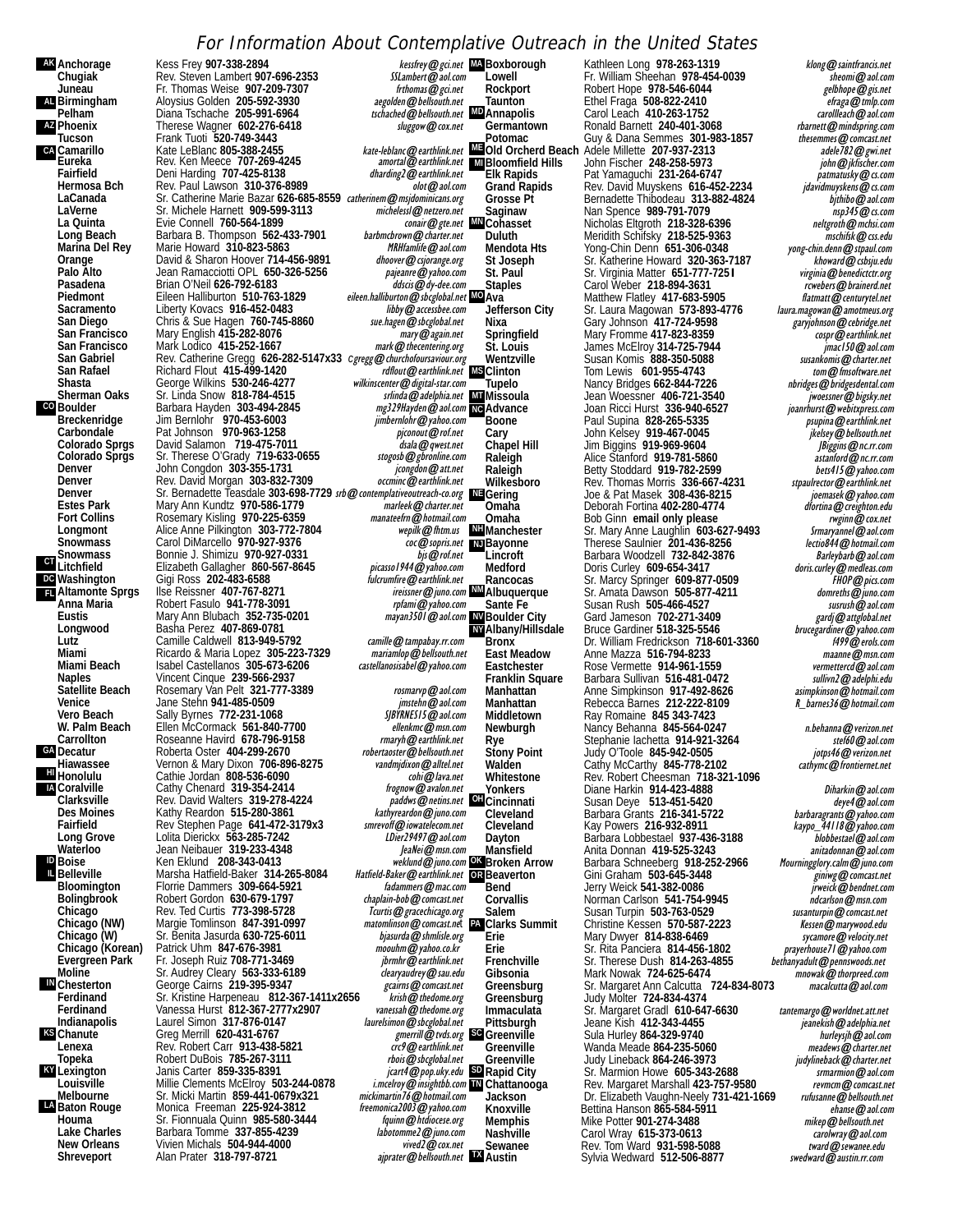# For Information About Contemplative Outreach in the United States

| State | City | Contact | Email |
|---|---|---|---|
| AK | **Anchorage** | Kess Frey **907-338-2894** | *kessfrey@gci.net* |
| | **Chugiak** | Rev. Steven Lambert **907-696-2353** | *SSLambert@aol.com* |
| | **Juneau** | Fr. Thomas Weise **907-209-7307** | *frthomas@gci.net* |
| AL | **Birmingham** | Aloysius Golden **205-592-3930** | *aegolden@bellsouth.net* |
| | **Pelham** | Diana Tschache **205-991-6964** | *tschached@bellsouth.net* |
| AZ | **Phoenix** | Therese Wagner **602-276-6418** | *sluggow@cox.net* |
| | **Tucson** | Frank Tuoti **520-749-3443** | |
| CA | **Camarillo** | Kate LeBlanc **805-388-2455** | *kate-leblanc@earthlink.net* |
| | **Eureka** | Rev. Ken Meece **707-269-4245** | *amortal@earthlink.net* |
| | **Fairfield** | Deni Harding **707-425-8138** | *dharding2@earthlink.net* |
| | **Hermosa Bch** | Rev. Paul Lawson **310-376-8989** | *olot@aol.com* |
| | **LaCanada** | Sr. Catherine Marie Bazar **626-685-8559** | *catherinem@msjdominicans.org* |
| | **LaVerne** | Sr. Michele Harnett **909-599-3113** | *michelessl@netzero.net* |
| | **La Quinta** | Evie Connell **760-564-1899** | *conair@gte.net* |
| | **Long Beach** | Barbara B. Thompson **562-433-7901** | *barbmcbrown@charter.net* |
| | **Marina Del Rey** | Marie Howard **310-823-5863** | *MRHfamlife@aol.com* |
| | **Orange** | David & Sharon Hoover **714-456-9891** | *dhoover@csjorange.org* |
| | **Palo Alto** | Jean Ramacciotti OPL **650-326-5256** | *pajeanre@yahoo.com* |
| | **Pasadena** | Brian O'Neil **626-792-6183** | *ddscis@dy-dee.com* |
| | **Piedmont** | Eileen Halliburton **510-763-1829** | *eileen.halliburton@sbcglobal.net* |
| | **Sacramento** | Liberty Kovacs **916-452-0483** | *libby@accessbee.com* |
| | **San Diego** | Chris & Sue Hagen **760-745-8860** | *sue.hagen@sbcglobal.net* |
| | **San Francisco** | Mary English **415-282-8076** | *mary@again.net* |
| | **San Francisco** | Mark Lodico **415-252-1667** | *mark@thecentering.org* |
| | **San Gabriel** | Rev. Catherine Gregg **626-282-5147x33** | *cgregg@churchofoursaviour.org* |
| | **San Rafael** | Richard Flout **415-499-1420** | *rdflout@earthlink.net* |
| | **Shasta** | George Wilkins **530-246-4277** | *wilkinscenter@digital-star.com* |
| | **Sherman Oaks** | Sr. Linda Snow **818-784-4515** | *srlinda@adelphia.net* |
| CO | **Boulder** | Barbara Hayden **303-494-2845** | *mg329Hayden@aol.com* |
| | **Breckenridge** | Jim Bernlohr **970-453-6003** | *jimbernlohr@yahoo.com* |
| | **Carbondale** | Pat Johnson **970-963-1258** | *pjconout@rof.net* |
| | **Colorado Sprgs** | David Salamon **719-475-7011** | *dsala@qwest.net* |
| | **Colorado Sprgs** | Sr. Therese O'Grady **719-633-0655** | *stogosb@gbronline.com* |
| | **Denver** | John Congdon **303-355-1731** | *jcongdon@att.net* |
| | **Denver** | Rev. David Morgan **303-832-7309** | *occminc@earthlink.net* |
| | **Denver** | Sr. Bernadette Teasdale **303-698-7729** | *srb@contemplativeoutreach-co.org* |
| | **Estes Park** | Mary Ann Kundtz **970-586-1779** | *marleek@charter.net* |
| | **Fort Collins** | Rosemary Kisling **970-225-6359** | *manateefrn@hotmail.com* |
| | **Longmont** | Alice Anne Pilkington **303-772-7804** | *wepilk@ftnm.us* |
| | **Snowmass** | Carol DiMarcello **970-927-9376** | *coc@sopris.net* |
| | **Snowmass** | Bonnie J. Shimizu **970-927-0331** | *bjs@rof.net* |
| CT | **Litchfield** | Elizabeth Gallagher **860-567-8645** | *picasso1954@yahoo.com* |
| DC | **Washington** | Gigi Ross **202-483-6588** | *fulcrumfire@earthlink.net* |
| FL | **Altamonte Sprgs** | Ilse Reissner **407-767-8271** | *ireissner@juno.com* |
| | **Anna Maria** | Robert Fasulo **941-778-3091** | *rpfami@yahoo.com* |
| | **Eustis** | Mary Ann Blubach **352-735-0201** | *mayan3501@aol.com* |
| | **Longwood** | Basha Perez **407-869-0781** | |
| | **Lutz** | Camille Caldwell **813-949-5792** | *camille@tampabay.rr.com* |
| | **Miami** | Ricardo & Maria Lopez **305-223-7329** | *mariamlop@bellsouth.net* |
| | **Miami Beach** | Isabel Castellanos **305-673-6206** | *castellanosisabel@yahoo.com* |
| | **Naples** | Vincent Cinque **239-566-2937** | |
| | **Satellite Beach** | Rosemary Van Pelt **321-777-3389** | *rosmarvp@aol.com* |
| | **Venice** | Jane Stehn **941-485-0509** | *jmstehn@aol.com* |
| | **Vero Beach** | Sally Byrnes **772-231-1068** | *SJBYRNES15@aol.com* |
| | **W. Palm Beach** | Ellen McCormack **561-840-7700** | *ellenkmc@msn.com* |
| | **Carrollton** | Roseanne Havird **678-796-9158** | *rmaryh@earthlink.net* |
| GA | **Decatur** | Roberta Oster **404-299-2670** | *robertaoster@bellsouth.net* |
| | **Hiawassee** | Vernon & Mary Dixon **706-896-8275** | *vandmjdixon@alltel.net* |
| HI | **Honolulu** | Cathie Jordan **808-536-6090** | *cohi@lava.net* |
| IA | **Coralville** | Cathy Chenard **319-354-2414** | *frognow@avalon.net* |
| | **Clarksville** | Rev. David Walters **319-278-4224** | *paddws@netins.net* |
| | **Des Moines** | Kathy Reardon **515-280-3861** | *kathyreardon@juno.com* |
| | **Fairfield** | Rev Stephen Page **641-472-3179x3** | *smrevoff@iowatelecom.net* |
| | **Long Grove** | Lolita Dierickx **563-285-7242** | *LDier29497@aol.com* |
| | **Waterloo** | Jean Neibauer **319-233-4348** | *JeaNei@msn.com* |
| ID | **Boise** | Ken Eklund **208-343-0413** | *weklund@juno.com* |
| IL | **Belleville** | Marsha Hatfield-Baker **314-265-8084** | *Hatfield-Baker@earthlink.net* |
| | **Bloomington** | Florrie Dammers **309-664-5921** | *fadammers@mac.com* |
| | **Bolingbrook** | Robert Gordon **630-679-1797** | *chaplain-bob@comcast.net* |
| | **Chicago** | Rev. Ted Curtis **773-398-5728** | *Tcurtis@gracechicago.org* |
| | **Chicago (NW)** | Margie Tomlinson **847-391-0997** | *matomlinson@comcast.net* |
| | **Chicago (W)** | Sr. Benita Jasurda **630-725-6011** | *bjasurda@shmlisle.org* |
| | **Chicago (Korean)** | Patrick Uhm **847-676-3981** | *moouhm@yahoo.co.kr* |
| | **Evergreen Park** | Fr. Joseph Ruiz **708-771-3469** | *jbrmhr@earthlink.net* |
| | **Moline** | Sr. Audrey Cleary **563-333-6189** | *clearyaudrey@sau.edu* |
| IN | **Chesterton** | George Cairns **219-395-9347** | *gcairns@comcast.net* |
| | **Ferdinand** | Sr. Kristine Harpeneau **812-367-1411x2656** | *krish@thedome.org* |
| | **Ferdinand** | Vanessa Hurst **812-367-2777x2907** | *vanessah@thedome.org* |
| | **Indianapolis** | Laurel Simon **317-876-0147** | *laurelsimon@sbcglobal.net* |
| KS | **Chanute** | Greg Merrill **620-431-6767** | *gmerrill@tvds.org* |
| | **Lenexa** | Rev. Robert Carr **913-438-5821** | *crc9@earthlink.net* |
| | **Topeka** | Robert DuBois **785-267-3111** | *rbois@sbcglobal.net* |
| KY | **Lexington** | Janis Carter **859-335-8391** | *jcart4@pop.uky.edu* |
| | **Louisville** | Millie Clements McElroy **503-244-0878** | *i.mcelroy@insightbb.com* |
| | **Melbourne** | Sr. Micki Martin **859-441-0679x321** | *mickimartin76@hotmail.com* |
| LA | **Baton Rouge** | Monica Freeman **225-924-3812** | *freemonica2003@yahoo.com* |
| | **Houma** | Sr. Fionnuala Quinn **985-580-3444** | *fquinn@htdiocese.org* |
| | **Lake Charles** | Barbara Tomme **337-855-4239** | *labotomme2@juno.com* |
| | **New Orleans** | Vivien Michals **504-944-4000** | *vived2@cox.net* |
| | **Shreveport** | Alan Prater **318-797-8721** | *ajprater@bellsouth.net* |
| MA | **Boxborough** | Kathleen Long **978-263-1319** | *klong@saintfrancis.net* |
| | **Lowell** | Fr. William Sheehan **978-454-0039** | *sheomi@aol.com* |
| | **Rockport** | Robert Hope **978-546-6044** | *gelbhope@gis.net* |
| | **Taunton** | Ethel Fraga **508-822-2410** | *efraga@tmlp.com* |
| MD | **Annapolis** | Carol Leach **410-263-1752** | *carollleach@aol.com* |
| | **Germantown** | Ronald Barnett **240-401-3068** | *rbarnett@mindspring.com* |
| | **Potomac** | Guy & Dana Semmes **301-983-1857** | *thesemmes@comcast.net* |
| ME | **Old Orcherd Beach** | Adele Millette **207-937-2313** | *adele782@gwi.net* |
| MI | **Bloomfield Hills** | John Fischer **248-258-5973** | *john@jkfischer.com* |
| | **Elk Rapids** | Pat Yamaguchi **231-264-6747** | *patmatusky@cs.com* |
| | **Grand Rapids** | Rev. David Muyskens **616-452-2234** | *jdavidmuyskens@cs.com* |
| | **Grosse Pt** | Bernadette Thibodeau **313-882-4824** | *bjthibo@aol.com* |
| | **Saginaw** | Nan Spence **989-791-7079** | *nsp345@cs.com* |
| MN | **Cohasset** | Nicholas Eltgroth **218-328-6396** | *neltgroth@mchsi.com* |
| | **Duluth** | Meridith Schifsky **218-525-9363** | *mschifsk@css.edu* |
| | **Mendota Hts** | Yong-Chin Denn **651-306-0348** | *yong-chin.denn@stpaul.com* |
| | **St Joseph** | Sr. Katherine Howard **320-363-7187** | *khoward@csbsju.edu* |
| | **St. Paul** | Sr. Virginia Matter **651-777-7251** | *virginia@benedictctr.org* |
| | **Staples** | Carol Weber **218-894-3631** | *rcwebers@brainerd.net* |
| MO | **Ava** | Matthew Flatley **417-683-5905** | *flatmatt@centurytel.net* |
| | **Jefferson City** | Sr. Laura Magowan **573-893-4776** | *laura.magowan@amotmeus.org* |
| | **Nixa** | Gary Johnson **417-724-9598** | *garyjohnson@cebridge.net* |
| | **Springfield** | Mary Fromme **417-823-8359** | *cospr@earthlink.net* |
| | **St. Louis** | James McElroy **314-725-7944** | *jmac150@aol.com* |
| | **Wentzville** | Susan Komis **888-350-5088** | *susankomis@charter.net* |
| MS | **Clinton** | Tom Lewis **601-955-4743** | *tom@fmsoftware.net* |
| | **Tupelo** | Nancy Bridges **662-844-7226** | *nbridges@bridgesdental.com* |
| MT | **Missoula** | Jean Woessner **406-721-3540** | *jwoessner@bigsky.net* |
| NC | **Advance** | Joan Ricci Hurst **336-940-6527** | *joanrhurst@webitxpress.com* |
| | **Boone** | Paul Supina **828-265-5335** | *psupina@earthlink.net* |
| | **Cary** | John Kelsey **919-467-0045** | *jkelsey@bellsouth.net* |
| | **Chapel Hill** | Jim Biggins **919-969-9604** | *JBiggins@nc.rr.com* |
| | **Raleigh** | Alice Stanford **919-781-5860** | *astanford@nc.rr.com* |
| | **Raleigh** | Betty Stoddard **919-782-2599** | *bets415@yahoo.com* |
| | **Wilkesboro** | Rev. Thomas Morris **336-667-4231** | *stpaulrector@earthlink.net* |
| NE | **Gering** | Joe & Pat Masek **308-436-8215** | *joemasek@yahoo.com* |
| | **Omaha** | Deborah Fortina **402-280-4774** | *dfortina@creighton.edu* |
| | **Omaha** | Bob Ginn **email only please** | *rwginn@cox.net* |
| NH | **Manchester** | Sr. Mary Anne Laughlin **603-627-9493** | *Srmaryannel@aol.com* |
| NJ | **Bayonne** | Therese Saulnier **201-436-8256** | *lectio844@hotmail.com* |
| | **Lincroft** | Barbara Woodzell **732-842-3876** | *Barleybarb@aol.com* |
| | **Medford** | Doris Curley **609-654-3417** | *doris.curley@medleas.com* |
| | **Rancocas** | Sr. Marcy Springer **609-877-0509** | *FHOP@pics.com* |
| NM | **Albuquerque** | Sr. Amata Dawson **505-877-4211** | *domreths@juno.com* |
| | **Sante Fe** | Susan Rush **505-466-4527** | *susrush@aol.com* |
| NV | **Boulder City** | Gard Jameson **702-271-3409** | *gardj@attglobal.net* |
| NY | **Albany/Hillsdale** | Bruce Gardiner **518-325-5546** | *brucegardiner@yahoo.com* |
| | **Bronx** | Dr. William Fredrickson **718-601-3360** | *f499@erols.com* |
| | **East Meadow** | Anne Mazza **516-794-8233** | *maanne@msn.com* |
| | **Eastchester** | Rose Vermette **914-961-1559** | *vermettercd@aol.com* |
| | **Franklin Square** | Barbara Sullivan **516-481-0472** | *sullivn2@adelphi.edu* |
| | **Manhattan** | Anne Simpkinson **917-492-8626** | *asimpkinson@hotmail.com* |
| | **Manhattan** | Rebecca Barnes **212-222-8109** | *R_barnes36@hotmail.com* |
| | **Middletown** | Ray Romaine **845 343-7423** | |
| | **Newburgh** | Nancy Behanna **845-564-0247** | *n.behanna@verizon.net* |
| | **Rye** | Stephanie Iachetta **914-921-3264** | *stef60@aol.com* |
| | **Stony Point** | Judy O'Toole **845-942-0505** | *jotps46@verizon.net* |
| | **Walden** | Cathy McCarthy **845-778-2102** | *cathymc@frontiernet.net* |
| | **Whitestone** | Rev. Robert Cheesman **718-321-1096** | |
| | **Yonkers** | Diane Harkin **914-423-4888** | *Diharkin@aol.com* |
| OH | **Cincinnati** | Susan Deye **513-451-5420** | *deye4@aol.com* |
| | **Cleveland** | Barbara Grants **216-341-5722** | *barbaragrants@yahoo.com* |
| | **Cleveland** | Kay Powers **216-932-8911** | *kaypo_44118@yahoo.com* |
| | **Dayton** | Barbara Lobbestael **937-436-3188** | *blobbestael@aol.com* |
| | **Mansfield** | Anita Donnan **419-525-3243** | *anitadonnan@aol.com* |
| OK | **Broken Arrow** | Barbara Schneeberg **918-252-2966** | *Mourningglory.calm@juno.com* |
| OR | **Beaverton** | Gini Graham **503-645-3448** | *giniwg@comcast.net* |
| | **Bend** | Jerry Weick **541-382-0086** | *jrweick@bendnet.com* |
| | **Corvallis** | Norman Carlson **541-754-9945** | *ndcarlson@msn.com* |
| | **Salem** | Susan Turpin **503-763-0529** | *susanturpin@comcast.net* |
| PA | **Clarks Summit** | Christine Kessen **570-587-2223** | *Kessen@marywood.edu* |
| | **Erie** | Mary Dwyer **814-838-6469** | *sycamore@velocity.net* |
| | **Erie** | Sr. Rita Panciera **814-456-1802** | *prayerhouse71@yahoo.com* |
| | **Frenchville** | Sr. Therese Dush **814-263-4855** | *bethanyadult@pennswoods.net* |
| | **Gibsonia** | Mark Nowak **724-625-6474** | *mnowak@thorpreed.com* |
| | **Greensburg** | Sr. Margaret Ann Calcutta **724-834-8073** | *macalcutta@aol.com* |
| | **Greensburg** | Judy Molter **724-834-4374** | |
| | **Immaculata** | Sr. Margaret Gradl **610-647-6630** | *tantemargo@worldnet.att.net* |
| | **Pittsburgh** | Jeane Kish **412-343-4455** | *jeanekish@adelphia.net* |
| SC | **Greenville** | Sula Hurley **864-329-9740** | *hurleysjh@aol.com* |
| | **Greenville** | Wanda Meade **864-235-5060** | *meadews@charter.net* |
| | **Greenville** | Judy Lineback **864-246-3973** | *judylineback@charter.net* |
| SD | **Rapid City** | Sr. Marmion Howe **605-343-2688** | *srmarmion@aol.com* |
| TN | **Chattanooga** | Rev. Margaret Marshall **423-757-9580** | *revmcm@comcast.net* |
| | **Jackson** | Dr. Elizabeth Vaughn-Neely **731-421-1669** | *rufusanne@bellsouth.net* |
| | **Knoxville** | Bettina Hanson **865-584-5911** | *ehanse@aol.com* |
| | **Memphis** | Mike Potter **901-274-3488** | *mikep@bellsouth.net* |
| | **Nashville** | Carol Wray **615-373-0613** | *carolwray@aol.com* |
| | **Sewanee** | Rev. Tom Ward **931-598-5088** | *tward@sewanee.edu* |
| TX | **Austin** | Sylvia Wedward **512-506-8877** | *swedward@austin.rr.com* |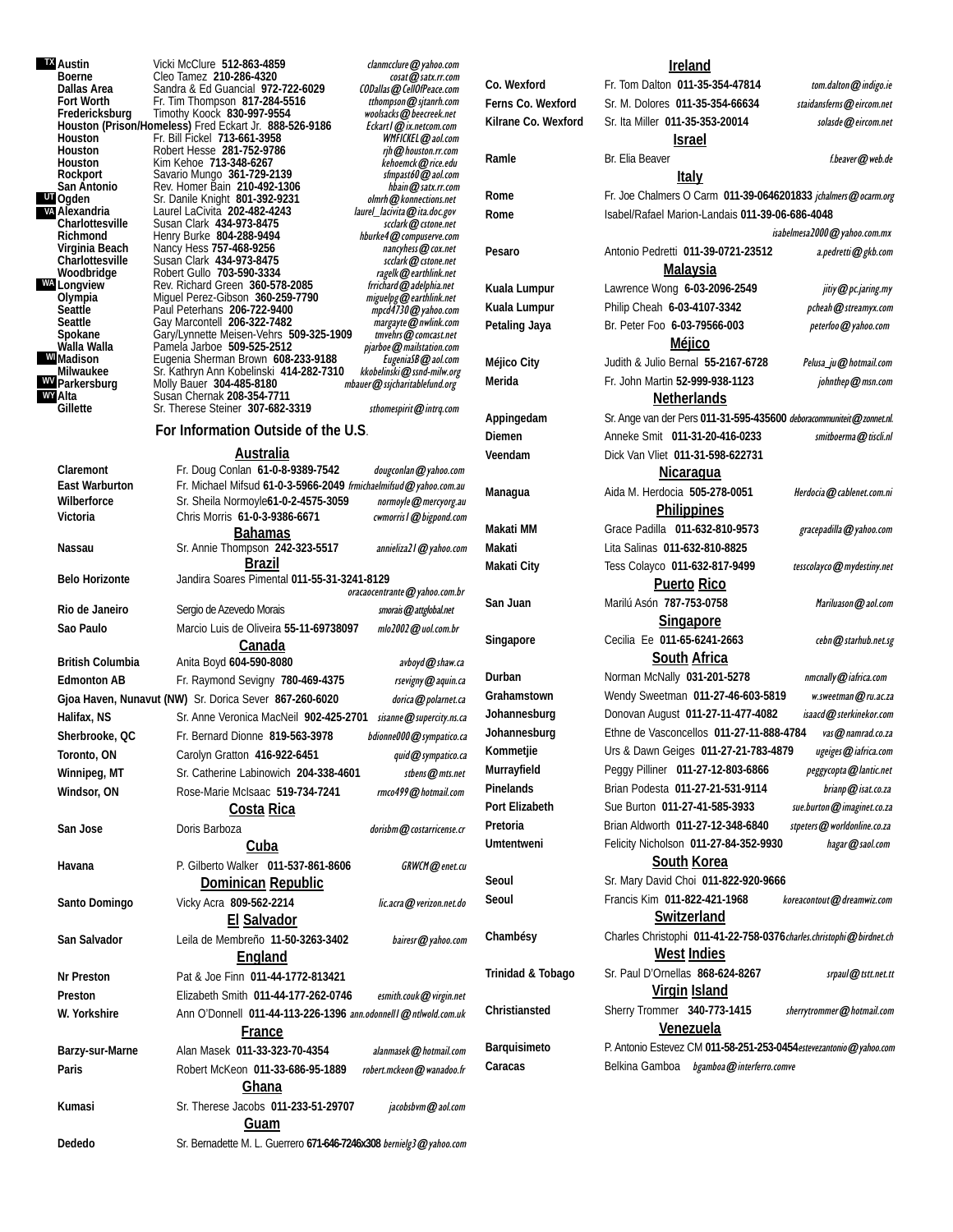| State | City | Contact | Email |
|---|---|---|---|
| TX | Austin | Vicki McClure 512-863-4859 | clanmcclure@yahoo.com |
| | Boerne | Cleo Tamez 210-286-4320 | cosat@satx.rr.com |
| | Dallas Area | Sandra & Ed Guancial 972-722-6029 | CODallas@CellOfPeace.com |
| | Fort Worth | Fr. Tim Thompson 817-284-5516 | tthompson@sjtanrh.com |
| | Fredericksburg | Timothy Koock 830-997-9554 | woolsacks@beecreek.net |
| | Houston (Prison/Homeless) | Fred Eckart Jr. 888-526-9186 | Eckart1@ix.netcom.com |
| | Houston | Fr. Bill Fickel 713-661-3958 | WMFICKEL@aol.com |
| | Houston | Robert Hesse 281-752-9786 | rjh@houston.rr.com |
| | Houston | Kim Kehoe 713-348-6267 | kehoemck@rice.edu |
| | Rockport | Savario Mungo 361-729-2139 | sfmpast60@aol.com |
| | San Antonio | Rev. Homer Bain 210-492-1306 | hbain@satx.rr.com |
| UT | Ogden | Sr. Danile Knight 801-392-9231 | olmrh@konnections.net |
| VA | Alexandria | Laurel LaCivita 202-482-4243 | laurel_lacivita@ita.doc.gov |
| | Charlottesville | Susan Clark 434-973-8475 | scclark@cstone.net |
| | Richmond | Henry Burke 804-288-9494 | hburke4@compuserve.com |
| | Virginia Beach | Nancy Hess 757-468-9256 | nancyhess@cox.net |
| | Charlottesville | Susan Clark 434-973-8475 | scclark@cstone.net |
| | Woodbridge | Robert Gullo 703-590-3334 | ragelk@earthlink.net |
| WA | Longview | Rev. Richard Green 360-578-2085 | frrichard@adelphia.net |
| | Olympia | Miguel Perez-Gibson 360-259-7790 | miguelpg@earthlink.net |
| | Seattle | Paul Peterhans 206-722-9400 | mpcd4730@yahoo.com |
| | Seattle | Gay Marcontell 206-322-7482 | margayte@nwlink.com |
| | Spokane | Gary/Lynnette Meisen-Vehrs 509-325-1909 | tmvehrs@comcast.net |
| | Walla Walla | Pamela Jarboe 509-525-2512 | pjarboe@mailstation.com |
| WI | Madison | Eugenia Sherman Brown 608-233-9188 | EugeniaSB@aol.com |
| | Milwaukee | Sr. Kathryn Ann Kobelinski 414-282-7310 | kkobelinski@ssnd-milw.org |
| WV | Parkersburg | Molly Bauer 304-485-8180 | mbauer@ssjcharitablefund.org |
| WY | Alta | Susan Chernak 208-354-7711 | |
| | Gillette | Sr. Therese Steiner 307-682-3319 | sthomespirit@intrq.com |

## For Information Outside of the U.S.

### Australia

| City | Contact | Email |
|---|---|---|
| Claremont | Fr. Doug Conlan 61-0-8-9389-7542 | dougconlan@yahoo.com |
| East Warburton | Fr. Michael Mifsud 61-0-3-5966-2049 | frmichaelmifsud@yahoo.com.au |
| Wilberforce | Sr. Sheila Normoyle 61-0-2-4575-3059 | normoyle@mercyorg.au |
| Victoria | Chris Morris 61-0-3-9386-6671 | cwmorris1@bigpond.com |

### Bahamas

| City | Contact | Email |
|---|---|---|
| Nassau | Sr. Annie Thompson 242-323-5517 | annieliza21@yahoo.com |

### Brazil

| City | Contact | Email |
|---|---|---|
| Belo Horizonte | Jandira Soares Pimental 011-55-31-3241-8129 | oracaocentrante@yahoo.com.br |
| Rio de Janeiro | Sergio de Azevedo Morais | smorais@attglobal.net |
| Sao Paulo | Marcio Luis de Oliveira 55-11-69738097 | mlo2002@uol.com.br |

### Canada

| City | Contact | Email |
|---|---|---|
| British Columbia | Anita Boyd 604-590-8080 | avboyd@shaw.ca |
| Edmonton AB | Fr. Raymond Sevigny 780-469-4375 | rsevigny@aquin.ca |
| Gjoa Haven, Nunavut (NW) | Sr. Dorica Sever 867-260-6020 | dorica@polarnet.ca |
| Halifax, NS | Sr. Anne Veronica MacNeil 902-425-2701 | sisanne@supercity.ns.ca |
| Sherbrooke, QC | Fr. Bernard Dionne 819-563-3978 | bdionne000@sympatico.ca |
| Toronto, ON | Carolyn Gratton 416-922-6451 | quid@sympatico.ca |
| Winnipeg, MT | Sr. Catherine Labinowich 204-338-4601 | stbens@mts.net |
| Windsor, ON | Rose-Marie McIsaac 519-734-7241 | rmco499@hotmail.com |

### Costa Rica

| City | Contact | Email |
|---|---|---|
| San Jose | Doris Barboza | dorisbm@costarricense.cr |

### Cuba

| City | Contact | Email |
|---|---|---|
| Havana | P. Gilberto Walker 011-537-861-8606 | GRWCM@enet.cu |

### Dominican Republic

| City | Contact | Email |
|---|---|---|
| Santo Domingo | Vicky Acra 809-562-2214 | lic.acra@verizon.net.do |

### El Salvador

| City | Contact | Email |
|---|---|---|
| San Salvador | Leila de Membreño 11-50-3263-3402 | bairesr@yahoo.com |

### England

| City | Contact | Email |
|---|---|---|
| Nr Preston | Pat & Joe Finn 011-44-1772-813421 | |
| Preston | Elizabeth Smith 011-44-177-262-0746 | esmith.couk@virgin.net |
| W. Yorkshire | Ann O'Donnell 011-44-113-226-1396 | ann.odonnell1@ntlwold.co.uk |

### France

| City | Contact | Email |
|---|---|---|
| Barzy-sur-Marne | Alan Masek 011-33-323-70-4354 | alanmasek@hotmail.com |
| Paris | Robert McKeon 011-33-686-95-1889 | robert.mckeon@wanadoo.fr |

### Ghana

| City | Contact | Email |
|---|---|---|
| Kumasi | Sr. Therese Jacobs 011-233-51-29707 | jacobsbvm@aol.com |

### Guam

| City | Contact | Email |
|---|---|---|
| Dededo | Sr. Bernadette M. L. Guerrero 671-646-7246x308 | bernielg3@yahoo.com |

### Ireland

| City | Contact | Email |
|---|---|---|
| Co. Wexford | Fr. Tom Dalton 011-35-354-47814 | tom.dalton@indigo.ie |
| Ferns Co. Wexford | Sr. M. Dolores 011-35-354-66634 | staidansferns@eircom.net |
| Kilrane Co. Wexford | Sr. Ita Miller 011-35-353-20014 | solasde@eircom.net |

### Israel

| City | Contact | Email |
|---|---|---|
| Ramle | Br. Elia Beaver | f.beaver@web.de |

### Italy

| City | Contact | Email |
|---|---|---|
| Rome | Fr. Joe Chalmers O Carm 011-39-0646201833 | jchalmers@ocarm.org |
| Rome | Isabel/Rafael Marion-Landais 011-39-06-686-4048 | isabelmesa2000@yahoo.com.mx |
| Pesaro | Antonio Pedretti 011-39-0721-23512 | a.pedretti@gkb.com |

### Malaysia

| City | Contact | Email |
|---|---|---|
| Kuala Lumpur | Lawrence Wong 6-03-2096-2549 | jitiy@pc.jaring.my |
| Kuala Lumpur | Philip Cheah 6-03-4107-3342 | pcheah@streamyx.com |
| Petaling Jaya | Br. Peter Foo 6-03-79566-003 | peterfoo@yahoo.com |

### Méjico

| City | Contact | Email |
|---|---|---|
| Méjico City | Judith & Julio Bernal 55-2167-6728 | Pelusa_ju@hotmail.com |
| Merida | Fr. John Martin 52-999-938-1123 | johnthep@msn.com |

### Netherlands

| City | Contact | Email |
|---|---|---|
| Appingedam | Sr. Ange van der Pers 011-31-595-435600 | deboracommuniteit@zonnet.nl. |
| Diemen | Anneke Smit 011-31-20-416-0233 | smitboerma@tiscli.nl |
| Veendam | Dick Van Vliet 011-31-598-622731 | |

### Nicaragua

| City | Contact | Email |
|---|---|---|
| Managua | Aida M. Herdocia 505-278-0051 | Herdocia@cablenet.com.ni |

### Philippines

| City | Contact | Email |
|---|---|---|
| Makati MM | Grace Padilla 011-632-810-9573 | gracepadilla@yahoo.com |
| Makati | Lita Salinas 011-632-810-8825 | |
| Makati City | Tess Colayco 011-632-817-9499 | tesscolayco@mydestiny.net |

### Puerto Rico

| City | Contact | Email |
|---|---|---|
| San Juan | Marilú Asón 787-753-0758 | Mariluason@aol.com |

### Singapore

| City | Contact | Email |
|---|---|---|
| Singapore | Cecilia Ee 011-65-6241-2663 | cebn@starhub.net.sg |

### South Africa

| City | Contact | Email |
|---|---|---|
| Durban | Norman McNally 031-201-5278 | nmcnally@iafrica.com |
| Grahamstown | Wendy Sweetman 011-27-46-603-5819 | w.sweetman@ru.ac.za |
| Johannesburg | Donovan August 011-27-11-477-4082 | isaacd@sterkinekor.com |
| Johannesburg | Ethne de Vasconcellos 011-27-11-888-4784 | vas@namrad.co.za |
| Kommetjie | Urs & Dawn Geiges 011-27-21-783-4879 | ugeiges@iafrica.com |
| Murrayfield | Peggy Pilliner 011-27-12-803-6866 | peggycopta@lantic.net |
| Pinelands | Brian Podesta 011-27-21-531-9114 | brianp@isat.co.za |
| Port Elizabeth | Sue Burton 011-27-41-585-3933 | sue.burton@imaginet.co.za |
| Pretoria | Brian Aldworth 011-27-12-348-6840 | stpeters@worldonline.co.za |
| Umtentweni | Felicity Nicholson 011-27-84-352-9930 | hagar@saol.com |

### South Korea

| City | Contact | Email |
|---|---|---|
| Seoul | Sr. Mary David Choi 011-822-920-9666 | |
| Seoul | Francis Kim 011-822-421-1968 | koreacontout@dreamwiz.com |

### Switzerland

| City | Contact | Email |
|---|---|---|
| Chambésy | Charles Christophi 011-41-22-758-0376 | charles.christophi@birdnet.ch |

### West Indies

| City | Contact | Email |
|---|---|---|
| Trinidad & Tobago | Sr. Paul D'Ornellas 868-624-8267 | srpaul@tstt.net.tt |

### Virgin Island

| City | Contact | Email |
|---|---|---|
| Christiansted | Sherry Trommer 340-773-1415 | sherrytrommer@hotmail.com |

### Venezuela

| City | Contact | Email |
|---|---|---|
| Barquisimeto | P. Antonio Estevez CM 011-58-251-253-0454 | estevezantonio@yahoo.com |
| Caracas | Belkina Gamboa | bgamboa@interferro.comve |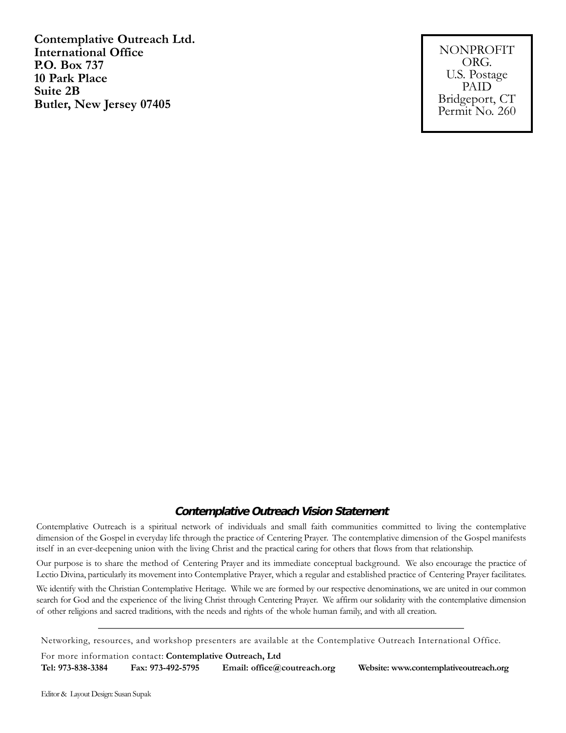**Contemplative Outreach Ltd.**
**International Office**
**P.O. Box 737**
**10 Park Place**
**Suite 2B**
**Butler, New Jersey 07405**

NONPROFIT
ORG.
U.S. Postage
PAID
Bridgeport, CT
Permit No. 260

## *Contemplative Outreach Vision Statement*

Contemplative Outreach is a spiritual network of individuals and small faith communities committed to living the contemplative dimension of the Gospel in everyday life through the practice of Centering Prayer. The contemplative dimension of the Gospel manifests itself in an ever-deepening union with the living Christ and the practical caring for others that flows from that relationship.

Our purpose is to share the method of Centering Prayer and its immediate conceptual background. We also encourage the practice of Lectio Divina, particularly its movement into Contemplative Prayer, which a regular and established practice of Centering Prayer facilitates.

We identify with the Christian Contemplative Heritage. While we are formed by our respective denominations, we are united in our common search for God and the experience of the living Christ through Centering Prayer. We affirm our solidarity with the contemplative dimension of other religions and sacred traditions, with the needs and rights of the whole human family, and with all creation.

---

Networking, resources, and workshop presenters are available at the Contemplative Outreach International Office.

For more information contact: **Contemplative Outreach, Ltd**
**Tel: 973-838-3384** **Fax: 973-492-5795** **Email: office@coutreach.org** **Website: www.contemplativeoutreach.org**

Editor & Layout Design: Susan Supak